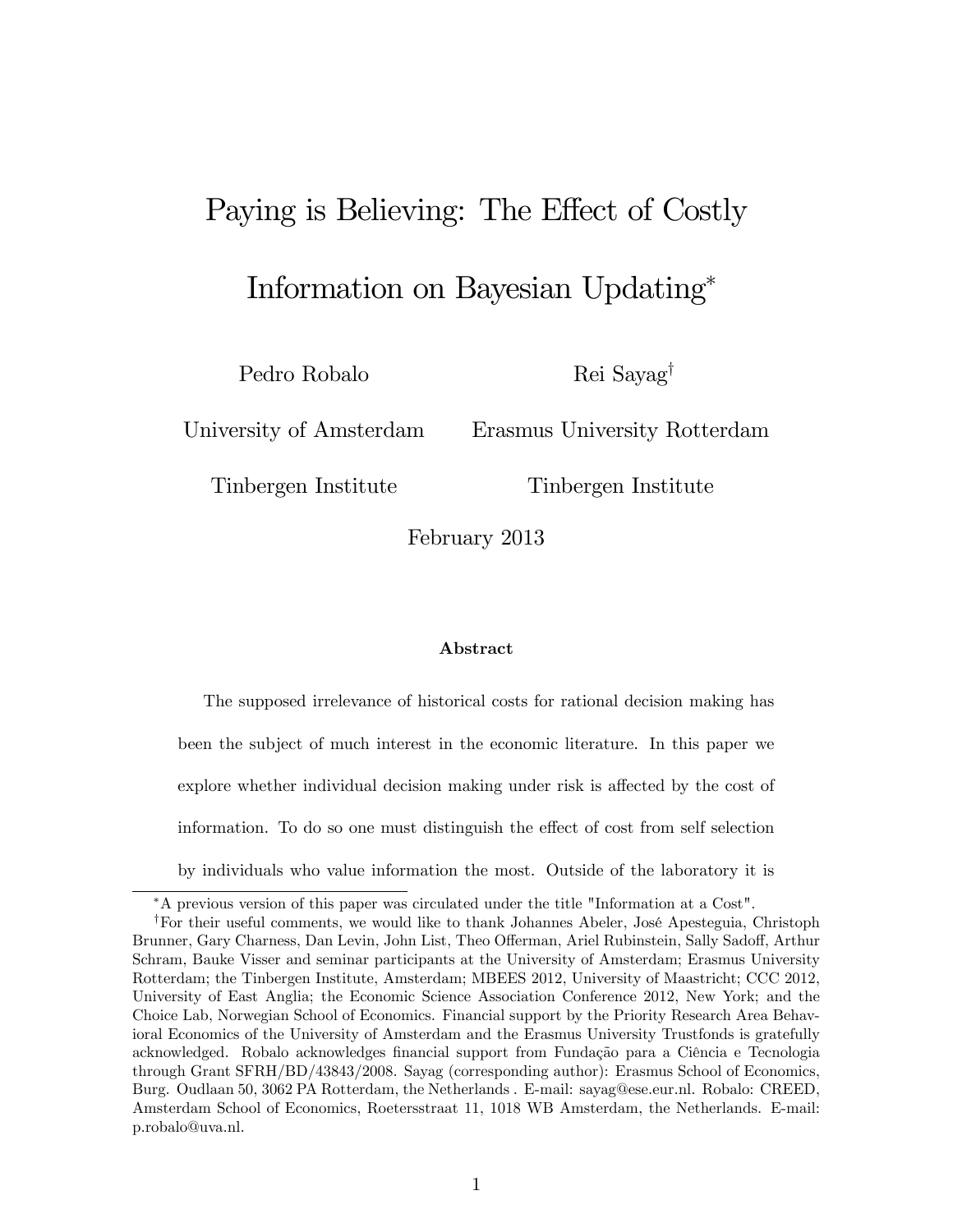# Paying is Believing: The Effect of Costly Information on Bayesian Updating[*]

Pedro Robalo
University of Amsterdam
Tinbergen Institute

Rei Sayag[†]
Erasmus University Rotterdam
Tinbergen Institute

February 2013

### Abstract

The supposed irrelevance of historical costs for rational decision making has been the subject of much interest in the economic literature. In this paper we explore whether individual decision making under risk is affected by the cost of information. To do so one must distinguish the effect of cost from self selection by individuals who value information the most. Outside of the laboratory it is

---

[*] A previous version of this paper was circulated under the title "Information at a Cost".

[†] For their useful comments, we would like to thank Johannes Abeler, José Apesteguia, Christoph Brunner, Gary Charness, Dan Levin, John List, Theo Offerman, Ariel Rubinstein, Sally Sadoff, Arthur Schram, Bauke Visser and seminar participants at the University of Amsterdam; Erasmus University Rotterdam; the Tinbergen Institute, Amsterdam; MBEES 2012, University of Maastricht; CCC 2012, University of East Anglia; the Economic Science Association Conference 2012, New York; and the Choice Lab, Norwegian School of Economics. Financial support by the Priority Research Area Behavioral Economics of the University of Amsterdam and the Erasmus University Trustfonds is gratefully acknowledged. Robalo acknowledges financial support from Fundação para a Ciência e Tecnologia through Grant SFRH/BD/43843/2008. Sayag (corresponding author): Erasmus School of Economics, Burg. Oudlaan 50, 3062 PA Rotterdam, the Netherlands . E-mail: sayag@ese.eur.nl. Robalo: CREED, Amsterdam School of Economics, Roetersstraat 11, 1018 WB Amsterdam, the Netherlands. E-mail: p.robalo@uva.nl.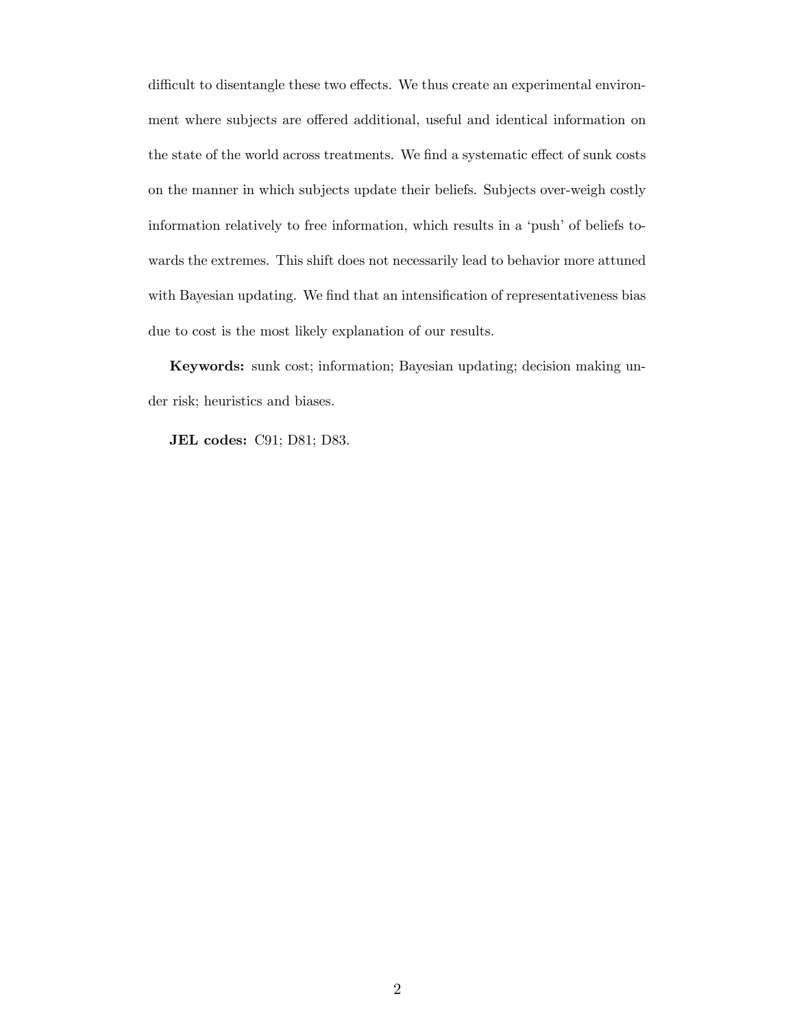difficult to disentangle these two effects. We thus create an experimental environment where subjects are offered additional, useful and identical information on the state of the world across treatments. We find a systematic effect of sunk costs on the manner in which subjects update their beliefs. Subjects over-weigh costly information relatively to free information, which results in a 'push' of beliefs towards the extremes. This shift does not necessarily lead to behavior more attuned with Bayesian updating. We find that an intensification of representativeness bias due to cost is the most likely explanation of our results.

**Keywords:** sunk cost; information; Bayesian updating; decision making under risk; heuristics and biases.

**JEL codes:** C91; D81; D83.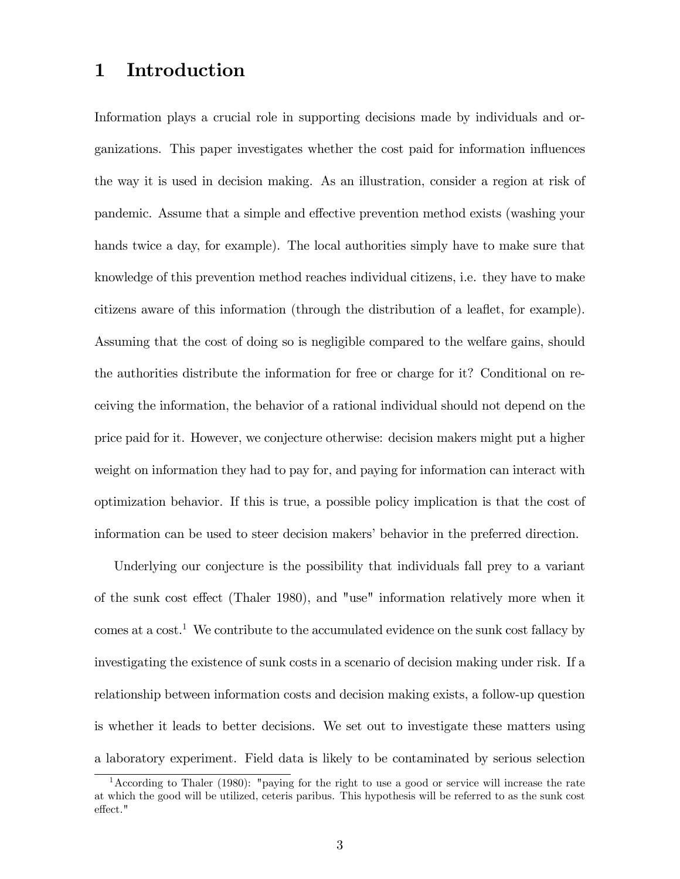# 1 Introduction

Information plays a crucial role in supporting decisions made by individuals and organizations. This paper investigates whether the cost paid for information influences the way it is used in decision making. As an illustration, consider a region at risk of pandemic. Assume that a simple and effective prevention method exists (washing your hands twice a day, for example). The local authorities simply have to make sure that knowledge of this prevention method reaches individual citizens, i.e. they have to make citizens aware of this information (through the distribution of a leaflet, for example). Assuming that the cost of doing so is negligible compared to the welfare gains, should the authorities distribute the information for free or charge for it? Conditional on receiving the information, the behavior of a rational individual should not depend on the price paid for it. However, we conjecture otherwise: decision makers might put a higher weight on information they had to pay for, and paying for information can interact with optimization behavior. If this is true, a possible policy implication is that the cost of information can be used to steer decision makers' behavior in the preferred direction.

Underlying our conjecture is the possibility that individuals fall prey to a variant of the sunk cost effect (Thaler 1980), and "use" information relatively more when it comes at a cost.[1] We contribute to the accumulated evidence on the sunk cost fallacy by investigating the existence of sunk costs in a scenario of decision making under risk. If a relationship between information costs and decision making exists, a follow-up question is whether it leads to better decisions. We set out to investigate these matters using a laboratory experiment. Field data is likely to be contaminated by serious selection

[1] According to Thaler (1980): "paying for the right to use a good or service will increase the rate at which the good will be utilized, ceteris paribus. This hypothesis will be referred to as the sunk cost effect."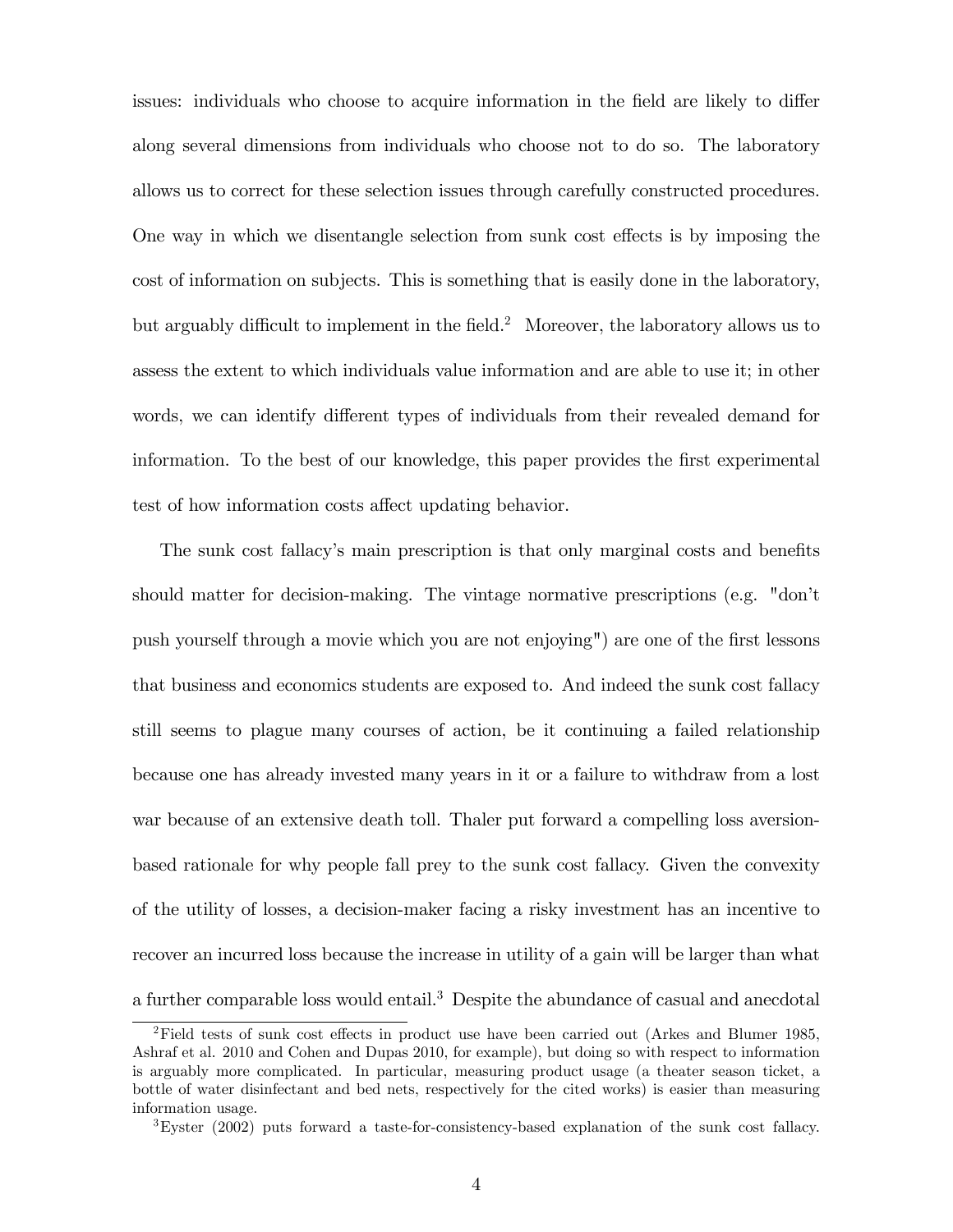issues: individuals who choose to acquire information in the field are likely to differ along several dimensions from individuals who choose not to do so. The laboratory allows us to correct for these selection issues through carefully constructed procedures. One way in which we disentangle selection from sunk cost effects is by imposing the cost of information on subjects. This is something that is easily done in the laboratory, but arguably difficult to implement in the field.[2] Moreover, the laboratory allows us to assess the extent to which individuals value information and are able to use it; in other words, we can identify different types of individuals from their revealed demand for information. To the best of our knowledge, this paper provides the first experimental test of how information costs affect updating behavior.

The sunk cost fallacy's main prescription is that only marginal costs and benefits should matter for decision-making. The vintage normative prescriptions (e.g. "don't push yourself through a movie which you are not enjoying") are one of the first lessons that business and economics students are exposed to. And indeed the sunk cost fallacy still seems to plague many courses of action, be it continuing a failed relationship because one has already invested many years in it or a failure to withdraw from a lost war because of an extensive death toll. Thaler put forward a compelling loss aversion-based rationale for why people fall prey to the sunk cost fallacy. Given the convexity of the utility of losses, a decision-maker facing a risky investment has an incentive to recover an incurred loss because the increase in utility of a gain will be larger than what a further comparable loss would entail.[3] Despite the abundance of casual and anecdotal

[2]Field tests of sunk cost effects in product use have been carried out (Arkes and Blumer 1985, Ashraf et al. 2010 and Cohen and Dupas 2010, for example), but doing so with respect to information is arguably more complicated. In particular, measuring product usage (a theater season ticket, a bottle of water disinfectant and bed nets, respectively for the cited works) is easier than measuring information usage.

[3]Eyster (2002) puts forward a taste-for-consistency-based explanation of the sunk cost fallacy.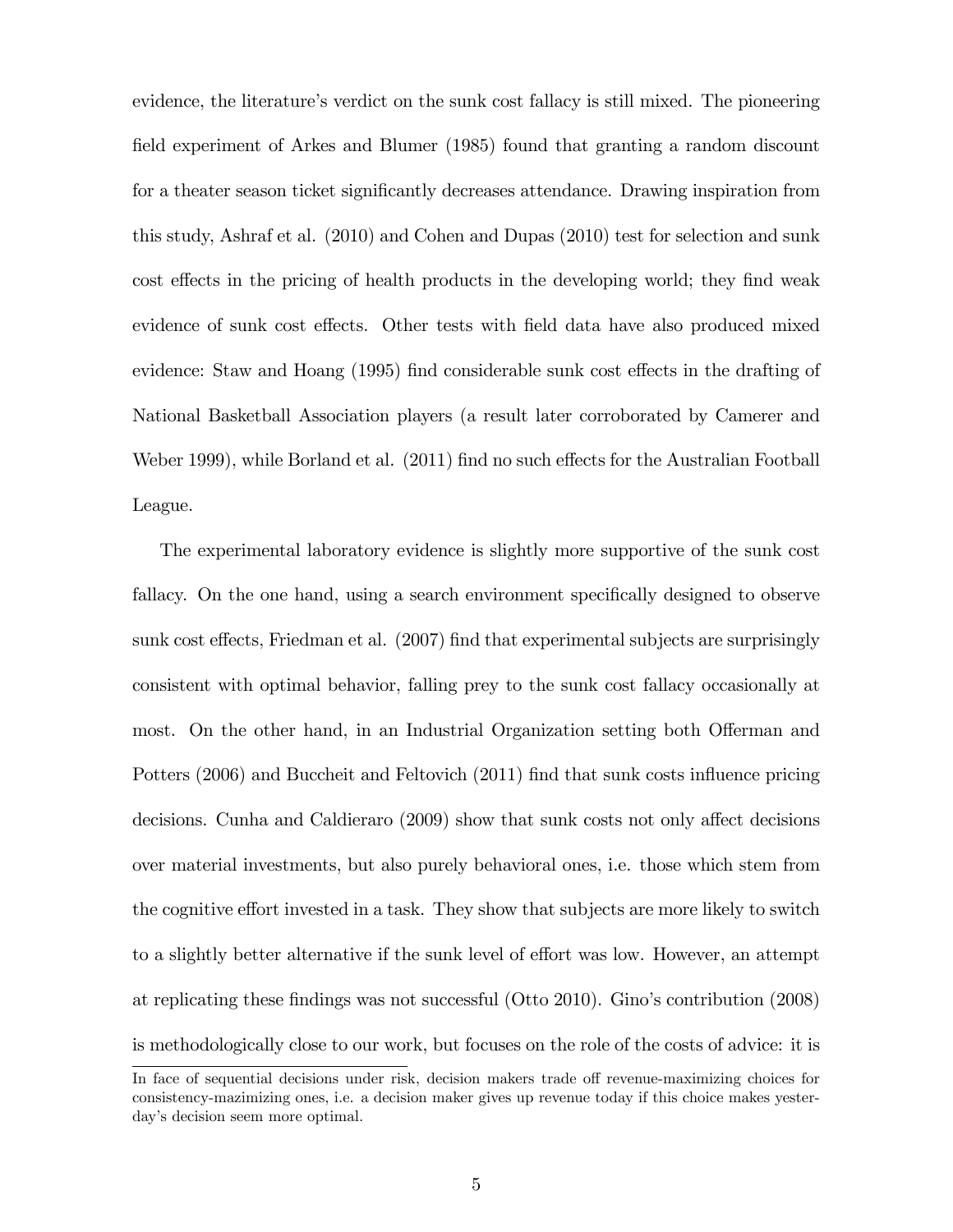evidence, the literature's verdict on the sunk cost fallacy is still mixed. The pioneering field experiment of Arkes and Blumer (1985) found that granting a random discount for a theater season ticket significantly decreases attendance. Drawing inspiration from this study, Ashraf et al. (2010) and Cohen and Dupas (2010) test for selection and sunk cost effects in the pricing of health products in the developing world; they find weak evidence of sunk cost effects. Other tests with field data have also produced mixed evidence: Staw and Hoang (1995) find considerable sunk cost effects in the drafting of National Basketball Association players (a result later corroborated by Camerer and Weber 1999), while Borland et al. (2011) find no such effects for the Australian Football League.

The experimental laboratory evidence is slightly more supportive of the sunk cost fallacy. On the one hand, using a search environment specifically designed to observe sunk cost effects, Friedman et al. (2007) find that experimental subjects are surprisingly consistent with optimal behavior, falling prey to the sunk cost fallacy occasionally at most. On the other hand, in an Industrial Organization setting both Offerman and Potters (2006) and Buccheit and Feltovich (2011) find that sunk costs influence pricing decisions. Cunha and Caldieraro (2009) show that sunk costs not only affect decisions over material investments, but also purely behavioral ones, i.e. those which stem from the cognitive effort invested in a task. They show that subjects are more likely to switch to a slightly better alternative if the sunk level of effort was low. However, an attempt at replicating these findings was not successful (Otto 2010). Gino's contribution (2008) is methodologically close to our work, but focuses on the role of the costs of advice: it is

In face of sequential decisions under risk, decision makers trade off revenue-maximizing choices for consistency-mazimizing ones, i.e. a decision maker gives up revenue today if this choice makes yesterday's decision seem more optimal.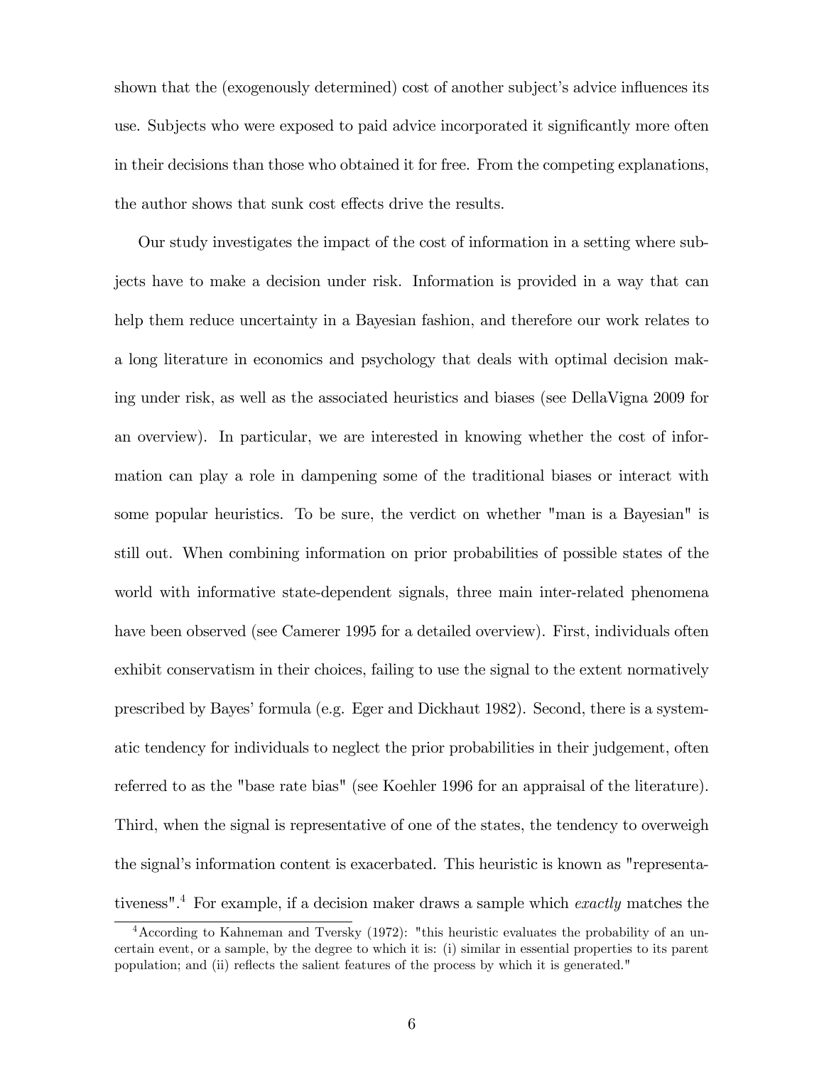shown that the (exogenously determined) cost of another subject's advice influences its use. Subjects who were exposed to paid advice incorporated it significantly more often in their decisions than those who obtained it for free. From the competing explanations, the author shows that sunk cost effects drive the results.

Our study investigates the impact of the cost of information in a setting where subjects have to make a decision under risk. Information is provided in a way that can help them reduce uncertainty in a Bayesian fashion, and therefore our work relates to a long literature in economics and psychology that deals with optimal decision making under risk, as well as the associated heuristics and biases (see DellaVigna 2009 for an overview). In particular, we are interested in knowing whether the cost of information can play a role in dampening some of the traditional biases or interact with some popular heuristics. To be sure, the verdict on whether "man is a Bayesian" is still out. When combining information on prior probabilities of possible states of the world with informative state-dependent signals, three main inter-related phenomena have been observed (see Camerer 1995 for a detailed overview). First, individuals often exhibit conservatism in their choices, failing to use the signal to the extent normatively prescribed by Bayes' formula (e.g. Eger and Dickhaut 1982). Second, there is a systematic tendency for individuals to neglect the prior probabilities in their judgement, often referred to as the "base rate bias" (see Koehler 1996 for an appraisal of the literature). Third, when the signal is representative of one of the states, the tendency to overweigh the signal's information content is exacerbated. This heuristic is known as "representativeness".[4] For example, if a decision maker draws a sample which *exactly* matches the

[4] According to Kahneman and Tversky (1972): "this heuristic evaluates the probability of an uncertain event, or a sample, by the degree to which it is: (i) similar in essential properties to its parent population; and (ii) reflects the salient features of the process by which it is generated."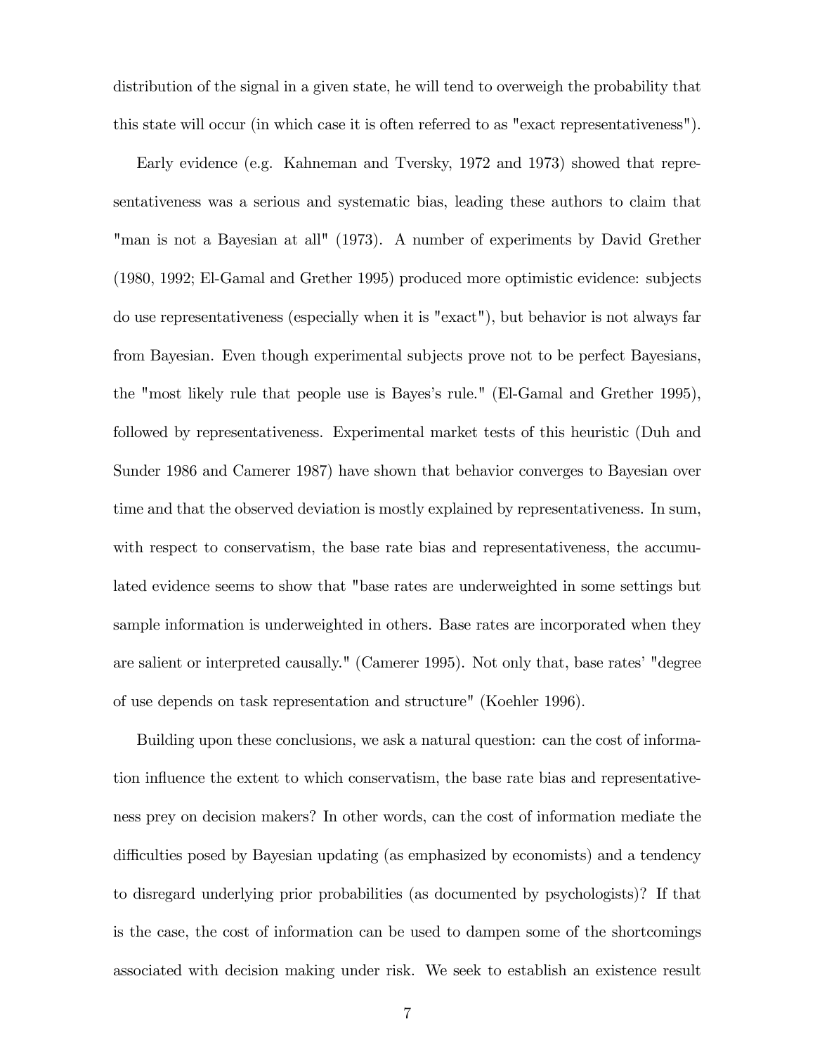distribution of the signal in a given state, he will tend to overweigh the probability that this state will occur (in which case it is often referred to as "exact representativeness").

Early evidence (e.g. Kahneman and Tversky, 1972 and 1973) showed that representativeness was a serious and systematic bias, leading these authors to claim that "man is not a Bayesian at all" (1973). A number of experiments by David Grether (1980, 1992; El-Gamal and Grether 1995) produced more optimistic evidence: subjects do use representativeness (especially when it is "exact"), but behavior is not always far from Bayesian. Even though experimental subjects prove not to be perfect Bayesians, the "most likely rule that people use is Bayes's rule." (El-Gamal and Grether 1995), followed by representativeness. Experimental market tests of this heuristic (Duh and Sunder 1986 and Camerer 1987) have shown that behavior converges to Bayesian over time and that the observed deviation is mostly explained by representativeness. In sum, with respect to conservatism, the base rate bias and representativeness, the accumulated evidence seems to show that "base rates are underweighted in some settings but sample information is underweighted in others. Base rates are incorporated when they are salient or interpreted causally." (Camerer 1995). Not only that, base rates' "degree of use depends on task representation and structure" (Koehler 1996).

Building upon these conclusions, we ask a natural question: can the cost of information influence the extent to which conservatism, the base rate bias and representativeness prey on decision makers? In other words, can the cost of information mediate the difficulties posed by Bayesian updating (as emphasized by economists) and a tendency to disregard underlying prior probabilities (as documented by psychologists)? If that is the case, the cost of information can be used to dampen some of the shortcomings associated with decision making under risk. We seek to establish an existence result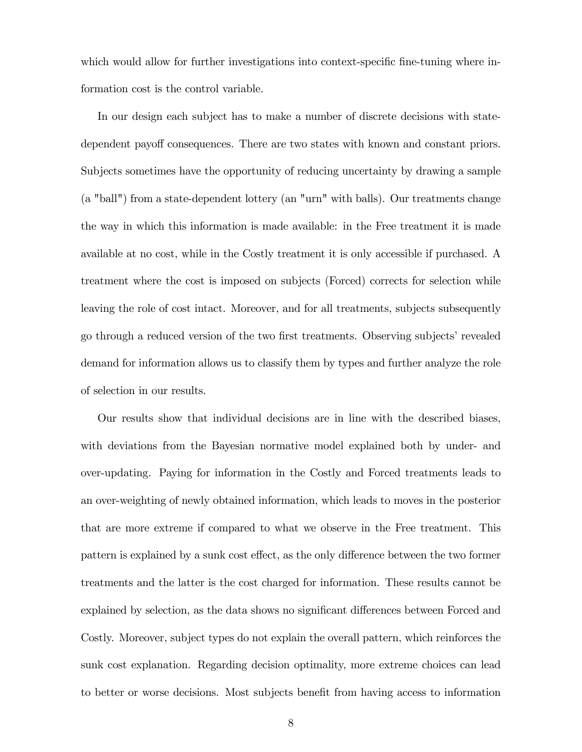which would allow for further investigations into context-specific fine-tuning where information cost is the control variable.

In our design each subject has to make a number of discrete decisions with state-dependent payoff consequences. There are two states with known and constant priors. Subjects sometimes have the opportunity of reducing uncertainty by drawing a sample (a "ball") from a state-dependent lottery (an "urn" with balls). Our treatments change the way in which this information is made available: in the Free treatment it is made available at no cost, while in the Costly treatment it is only accessible if purchased. A treatment where the cost is imposed on subjects (Forced) corrects for selection while leaving the role of cost intact. Moreover, and for all treatments, subjects subsequently go through a reduced version of the two first treatments. Observing subjects' revealed demand for information allows us to classify them by types and further analyze the role of selection in our results.

Our results show that individual decisions are in line with the described biases, with deviations from the Bayesian normative model explained both by under- and over-updating. Paying for information in the Costly and Forced treatments leads to an over-weighting of newly obtained information, which leads to moves in the posterior that are more extreme if compared to what we observe in the Free treatment. This pattern is explained by a sunk cost effect, as the only difference between the two former treatments and the latter is the cost charged for information. These results cannot be explained by selection, as the data shows no significant differences between Forced and Costly. Moreover, subject types do not explain the overall pattern, which reinforces the sunk cost explanation. Regarding decision optimality, more extreme choices can lead to better or worse decisions. Most subjects benefit from having access to information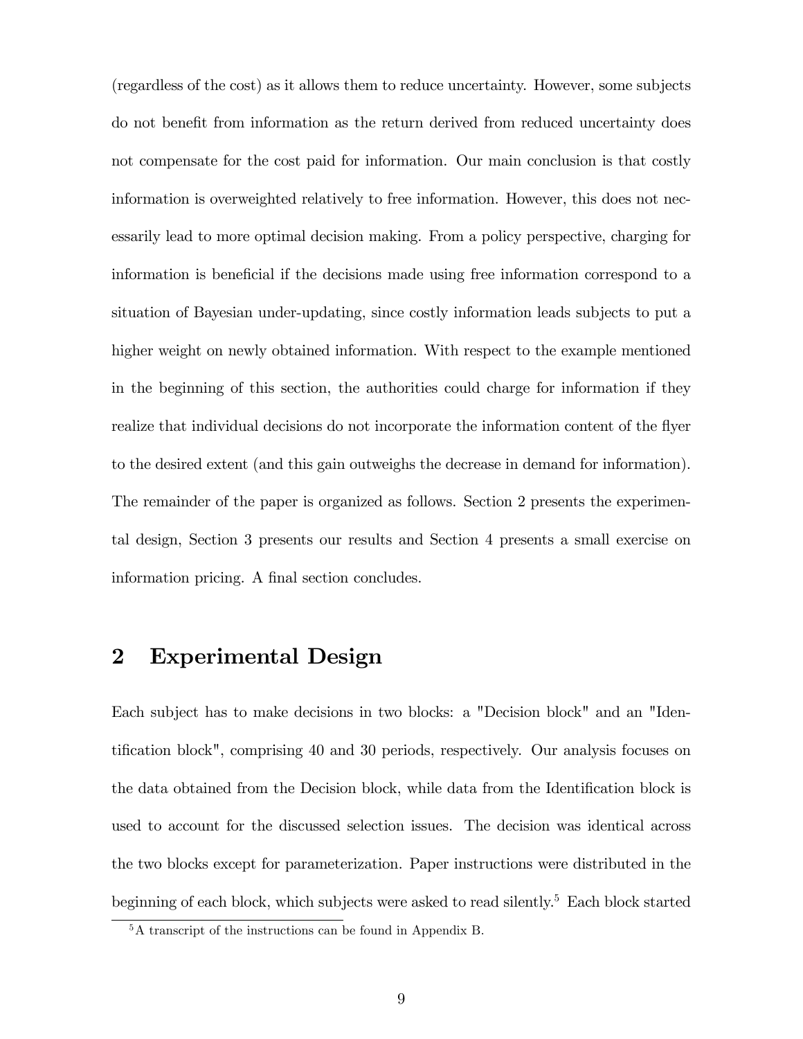(regardless of the cost) as it allows them to reduce uncertainty. However, some subjects do not benefit from information as the return derived from reduced uncertainty does not compensate for the cost paid for information. Our main conclusion is that costly information is overweighted relatively to free information. However, this does not necessarily lead to more optimal decision making. From a policy perspective, charging for information is beneficial if the decisions made using free information correspond to a situation of Bayesian under-updating, since costly information leads subjects to put a higher weight on newly obtained information. With respect to the example mentioned in the beginning of this section, the authorities could charge for information if they realize that individual decisions do not incorporate the information content of the flyer to the desired extent (and this gain outweighs the decrease in demand for information). The remainder of the paper is organized as follows. Section 2 presents the experimental design, Section 3 presents our results and Section 4 presents a small exercise on information pricing. A final section concludes.

## 2 Experimental Design

Each subject has to make decisions in two blocks: a "Decision block" and an "Identification block", comprising 40 and 30 periods, respectively. Our analysis focuses on the data obtained from the Decision block, while data from the Identification block is used to account for the discussed selection issues. The decision was identical across the two blocks except for parameterization. Paper instructions were distributed in the beginning of each block, which subjects were asked to read silently.[5] Each block started

[5] A transcript of the instructions can be found in Appendix B.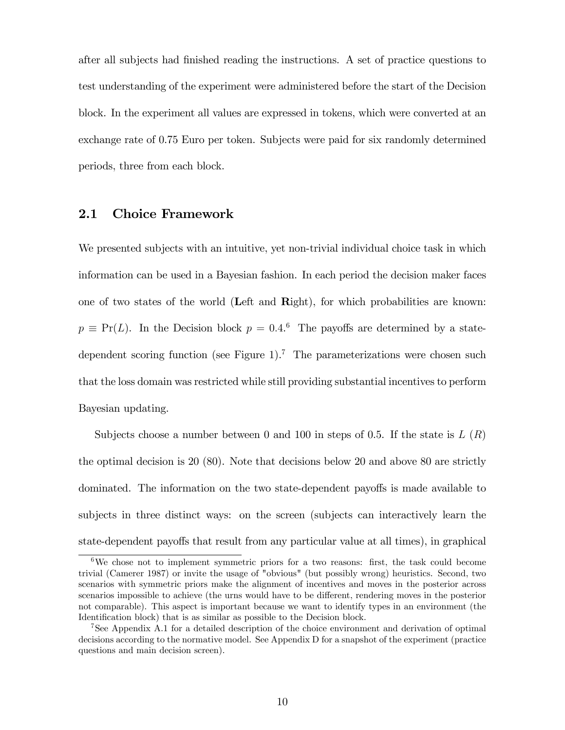after all subjects had finished reading the instructions. A set of practice questions to test understanding of the experiment were administered before the start of the Decision block. In the experiment all values are expressed in tokens, which were converted at an exchange rate of 0.75 Euro per token. Subjects were paid for six randomly determined periods, three from each block.

## 2.1 Choice Framework

We presented subjects with an intuitive, yet non-trivial individual choice task in which information can be used in a Bayesian fashion. In each period the decision maker faces one of two states of the world (**L**eft and **R**ight), for which probabilities are known: $p \equiv \Pr(L)$. In the Decision block $p = 0.4$.[6] The payoffs are determined by a state-dependent scoring function (see Figure 1).[7] The parameterizations were chosen such that the loss domain was restricted while still providing substantial incentives to perform Bayesian updating.

Subjects choose a number between 0 and 100 in steps of 0.5. If the state is $L$ ($R$) the optimal decision is 20 (80). Note that decisions below 20 and above 80 are strictly dominated. The information on the two state-dependent payoffs is made available to subjects in three distinct ways: on the screen (subjects can interactively learn the state-dependent payoffs that result from any particular value at all times), in graphical

---

[6] We chose not to implement symmetric priors for a two reasons: first, the task could become trivial (Camerer 1987) or invite the usage of "obvious" (but possibly wrong) heuristics. Second, two scenarios with symmetric priors make the alignment of incentives and moves in the posterior across scenarios impossible to achieve (the urns would have to be different, rendering moves in the posterior not comparable). This aspect is important because we want to identify types in an environment (the Identification block) that is as similar as possible to the Decision block.

[7] See Appendix A.1 for a detailed description of the choice environment and derivation of optimal decisions according to the normative model. See Appendix D for a snapshot of the experiment (practice questions and main decision screen).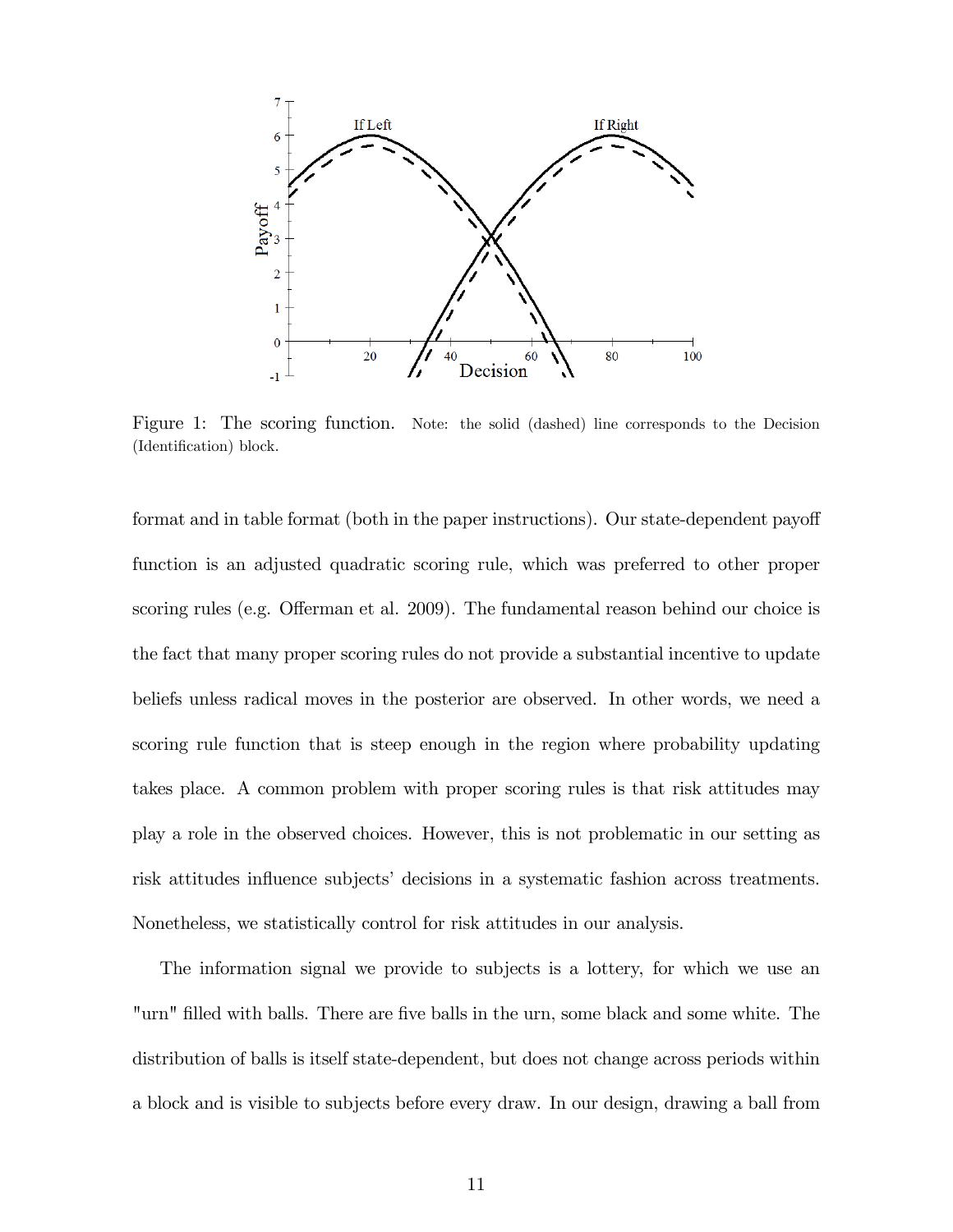7
6
5
4
3
2
1
0
-1

Payoff

If Left

If Right

20
40
60
80
100

Decision

Figure 1: The scoring function. Note: the solid (dashed) line corresponds to the Decision (Identification) block.

format and in table format (both in the paper instructions). Our state-dependent payoff function is an adjusted quadratic scoring rule, which was preferred to other proper scoring rules (e.g. Offerman et al. 2009). The fundamental reason behind our choice is the fact that many proper scoring rules do not provide a substantial incentive to update beliefs unless radical moves in the posterior are observed. In other words, we need a scoring rule function that is steep enough in the region where probability updating takes place. A common problem with proper scoring rules is that risk attitudes may play a role in the observed choices. However, this is not problematic in our setting as risk attitudes influence subjects' decisions in a systematic fashion across treatments. Nonetheless, we statistically control for risk attitudes in our analysis.

The information signal we provide to subjects is a lottery, for which we use an "urn" filled with balls. There are five balls in the urn, some black and some white. The distribution of balls is itself state-dependent, but does not change across periods within a block and is visible to subjects before every draw. In our design, drawing a ball from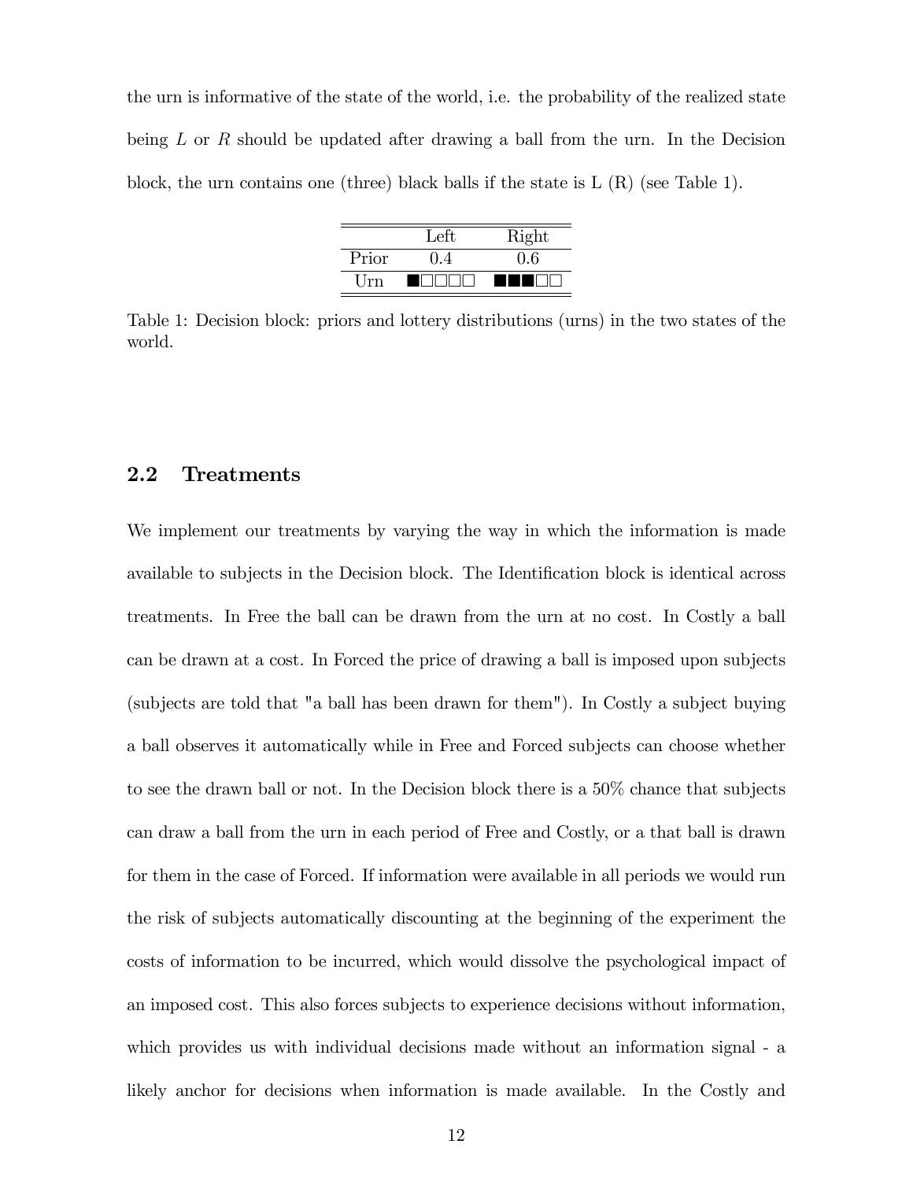the urn is informative of the state of the world, i.e. the probability of the realized state being $L$ or $R$ should be updated after drawing a ball from the urn. In the Decision block, the urn contains one (three) black balls if the state is L (R) (see Table 1).

| | Left | Right |
|---|---|---|
| Prior | 0.4 | 0.6 |
| Urn | ■□□□□ | ■■■□□ |

Table 1: Decision block: priors and lottery distributions (urns) in the two states of the world.

## 2.2 Treatments

We implement our treatments by varying the way in which the information is made available to subjects in the Decision block. The Identification block is identical across treatments. In Free the ball can be drawn from the urn at no cost. In Costly a ball can be drawn at a cost. In Forced the price of drawing a ball is imposed upon subjects (subjects are told that "a ball has been drawn for them"). In Costly a subject buying a ball observes it automatically while in Free and Forced subjects can choose whether to see the drawn ball or not. In the Decision block there is a 50% chance that subjects can draw a ball from the urn in each period of Free and Costly, or a that ball is drawn for them in the case of Forced. If information were available in all periods we would run the risk of subjects automatically discounting at the beginning of the experiment the costs of information to be incurred, which would dissolve the psychological impact of an imposed cost. This also forces subjects to experience decisions without information, which provides us with individual decisions made without an information signal - a likely anchor for decisions when information is made available. In the Costly and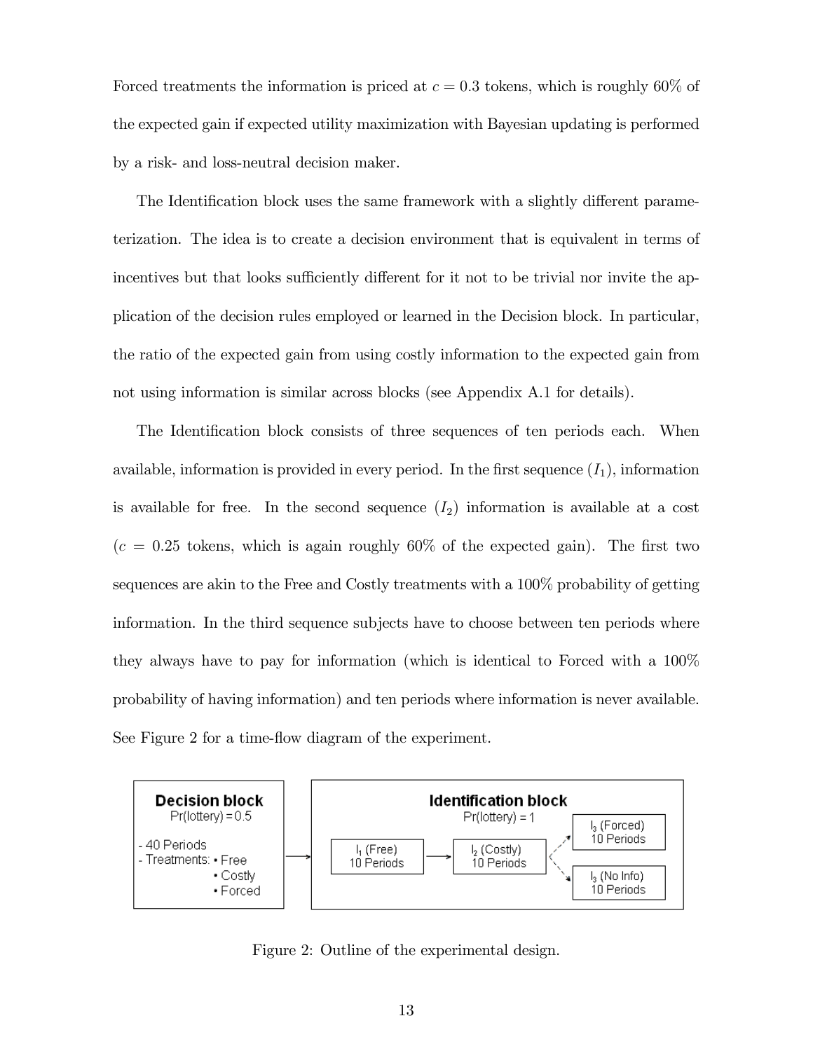Forced treatments the information is priced at $c = 0.3$ tokens, which is roughly 60% of the expected gain if expected utility maximization with Bayesian updating is performed by a risk- and loss-neutral decision maker.

The Identification block uses the same framework with a slightly different parameterization. The idea is to create a decision environment that is equivalent in terms of incentives but that looks sufficiently different for it not to be trivial nor invite the application of the decision rules employed or learned in the Decision block. In particular, the ratio of the expected gain from using costly information to the expected gain from not using information is similar across blocks (see Appendix A.1 for details).

The Identification block consists of three sequences of ten periods each. When available, information is provided in every period. In the first sequence ($I_1$), information is available for free. In the second sequence ($I_2$) information is available at a cost ($c = 0.25$ tokens, which is again roughly 60% of the expected gain). The first two sequences are akin to the Free and Costly treatments with a 100% probability of getting information. In the third sequence subjects have to choose between ten periods where they always have to pay for information (which is identical to Forced with a 100% probability of having information) and ten periods where information is never available. See Figure 2 for a time-flow diagram of the experiment.

**Decision block**
Pr(lottery) = 0.5
- 40 Periods
- Treatments: • Free
• Costly
• Forced

**Identification block**
Pr(lottery) = 1

$I_1$ (Free)
10 Periods

$I_2$ (Costly)
10 Periods

$I_3$ (Forced)
10 Periods

$I_3$ (No Info)
10 Periods

Figure 2: Outline of the experimental design.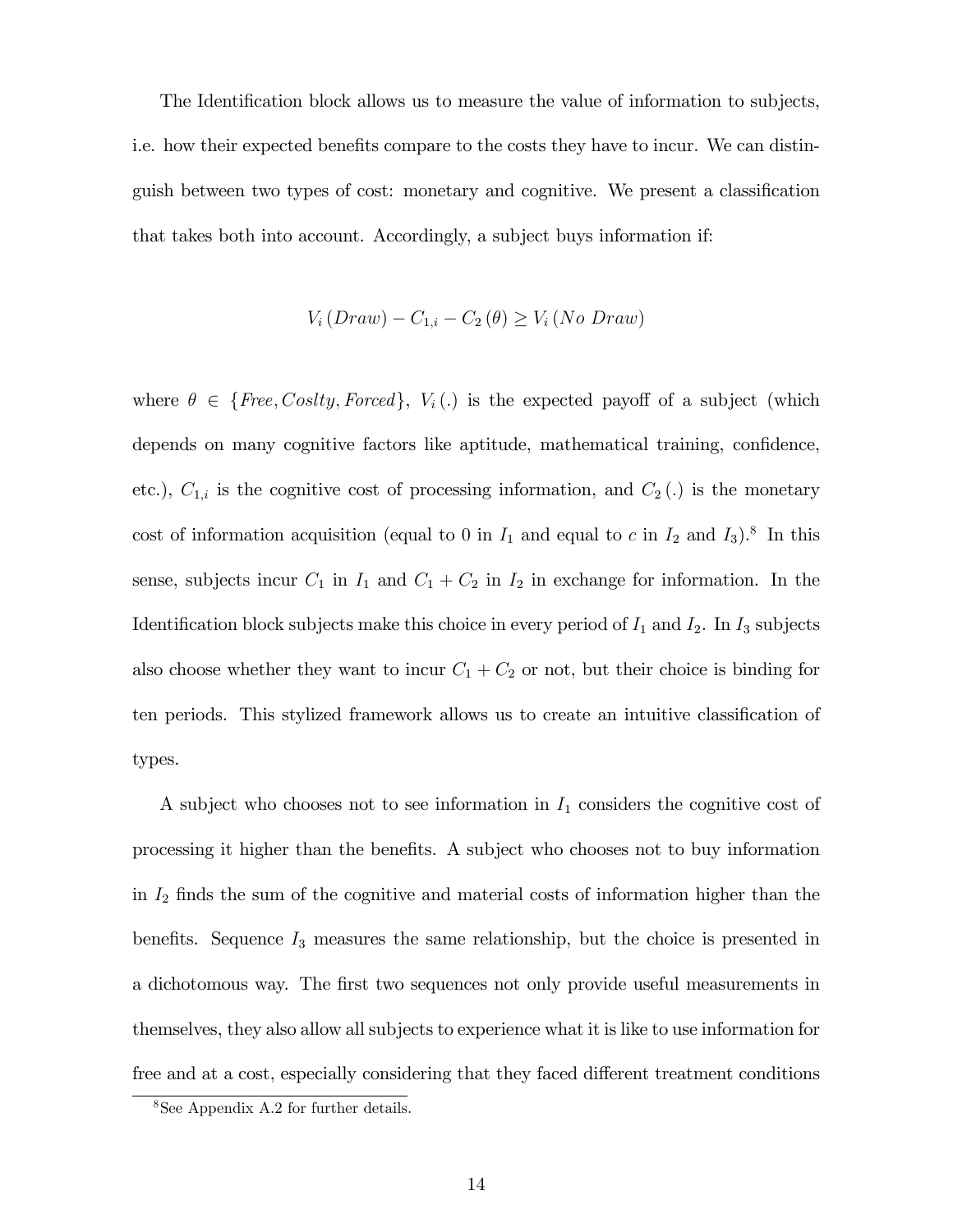The Identification block allows us to measure the value of information to subjects, i.e. how their expected benefits compare to the costs they have to incur. We can distinguish between two types of cost: monetary and cognitive. We present a classification that takes both into account. Accordingly, a subject buys information if:

$$V_i\left(Draw\right) - C_{1,i} - C_2\left(\theta\right) \geq V_i\left(No\ Draw\right)$$

where $\theta \in \{Free, Coslty, Forced\}$, $V_i\left(.\right)$ is the expected payoff of a subject (which depends on many cognitive factors like aptitude, mathematical training, confidence, etc.), $C_{1,i}$ is the cognitive cost of processing information, and $C_2\left(.\right)$ is the monetary cost of information acquisition (equal to 0 in $I_1$ and equal to $c$ in $I_2$ and $I_3$).[8] In this sense, subjects incur $C_1$ in $I_1$ and $C_1 + C_2$ in $I_2$ in exchange for information. In the Identification block subjects make this choice in every period of $I_1$ and $I_2$. In $I_3$ subjects also choose whether they want to incur $C_1 + C_2$ or not, but their choice is binding for ten periods. This stylized framework allows us to create an intuitive classification of types.

A subject who chooses not to see information in $I_1$ considers the cognitive cost of processing it higher than the benefits. A subject who chooses not to buy information in $I_2$ finds the sum of the cognitive and material costs of information higher than the benefits. Sequence $I_3$ measures the same relationship, but the choice is presented in a dichotomous way. The first two sequences not only provide useful measurements in themselves, they also allow all subjects to experience what it is like to use information for free and at a cost, especially considering that they faced different treatment conditions

[8] See Appendix A.2 for further details.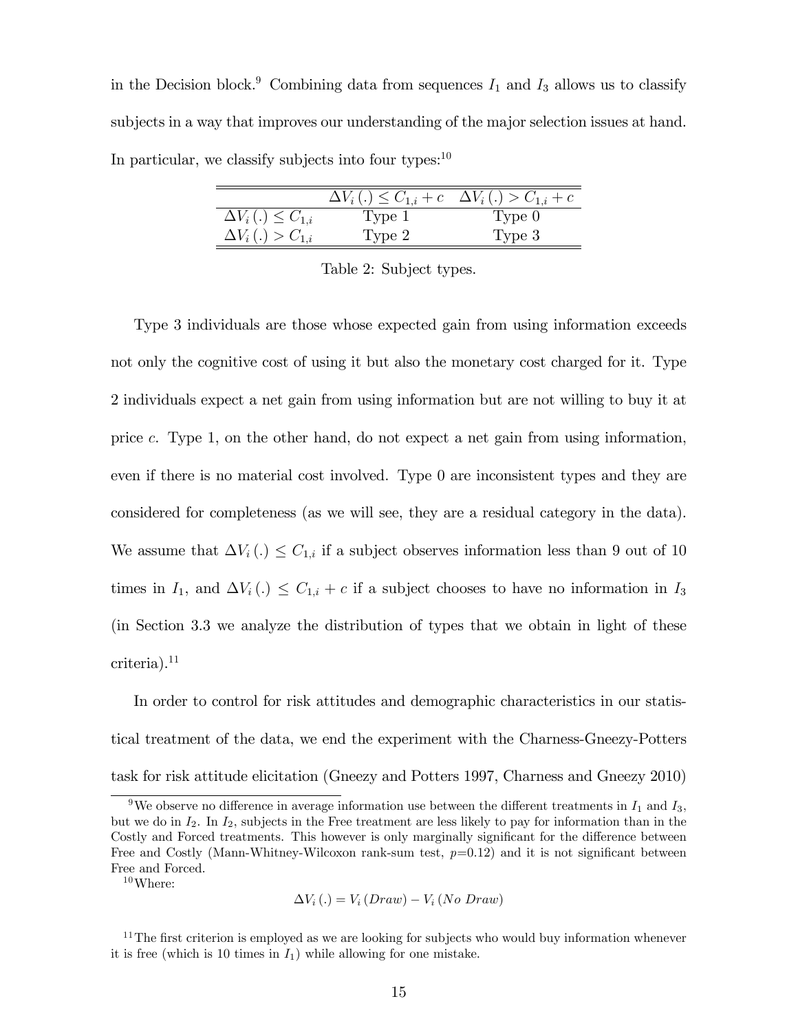in the Decision block.[9] Combining data from sequences $I_1$ and $I_3$ allows us to classify subjects in a way that improves our understanding of the major selection issues at hand. In particular, we classify subjects into four types:[10]

| | $\Delta V_i(.) \leq C_{1,i} + c$ | $\Delta V_i(.) > C_{1,i} + c$ |
|---|---|---|
| $\Delta V_i(.) \leq C_{1,i}$ | Type 1 | Type 0 |
| $\Delta V_i(.) > C_{1,i}$ | Type 2 | Type 3 |

Table 2: Subject types.

Type 3 individuals are those whose expected gain from using information exceeds not only the cognitive cost of using it but also the monetary cost charged for it. Type 2 individuals expect a net gain from using information but are not willing to buy it at price $c$. Type 1, on the other hand, do not expect a net gain from using information, even if there is no material cost involved. Type 0 are inconsistent types and they are considered for completeness (as we will see, they are a residual category in the data). We assume that $\Delta V_i(.) \leq C_{1,i}$ if a subject observes information less than 9 out of 10 times in $I_1$, and $\Delta V_i(.) \leq C_{1,i} + c$ if a subject chooses to have no information in $I_3$ (in Section 3.3 we analyze the distribution of types that we obtain in light of these criteria).[11]

In order to control for risk attitudes and demographic characteristics in our statistical treatment of the data, we end the experiment with the Charness-Gneezy-Potters task for risk attitude elicitation (Gneezy and Potters 1997, Charness and Gneezy 2010)

[9] We observe no difference in average information use between the different treatments in $I_1$ and $I_3$, but we do in $I_2$. In $I_2$, subjects in the Free treatment are less likely to pay for information than in the Costly and Forced treatments. This however is only marginally significant for the difference between Free and Costly (Mann-Whitney-Wilcoxon rank-sum test, $p$=0.12) and it is not significant between Free and Forced.

[10] Where:

$$\Delta V_i(.) = V_i(Draw) - V_i(No\ Draw)$$

[11] The first criterion is employed as we are looking for subjects who would buy information whenever it is free (which is 10 times in $I_1$) while allowing for one mistake.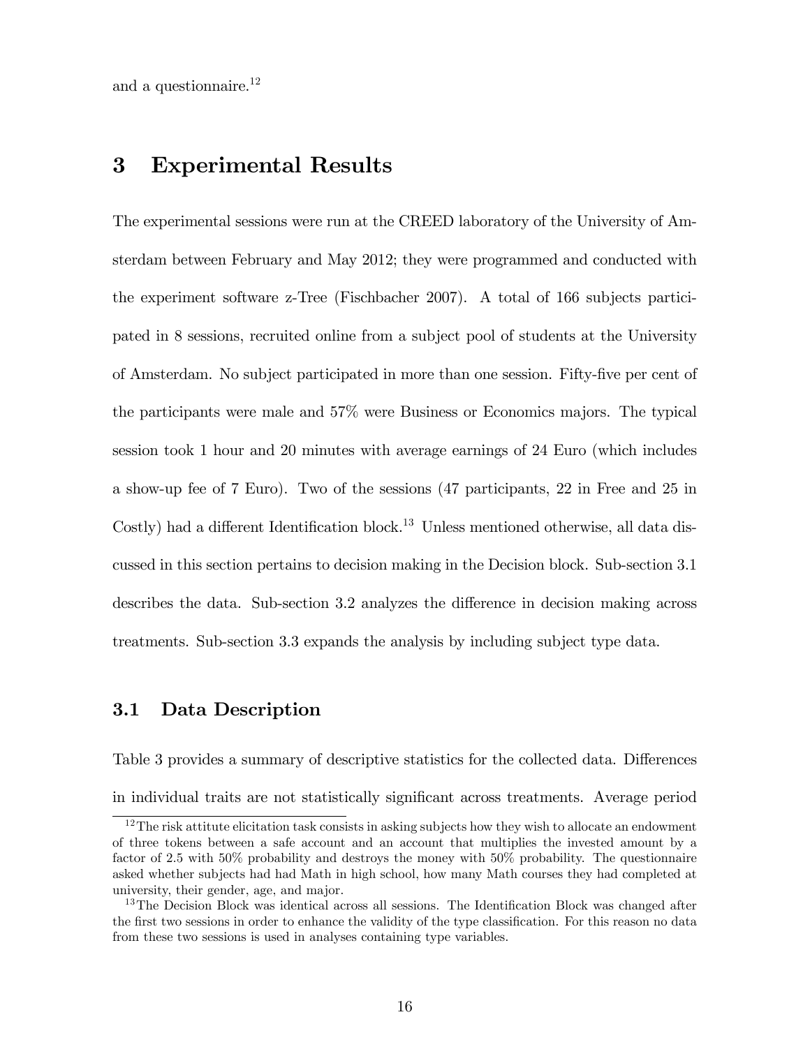and a questionnaire.[12]

# 3 Experimental Results

The experimental sessions were run at the CREED laboratory of the University of Amsterdam between February and May 2012; they were programmed and conducted with the experiment software z-Tree (Fischbacher 2007). A total of 166 subjects participated in 8 sessions, recruited online from a subject pool of students at the University of Amsterdam. No subject participated in more than one session. Fifty-five per cent of the participants were male and 57% were Business or Economics majors. The typical session took 1 hour and 20 minutes with average earnings of 24 Euro (which includes a show-up fee of 7 Euro). Two of the sessions (47 participants, 22 in Free and 25 in Costly) had a different Identification block.[13] Unless mentioned otherwise, all data discussed in this section pertains to decision making in the Decision block. Sub-section 3.1 describes the data. Sub-section 3.2 analyzes the difference in decision making across treatments. Sub-section 3.3 expands the analysis by including subject type data.

## 3.1 Data Description

Table 3 provides a summary of descriptive statistics for the collected data. Differences in individual traits are not statistically significant across treatments. Average period

[12] The risk attitute elicitation task consists in asking subjects how they wish to allocate an endowment of three tokens between a safe account and an account that multiplies the invested amount by a factor of 2.5 with 50% probability and destroys the money with 50% probability. The questionnaire asked whether subjects had had Math in high school, how many Math courses they had completed at university, their gender, age, and major.

[13] The Decision Block was identical across all sessions. The Identification Block was changed after the first two sessions in order to enhance the validity of the type classification. For this reason no data from these two sessions is used in analyses containing type variables.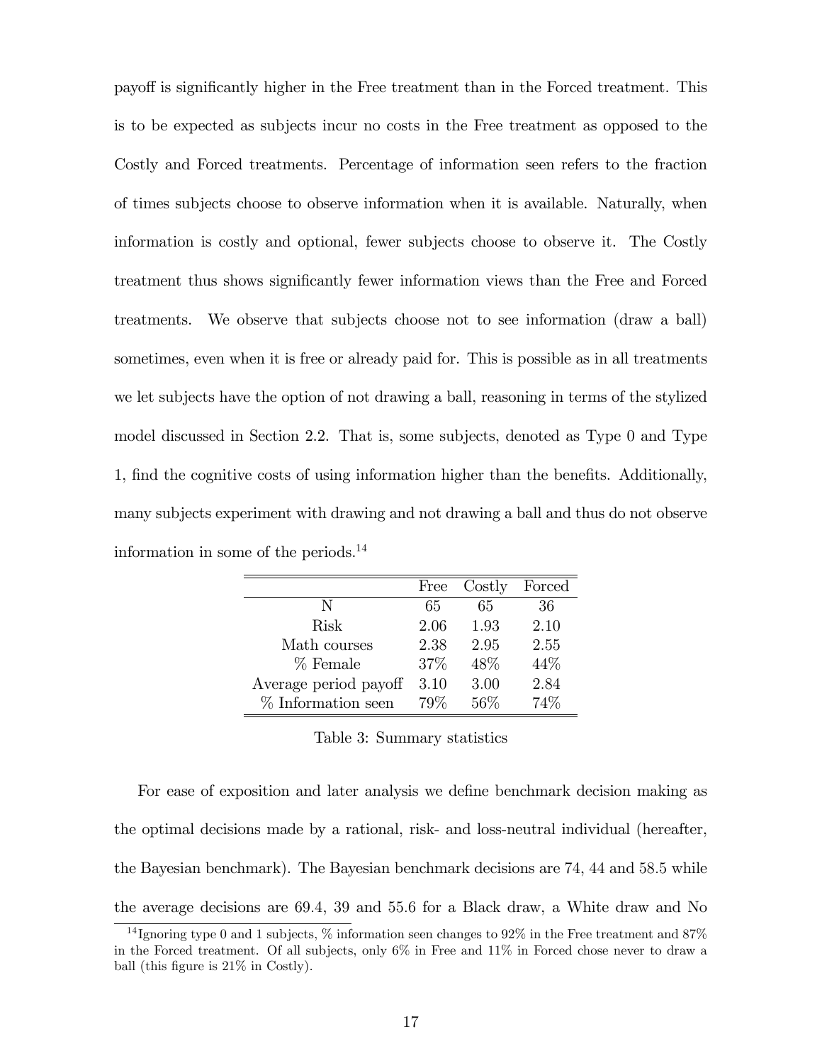payoff is significantly higher in the Free treatment than in the Forced treatment. This is to be expected as subjects incur no costs in the Free treatment as opposed to the Costly and Forced treatments. Percentage of information seen refers to the fraction of times subjects choose to observe information when it is available. Naturally, when information is costly and optional, fewer subjects choose to observe it. The Costly treatment thus shows significantly fewer information views than the Free and Forced treatments. We observe that subjects choose not to see information (draw a ball) sometimes, even when it is free or already paid for. This is possible as in all treatments we let subjects have the option of not drawing a ball, reasoning in terms of the stylized model discussed in Section 2.2. That is, some subjects, denoted as Type 0 and Type 1, find the cognitive costs of using information higher than the benefits. Additionally, many subjects experiment with drawing and not drawing a ball and thus do not observe information in some of the periods.[14]

| | Free | Costly | Forced |
|---|---|---|---|
| N | 65 | 65 | 36 |
| Risk | 2.06 | 1.93 | 2.10 |
| Math courses | 2.38 | 2.95 | 2.55 |
| % Female | 37% | 48% | 44% |
| Average period payoff | 3.10 | 3.00 | 2.84 |
| % Information seen | 79% | 56% | 74% |

Table 3: Summary statistics

For ease of exposition and later analysis we define benchmark decision making as the optimal decisions made by a rational, risk- and loss-neutral individual (hereafter, the Bayesian benchmark). The Bayesian benchmark decisions are 74, 44 and 58.5 while the average decisions are 69.4, 39 and 55.6 for a Black draw, a White draw and No

[14]Ignoring type 0 and 1 subjects, % information seen changes to 92% in the Free treatment and 87% in the Forced treatment. Of all subjects, only 6% in Free and 11% in Forced chose never to draw a ball (this figure is 21% in Costly).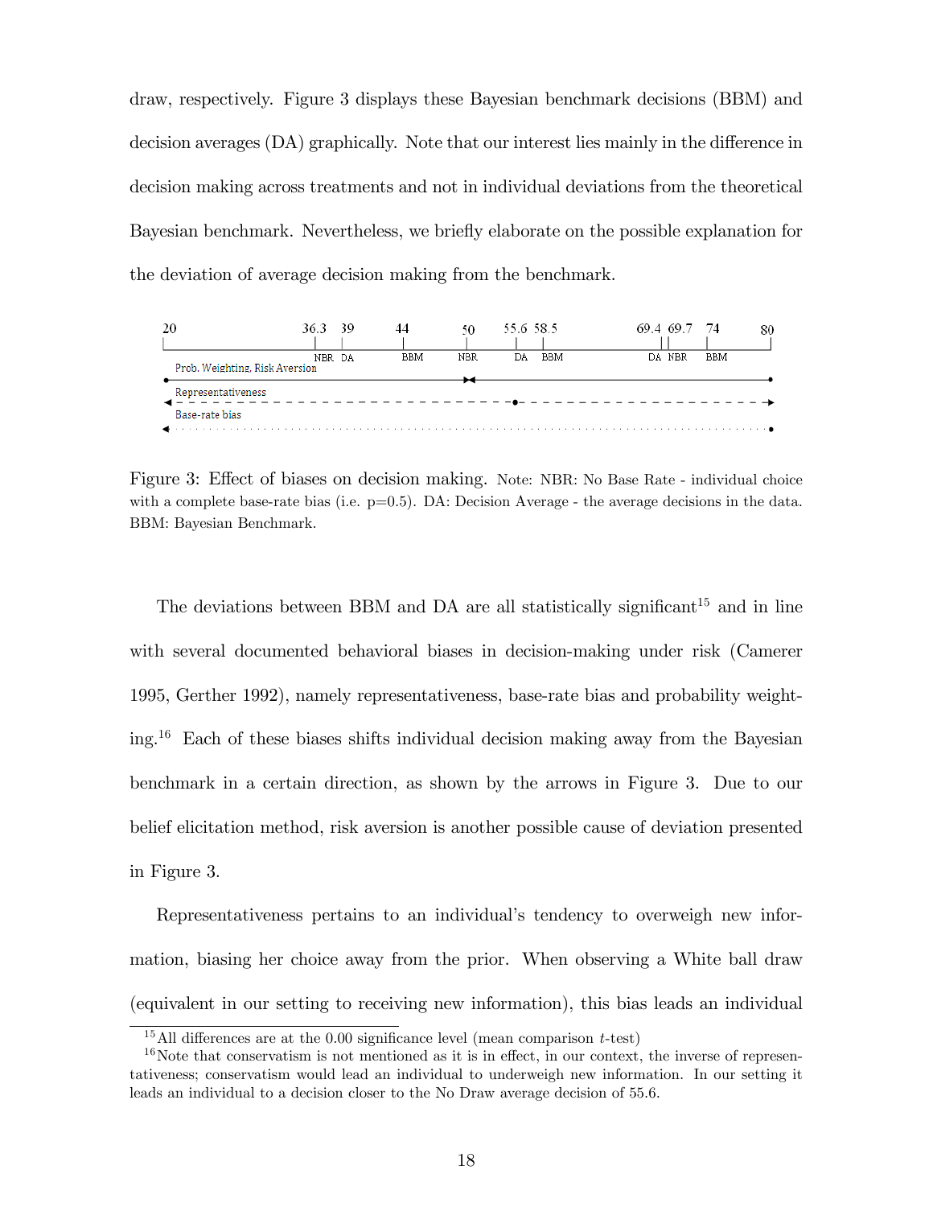draw, respectively. Figure 3 displays these Bayesian benchmark decisions (BBM) and decision averages (DA) graphically. Note that our interest lies mainly in the difference in decision making across treatments and not in individual deviations from the theoretical Bayesian benchmark. Nevertheless, we briefly elaborate on the possible explanation for the deviation of average decision making from the benchmark.

20 36.3 39 44 50 55.6 58.5 69.4 69.7 74 80

NBR DA BBM NBR DA BBM DA NBR BBM

Prob. Weighting, Risk Aversion

Representativeness

Base-rate bias

Figure 3: Effect of biases on decision making. Note: NBR: No Base Rate - individual choice with a complete base-rate bias (i.e. p=0.5). DA: Decision Average - the average decisions in the data. BBM: Bayesian Benchmark.

The deviations between BBM and DA are all statistically significant[15] and in line with several documented behavioral biases in decision-making under risk (Camerer 1995, Gerther 1992), namely representativeness, base-rate bias and probability weighting.[16] Each of these biases shifts individual decision making away from the Bayesian benchmark in a certain direction, as shown by the arrows in Figure 3. Due to our belief elicitation method, risk aversion is another possible cause of deviation presented in Figure 3.

Representativeness pertains to an individual's tendency to overweigh new information, biasing her choice away from the prior. When observing a White ball draw (equivalent in our setting to receiving new information), this bias leads an individual

[15] All differences are at the 0.00 significance level (mean comparison $t$-test)

[16] Note that conservatism is not mentioned as it is in effect, in our context, the inverse of representativeness; conservatism would lead an individual to underweigh new information. In our setting it leads an individual to a decision closer to the No Draw average decision of 55.6.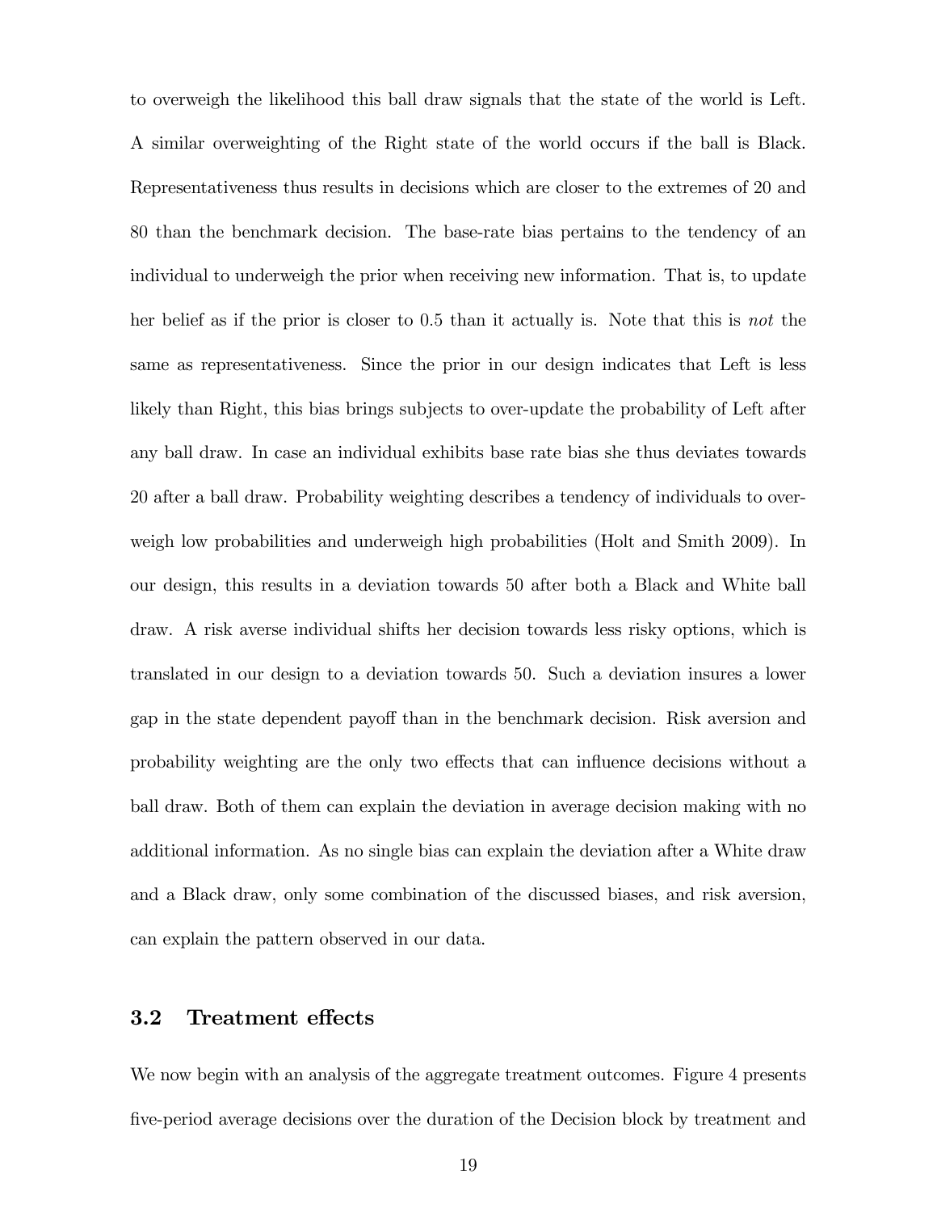to overweigh the likelihood this ball draw signals that the state of the world is Left. A similar overweighting of the Right state of the world occurs if the ball is Black. Representativeness thus results in decisions which are closer to the extremes of 20 and 80 than the benchmark decision. The base-rate bias pertains to the tendency of an individual to underweigh the prior when receiving new information. That is, to update her belief as if the prior is closer to 0.5 than it actually is. Note that this is *not* the same as representativeness. Since the prior in our design indicates that Left is less likely than Right, this bias brings subjects to over-update the probability of Left after any ball draw. In case an individual exhibits base rate bias she thus deviates towards 20 after a ball draw. Probability weighting describes a tendency of individuals to overweigh low probabilities and underweigh high probabilities (Holt and Smith 2009). In our design, this results in a deviation towards 50 after both a Black and White ball draw. A risk averse individual shifts her decision towards less risky options, which is translated in our design to a deviation towards 50. Such a deviation insures a lower gap in the state dependent payoff than in the benchmark decision. Risk aversion and probability weighting are the only two effects that can influence decisions without a ball draw. Both of them can explain the deviation in average decision making with no additional information. As no single bias can explain the deviation after a White draw and a Black draw, only some combination of the discussed biases, and risk aversion, can explain the pattern observed in our data.

### 3.2 Treatment effects

We now begin with an analysis of the aggregate treatment outcomes. Figure 4 presents five-period average decisions over the duration of the Decision block by treatment and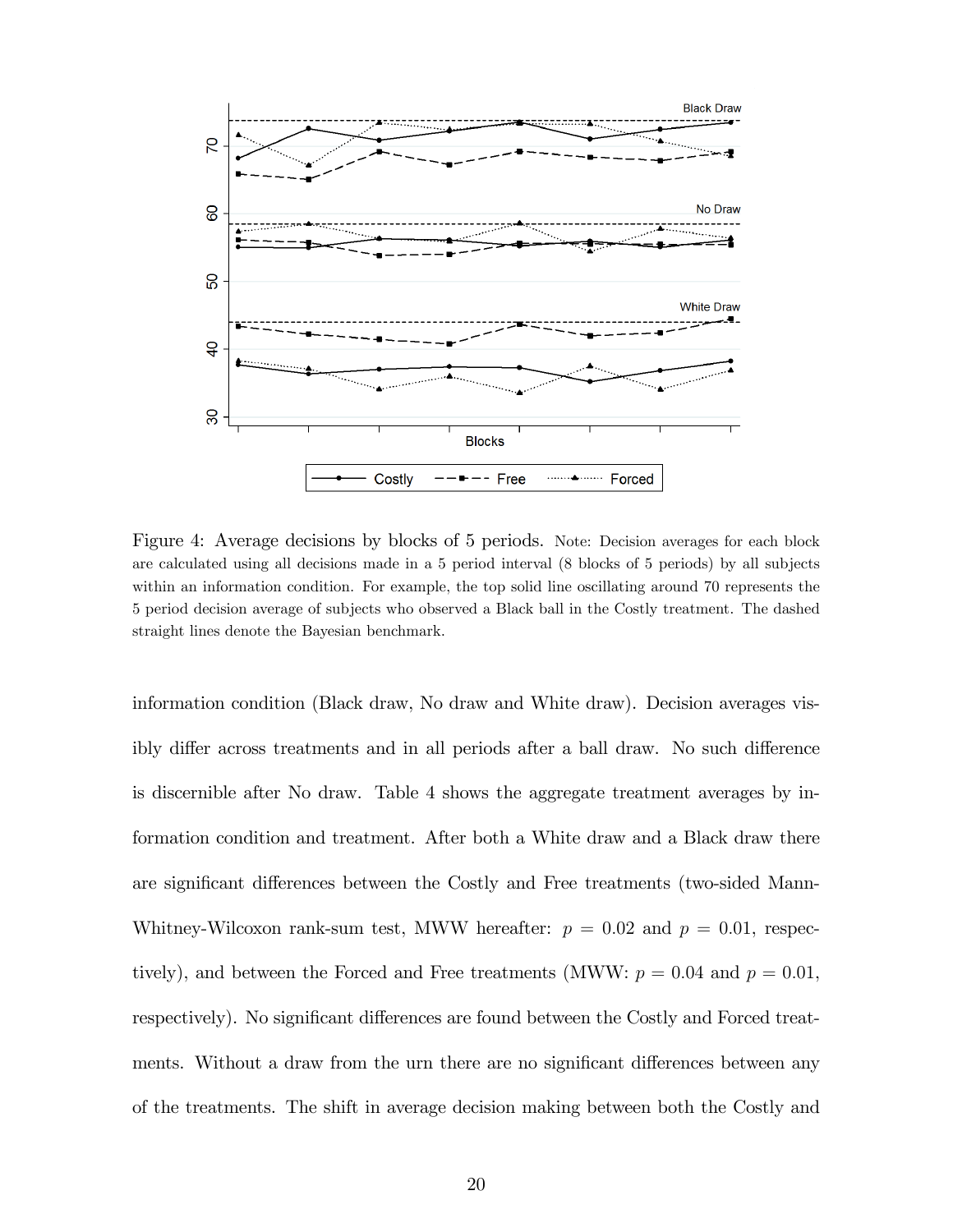Figure 4: Average decisions by blocks of 5 periods. Note: Decision averages for each block are calculated using all decisions made in a 5 period interval (8 blocks of 5 periods) by all subjects within an information condition. For example, the top solid line oscillating around 70 represents the 5 period decision average of subjects who observed a Black ball in the Costly treatment. The dashed straight lines denote the Bayesian benchmark.

information condition (Black draw, No draw and White draw). Decision averages visibly differ across treatments and in all periods after a ball draw. No such difference is discernible after No draw. Table 4 shows the aggregate treatment averages by information condition and treatment. After both a White draw and a Black draw there are significant differences between the Costly and Free treatments (two-sided Mann-Whitney-Wilcoxon rank-sum test, MWW hereafter: $p = 0.02$ and $p = 0.01$, respectively), and between the Forced and Free treatments (MWW: $p = 0.04$ and $p = 0.01$, respectively). No significant differences are found between the Costly and Forced treatments. Without a draw from the urn there are no significant differences between any of the treatments. The shift in average decision making between both the Costly and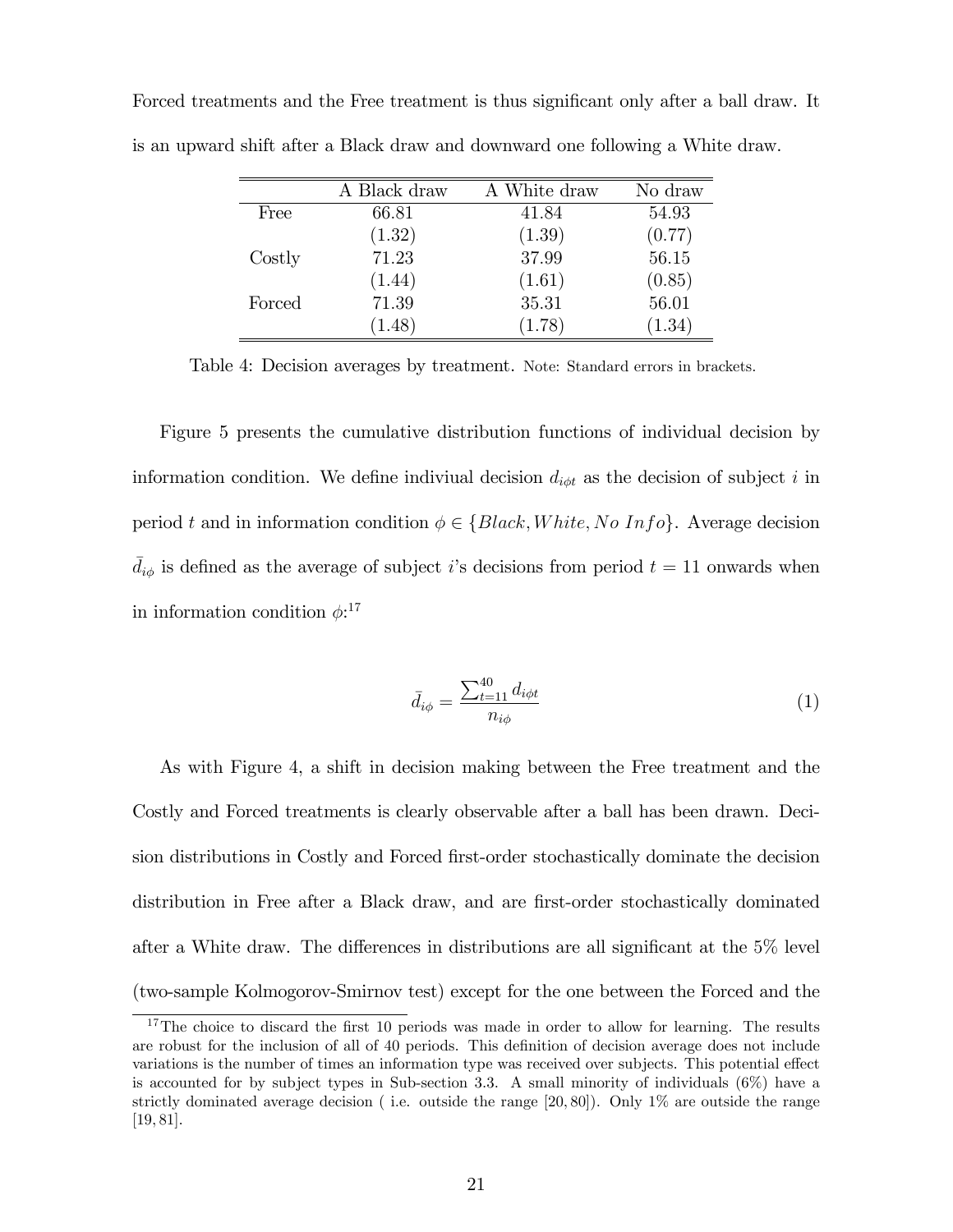Forced treatments and the Free treatment is thus significant only after a ball draw. It is an upward shift after a Black draw and downward one following a White draw.

| | A Black draw | A White draw | No draw |
|---|---|---|---|
| Free | 66.81 | 41.84 | 54.93 |
| | (1.32) | (1.39) | (0.77) |
| Costly | 71.23 | 37.99 | 56.15 |
| | (1.44) | (1.61) | (0.85) |
| Forced | 71.39 | 35.31 | 56.01 |
| | (1.48) | (1.78) | (1.34) |

Table 4: Decision averages by treatment. Note: Standard errors in brackets.

Figure 5 presents the cumulative distribution functions of individual decision by information condition. We define indiviual decision $d_{i\phi t}$ as the decision of subject $i$ in period $t$ and in information condition $\phi \in \{Black, White, No\ Info\}$. Average decision $\bar{d}_{i\phi}$ is defined as the average of subject $i$'s decisions from period $t = 11$ onwards when in information condition $\phi$:[17]

$$\bar{d}_{i\phi} = \frac{\sum_{t=11}^{40} d_{i\phi t}}{n_{i\phi}} \tag{1}$$

As with Figure 4, a shift in decision making between the Free treatment and the Costly and Forced treatments is clearly observable after a ball has been drawn. Decision distributions in Costly and Forced first-order stochastically dominate the decision distribution in Free after a Black draw, and are first-order stochastically dominated after a White draw. The differences in distributions are all significant at the 5% level (two-sample Kolmogorov-Smirnov test) except for the one between the Forced and the

[17] The choice to discard the first 10 periods was made in order to allow for learning. The results are robust for the inclusion of all of 40 periods. This definition of decision average does not include variations is the number of times an information type was received over subjects. This potential effect is accounted for by subject types in Sub-section 3.3. A small minority of individuals (6%) have a strictly dominated average decision ( i.e. outside the range [20, 80]). Only 1% are outside the range [19, 81].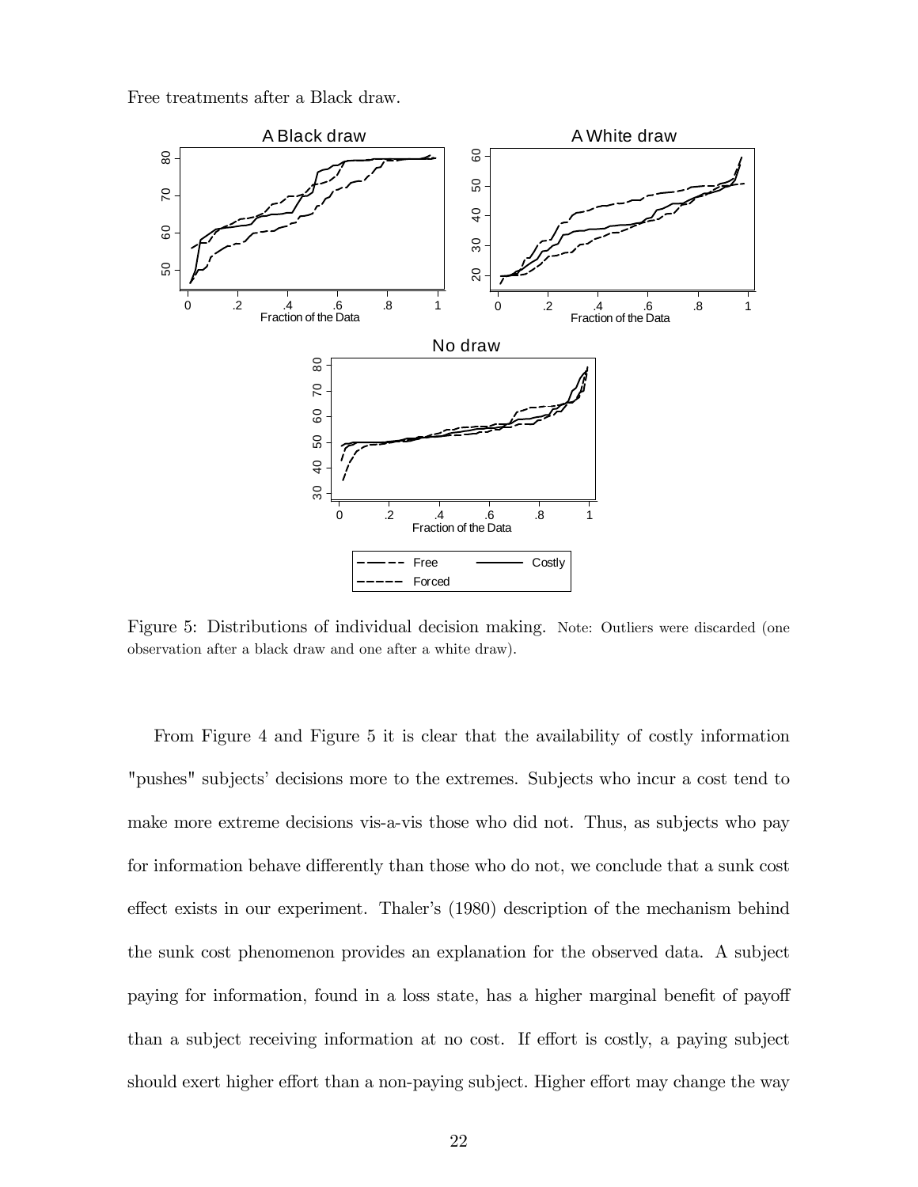Free treatments after a Black draw.

A Black draw

80
70
60
50

0 .2 .4 .6 .8 1
Fraction of the Data

A White draw

60
50
40
30
20

0 .2 .4 .6 .8 1
Fraction of the Data

No draw

80
70
60
50
40
30

0 .2 .4 .6 .8 1
Fraction of the Data

Free
Costly
Forced

Figure 5: Distributions of individual decision making. Note: Outliers were discarded (one observation after a black draw and one after a white draw).

From Figure 4 and Figure 5 it is clear that the availability of costly information "pushes" subjects' decisions more to the extremes. Subjects who incur a cost tend to make more extreme decisions vis-a-vis those who did not. Thus, as subjects who pay for information behave differently than those who do not, we conclude that a sunk cost effect exists in our experiment. Thaler's (1980) description of the mechanism behind the sunk cost phenomenon provides an explanation for the observed data. A subject paying for information, found in a loss state, has a higher marginal benefit of payoff than a subject receiving information at no cost. If effort is costly, a paying subject should exert higher effort than a non-paying subject. Higher effort may change the way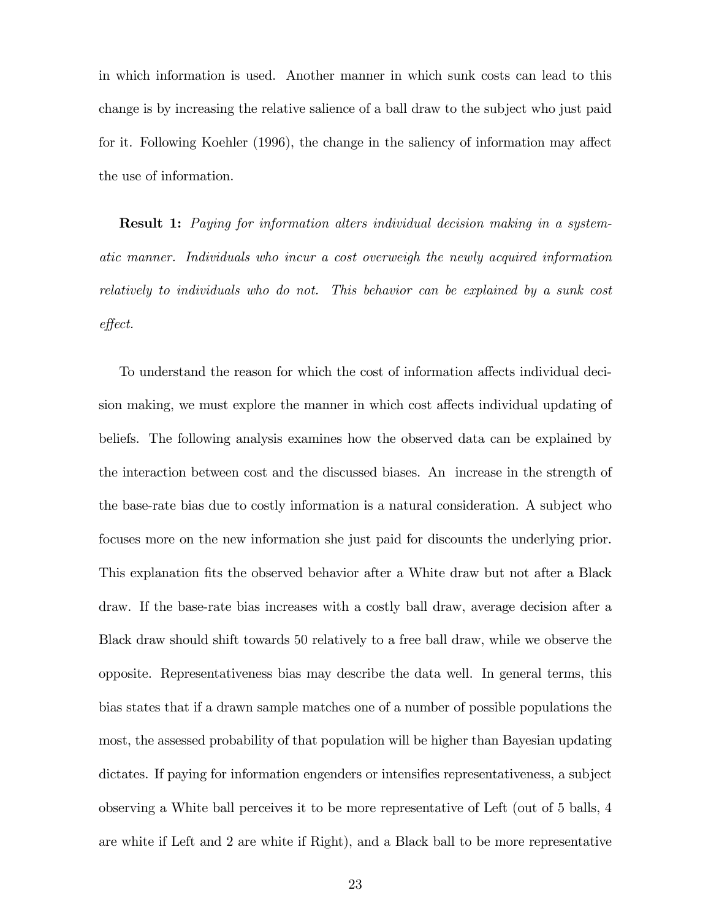in which information is used. Another manner in which sunk costs can lead to this change is by increasing the relative salience of a ball draw to the subject who just paid for it. Following Koehler (1996), the change in the saliency of information may affect the use of information.

**Result 1:** *Paying for information alters individual decision making in a systematic manner. Individuals who incur a cost overweigh the newly acquired information relatively to individuals who do not. This behavior can be explained by a sunk cost effect.*

To understand the reason for which the cost of information affects individual decision making, we must explore the manner in which cost affects individual updating of beliefs. The following analysis examines how the observed data can be explained by the interaction between cost and the discussed biases. An increase in the strength of the base-rate bias due to costly information is a natural consideration. A subject who focuses more on the new information she just paid for discounts the underlying prior. This explanation fits the observed behavior after a White draw but not after a Black draw. If the base-rate bias increases with a costly ball draw, average decision after a Black draw should shift towards 50 relatively to a free ball draw, while we observe the opposite. Representativeness bias may describe the data well. In general terms, this bias states that if a drawn sample matches one of a number of possible populations the most, the assessed probability of that population will be higher than Bayesian updating dictates. If paying for information engenders or intensifies representativeness, a subject observing a White ball perceives it to be more representative of Left (out of 5 balls, 4 are white if Left and 2 are white if Right), and a Black ball to be more representative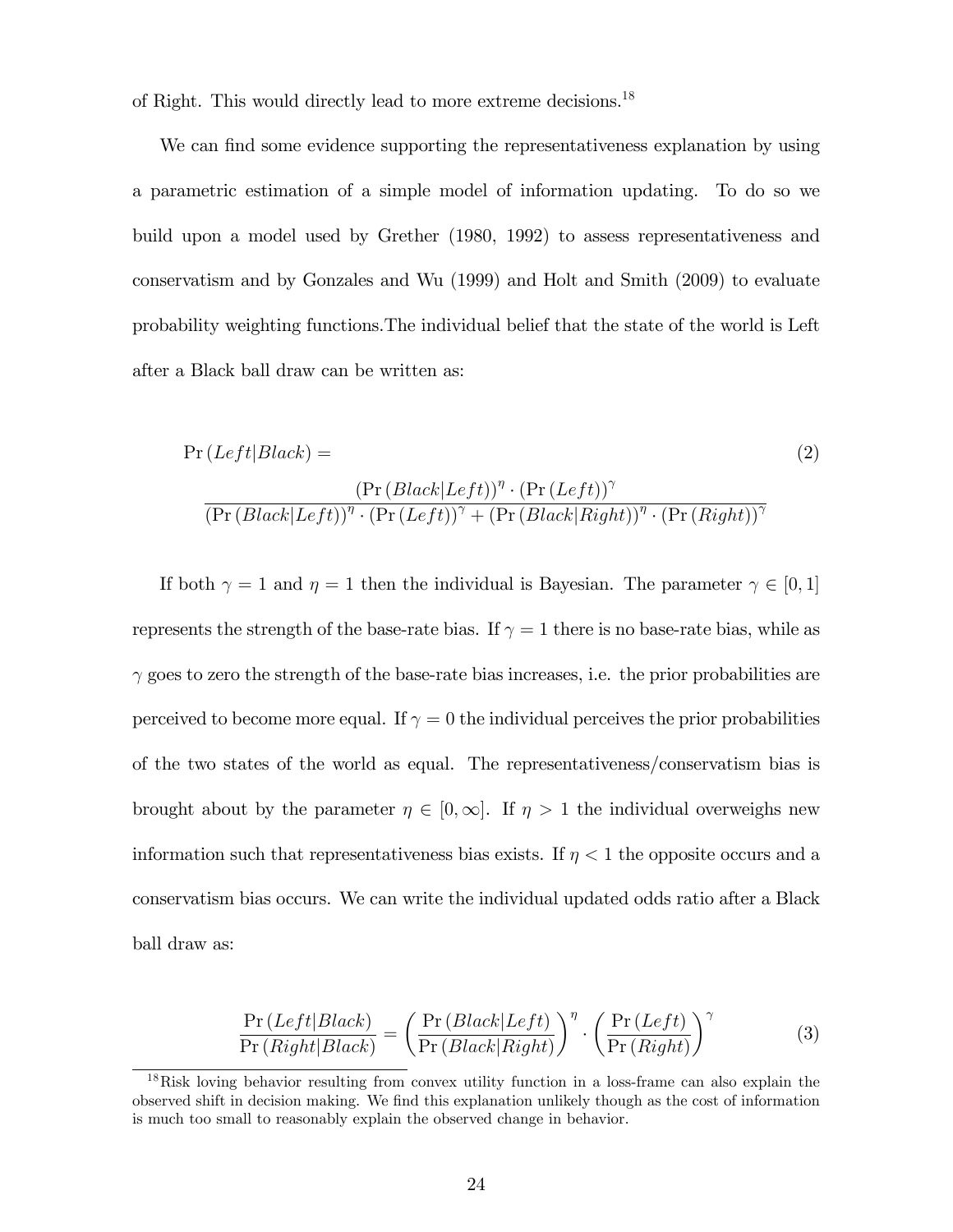of Right. This would directly lead to more extreme decisions.[18]

We can find some evidence supporting the representativeness explanation by using a parametric estimation of a simple model of information updating. To do so we build upon a model used by Grether (1980, 1992) to assess representativeness and conservatism and by Gonzales and Wu (1999) and Holt and Smith (2009) to evaluate probability weighting functions.The individual belief that the state of the world is Left after a Black ball draw can be written as:

$$\Pr(Left|Black) = \frac{(\Pr(Black|Left))^{\eta} \cdot (\Pr(Left))^{\gamma}}{(\Pr(Black|Left))^{\eta} \cdot (\Pr(Left))^{\gamma} + (\Pr(Black|Right))^{\eta} \cdot (\Pr(Right))^{\gamma}} \tag{2}$$

If both $\gamma = 1$ and $\eta = 1$ then the individual is Bayesian. The parameter $\gamma \in [0, 1]$ represents the strength of the base-rate bias. If $\gamma = 1$ there is no base-rate bias, while as $\gamma$ goes to zero the strength of the base-rate bias increases, i.e. the prior probabilities are perceived to become more equal. If $\gamma = 0$ the individual perceives the prior probabilities of the two states of the world as equal. The representativeness/conservatism bias is brought about by the parameter $\eta \in [0, \infty]$. If $\eta > 1$ the individual overweighs new information such that representativeness bias exists. If $\eta < 1$ the opposite occurs and a conservatism bias occurs. We can write the individual updated odds ratio after a Black ball draw as:

$$\frac{\Pr(Left|Black)}{\Pr(Right|Black)} = \left(\frac{\Pr(Black|Left)}{\Pr(Black|Right)}\right)^{\eta} \cdot \left(\frac{\Pr(Left)}{\Pr(Right)}\right)^{\gamma} \tag{3}$$

[18]Risk loving behavior resulting from convex utility function in a loss-frame can also explain the observed shift in decision making. We find this explanation unlikely though as the cost of information is much too small to reasonably explain the observed change in behavior.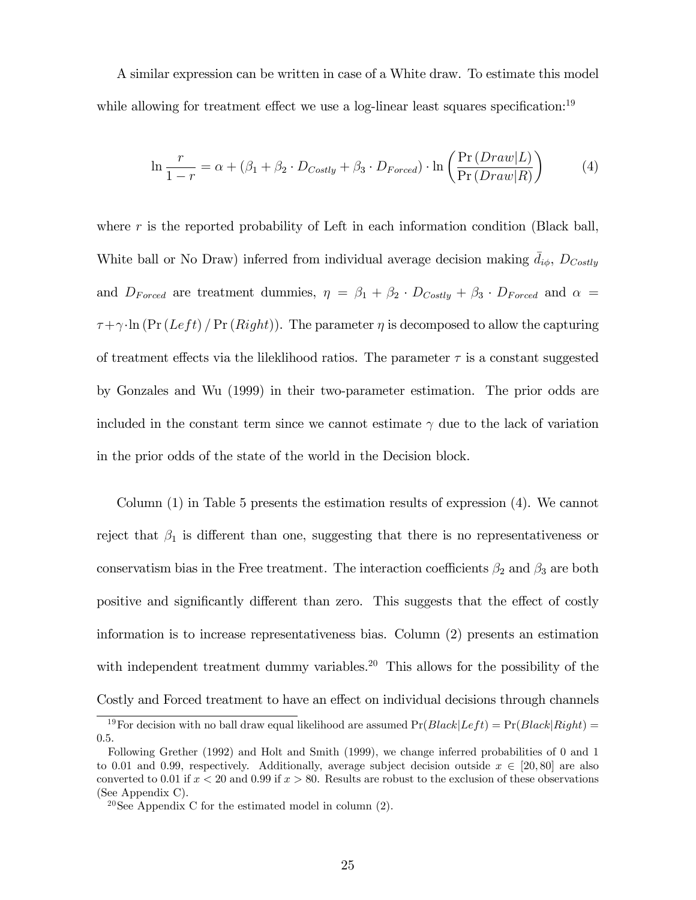A similar expression can be written in case of a White draw. To estimate this model while allowing for treatment effect we use a log-linear least squares specification:[19]

$$\ln \frac{r}{1-r} = \alpha + \left(\beta_1 + \beta_2 \cdot D_{Costly} + \beta_3 \cdot D_{Forced}\right) \cdot \ln \left( \frac{\Pr\left(Draw|L\right)}{\Pr\left(Draw|R\right)} \right) \tag{4}$$

where $r$ is the reported probability of Left in each information condition (Black ball, White ball or No Draw) inferred from individual average decision making $\bar{d}_{i\phi}$, $D_{Costly}$ and $D_{Forced}$ are treatment dummies, $\eta = \beta_1 + \beta_2 \cdot D_{Costly} + \beta_3 \cdot D_{Forced}$ and $\alpha = \tau + \gamma \cdot \ln\left(\Pr\left(Left\right) / \Pr\left(Right\right)\right)$. The parameter $\eta$ is decomposed to allow the capturing of treatment effects via the lileklihood ratios. The parameter $\tau$ is a constant suggested by Gonzales and Wu (1999) in their two-parameter estimation. The prior odds are included in the constant term since we cannot estimate $\gamma$ due to the lack of variation in the prior odds of the state of the world in the Decision block.

Column (1) in Table 5 presents the estimation results of expression (4). We cannot reject that $\beta_1$ is different than one, suggesting that there is no representativeness or conservatism bias in the Free treatment. The interaction coefficients $\beta_2$ and $\beta_3$ are both positive and significantly different than zero. This suggests that the effect of costly information is to increase representativeness bias. Column (2) presents an estimation with independent treatment dummy variables.[20] This allows for the possibility of the Costly and Forced treatment to have an effect on individual decisions through channels

[19] For decision with no ball draw equal likelihood are assumed $\Pr(Black|Left) = \Pr(Black|Right) = 0.5$.

Following Grether (1992) and Holt and Smith (1999), we change inferred probabilities of 0 and 1 to 0.01 and 0.99, respectively. Additionally, average subject decision outside $x \in [20, 80]$ are also converted to 0.01 if $x < 20$ and 0.99 if $x > 80$. Results are robust to the exclusion of these observations (See Appendix C).

[20] See Appendix C for the estimated model in column (2).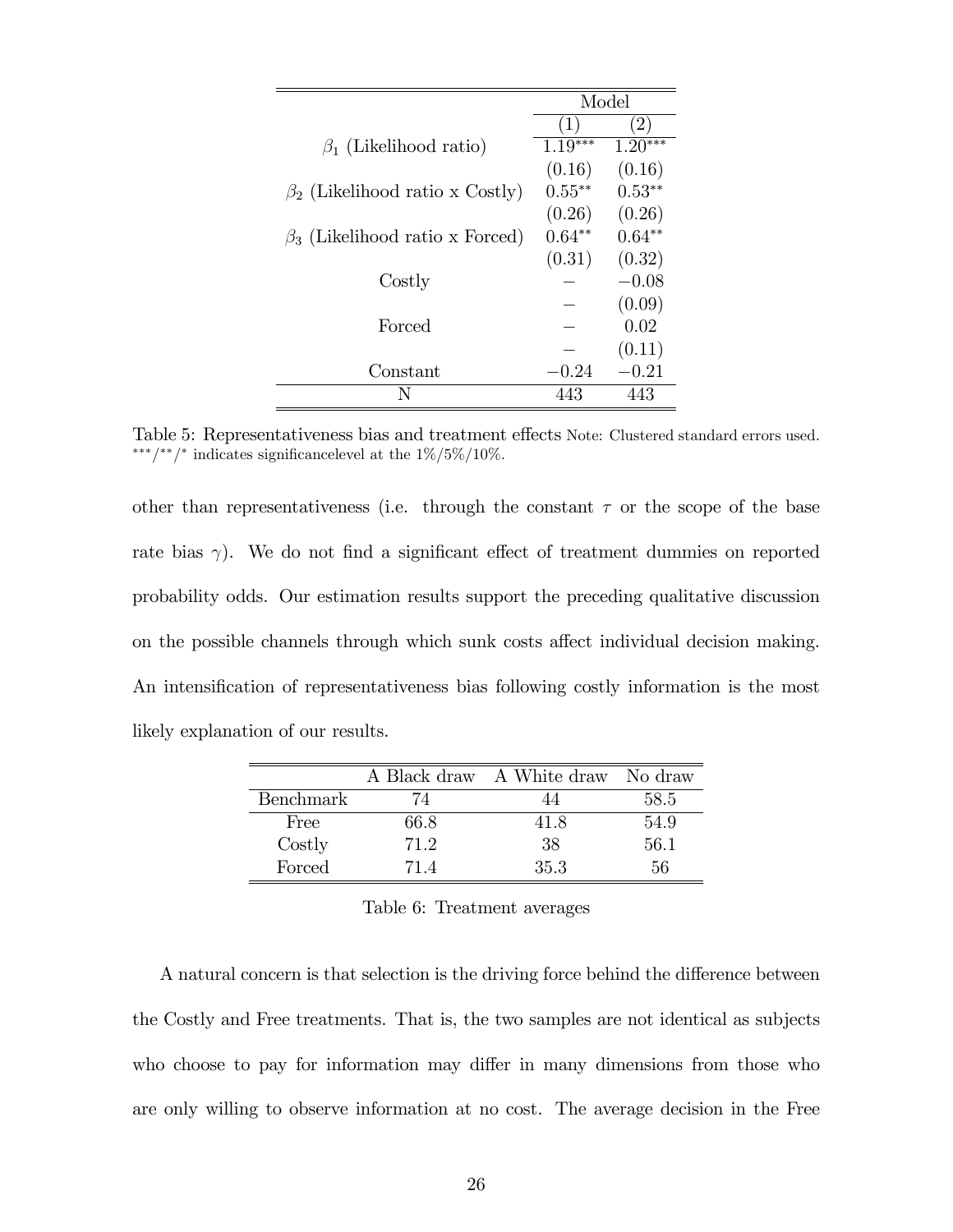| | Model | |
|---|---|---|
| | (1) | (2) |
| $\beta_1$ (Likelihood ratio) | $1.19^{***}$ | $1.20^{***}$ |
| | (0.16) | (0.16) |
| $\beta_2$ (Likelihood ratio x Costly) | $0.55^{**}$ | $0.53^{**}$ |
| | (0.26) | (0.26) |
| $\beta_3$ (Likelihood ratio x Forced) | $0.64^{**}$ | $0.64^{**}$ |
| | (0.31) | (0.32) |
| Costly | – | $-0.08$ |
| | – | (0.09) |
| Forced | – | 0.02 |
| | – | (0.11) |
| Constant | $-0.24$ | $-0.21$ |
| N | 443 | 443 |

Table 5: Representativeness bias and treatment effects Note: Clustered standard errors used. ***/**/* indicates significancelevel at the 1%/5%/10%.

other than representativeness (i.e. through the constant $\tau$ or the scope of the base rate bias $\gamma$). We do not find a significant effect of treatment dummies on reported probability odds. Our estimation results support the preceding qualitative discussion on the possible channels through which sunk costs affect individual decision making. An intensification of representativeness bias following costly information is the most likely explanation of our results.

| | A Black draw | A White draw | No draw |
|---|---|---|---|
| Benchmark | 74 | 44 | 58.5 |
| Free | 66.8 | 41.8 | 54.9 |
| Costly | 71.2 | 38 | 56.1 |
| Forced | 71.4 | 35.3 | 56 |

Table 6: Treatment averages

A natural concern is that selection is the driving force behind the difference between the Costly and Free treatments. That is, the two samples are not identical as subjects who choose to pay for information may differ in many dimensions from those who are only willing to observe information at no cost. The average decision in the Free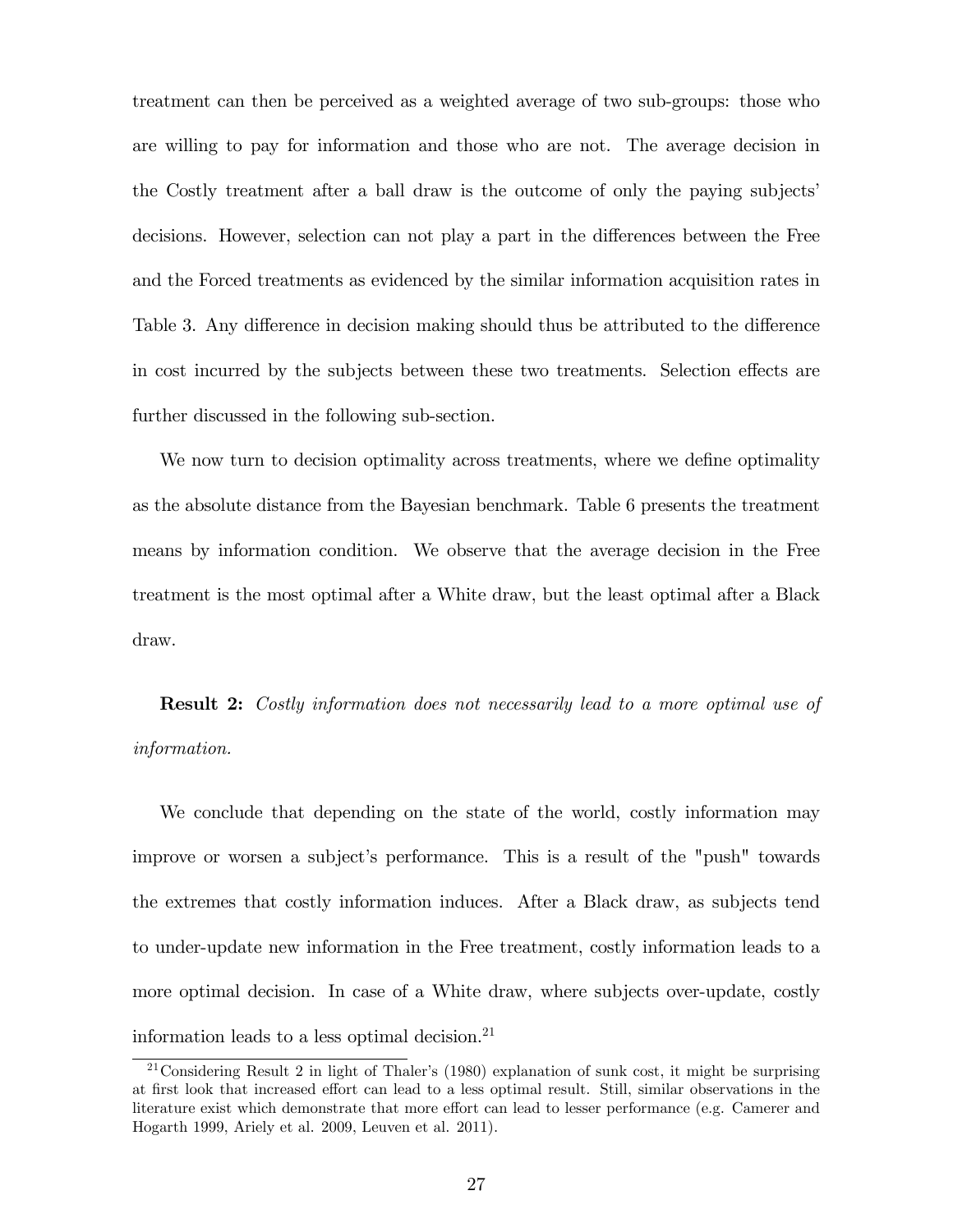treatment can then be perceived as a weighted average of two sub-groups: those who are willing to pay for information and those who are not. The average decision in the Costly treatment after a ball draw is the outcome of only the paying subjects' decisions. However, selection can not play a part in the differences between the Free and the Forced treatments as evidenced by the similar information acquisition rates in Table 3. Any difference in decision making should thus be attributed to the difference in cost incurred by the subjects between these two treatments. Selection effects are further discussed in the following sub-section.

We now turn to decision optimality across treatments, where we define optimality as the absolute distance from the Bayesian benchmark. Table 6 presents the treatment means by information condition. We observe that the average decision in the Free treatment is the most optimal after a White draw, but the least optimal after a Black draw.

**Result 2:** *Costly information does not necessarily lead to a more optimal use of information.*

We conclude that depending on the state of the world, costly information may improve or worsen a subject's performance. This is a result of the "push" towards the extremes that costly information induces. After a Black draw, as subjects tend to under-update new information in the Free treatment, costly information leads to a more optimal decision. In case of a White draw, where subjects over-update, costly information leads to a less optimal decision.[21]

[21] Considering Result 2 in light of Thaler's (1980) explanation of sunk cost, it might be surprising at first look that increased effort can lead to a less optimal result. Still, similar observations in the literature exist which demonstrate that more effort can lead to lesser performance (e.g. Camerer and Hogarth 1999, Ariely et al. 2009, Leuven et al. 2011).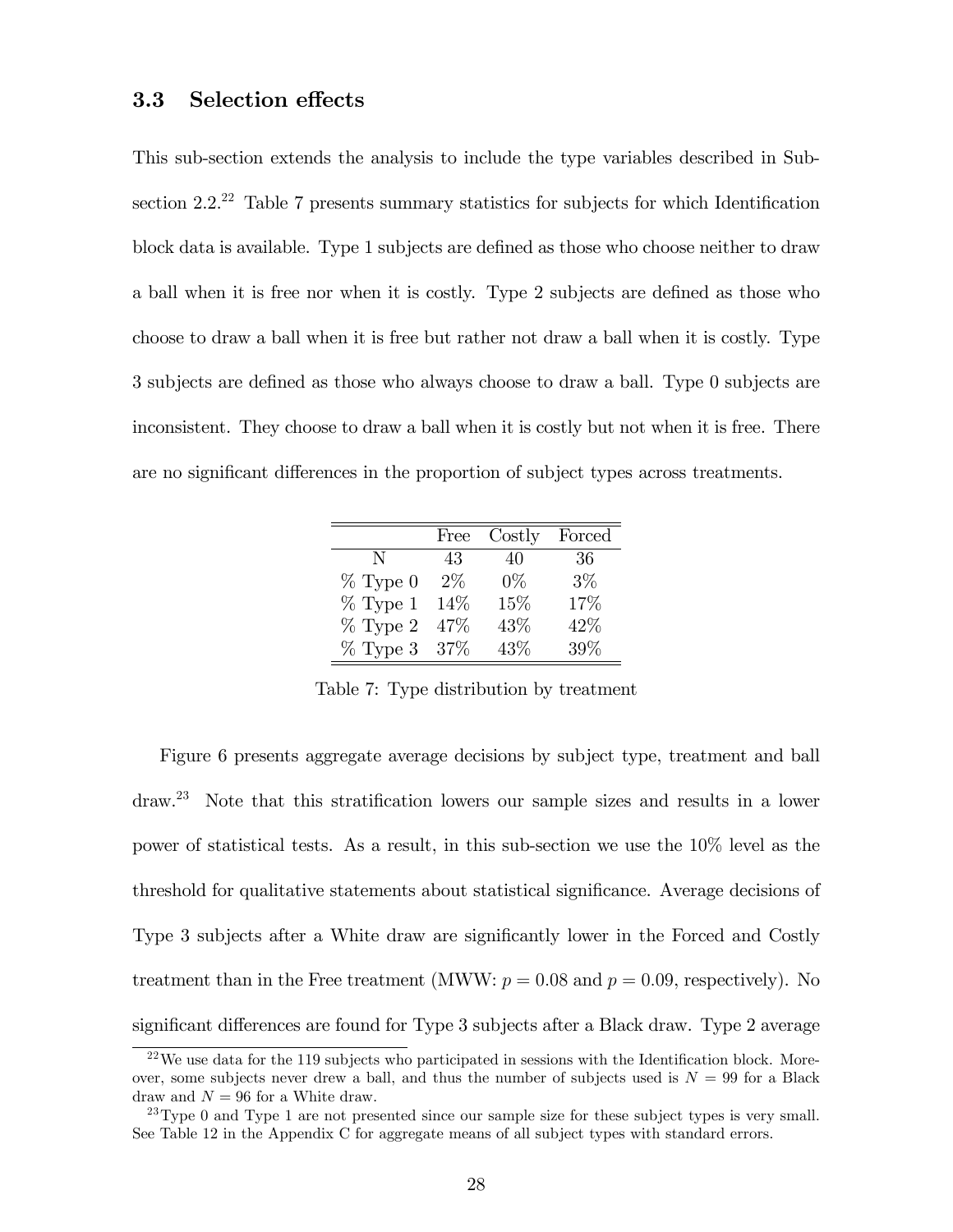### 3.3 Selection effects

This sub-section extends the analysis to include the type variables described in Subsection 2.2.[22] Table 7 presents summary statistics for subjects for which Identification block data is available. Type 1 subjects are defined as those who choose neither to draw a ball when it is free nor when it is costly. Type 2 subjects are defined as those who choose to draw a ball when it is free but rather not draw a ball when it is costly. Type 3 subjects are defined as those who always choose to draw a ball. Type 0 subjects are inconsistent. They choose to draw a ball when it is costly but not when it is free. There are no significant differences in the proportion of subject types across treatments.

| | Free | Costly | Forced |
|---|---|---|---|
| N | 43 | 40 | 36 |
| % Type 0 | 2% | 0% | 3% |
| % Type 1 | 14% | 15% | 17% |
| % Type 2 | 47% | 43% | 42% |
| % Type 3 | 37% | 43% | 39% |

Table 7: Type distribution by treatment

Figure 6 presents aggregate average decisions by subject type, treatment and ball draw.[23] Note that this stratification lowers our sample sizes and results in a lower power of statistical tests. As a result, in this sub-section we use the 10% level as the threshold for qualitative statements about statistical significance. Average decisions of Type 3 subjects after a White draw are significantly lower in the Forced and Costly treatment than in the Free treatment (MWW: $p = 0.08$ and $p = 0.09$, respectively). No significant differences are found for Type 3 subjects after a Black draw. Type 2 average

[22] We use data for the 119 subjects who participated in sessions with the Identification block. Moreover, some subjects never drew a ball, and thus the number of subjects used is $N = 99$ for a Black draw and $N = 96$ for a White draw.

[23] Type 0 and Type 1 are not presented since our sample size for these subject types is very small. See Table 12 in the Appendix C for aggregate means of all subject types with standard errors.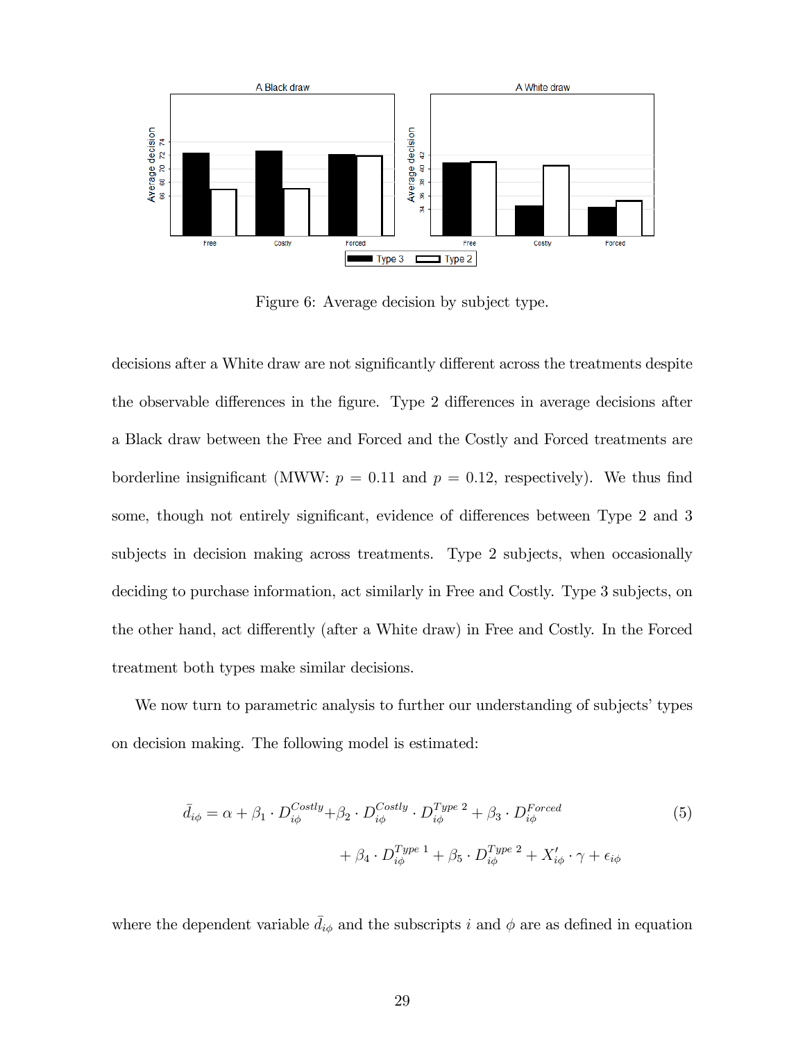A Black draw

Average decision

66 68 70 72 74

Free Costly Forced

A White draw

Average decision

34 36 38 40 42

Free Costly Forced

Type 3 Type 2

Figure 6: Average decision by subject type.

decisions after a White draw are not significantly different across the treatments despite the observable differences in the figure. Type 2 differences in average decisions after a Black draw between the Free and Forced and the Costly and Forced treatments are borderline insignificant (MWW: $p = 0.11$ and $p = 0.12$, respectively). We thus find some, though not entirely significant, evidence of differences between Type 2 and 3 subjects in decision making across treatments. Type 2 subjects, when occasionally deciding to purchase information, act similarly in Free and Costly. Type 3 subjects, on the other hand, act differently (after a White draw) in Free and Costly. In the Forced treatment both types make similar decisions.

We now turn to parametric analysis to further our understanding of subjects' types on decision making. The following model is estimated:

$$\bar{d}_{i\phi} = \alpha + \beta_1 \cdot D_{i\phi}^{Costly} + \beta_2 \cdot D_{i\phi}^{Costly} \cdot D_{i\phi}^{Type\ 2} + \beta_3 \cdot D_{i\phi}^{Forced} + \beta_4 \cdot D_{i\phi}^{Type\ 1} + \beta_5 \cdot D_{i\phi}^{Type\ 2} + X_{i\phi}' \cdot \gamma + \epsilon_{i\phi} \tag{5}$$

where the dependent variable $\bar{d}_{i\phi}$ and the subscripts $i$ and $\phi$ are as defined in equation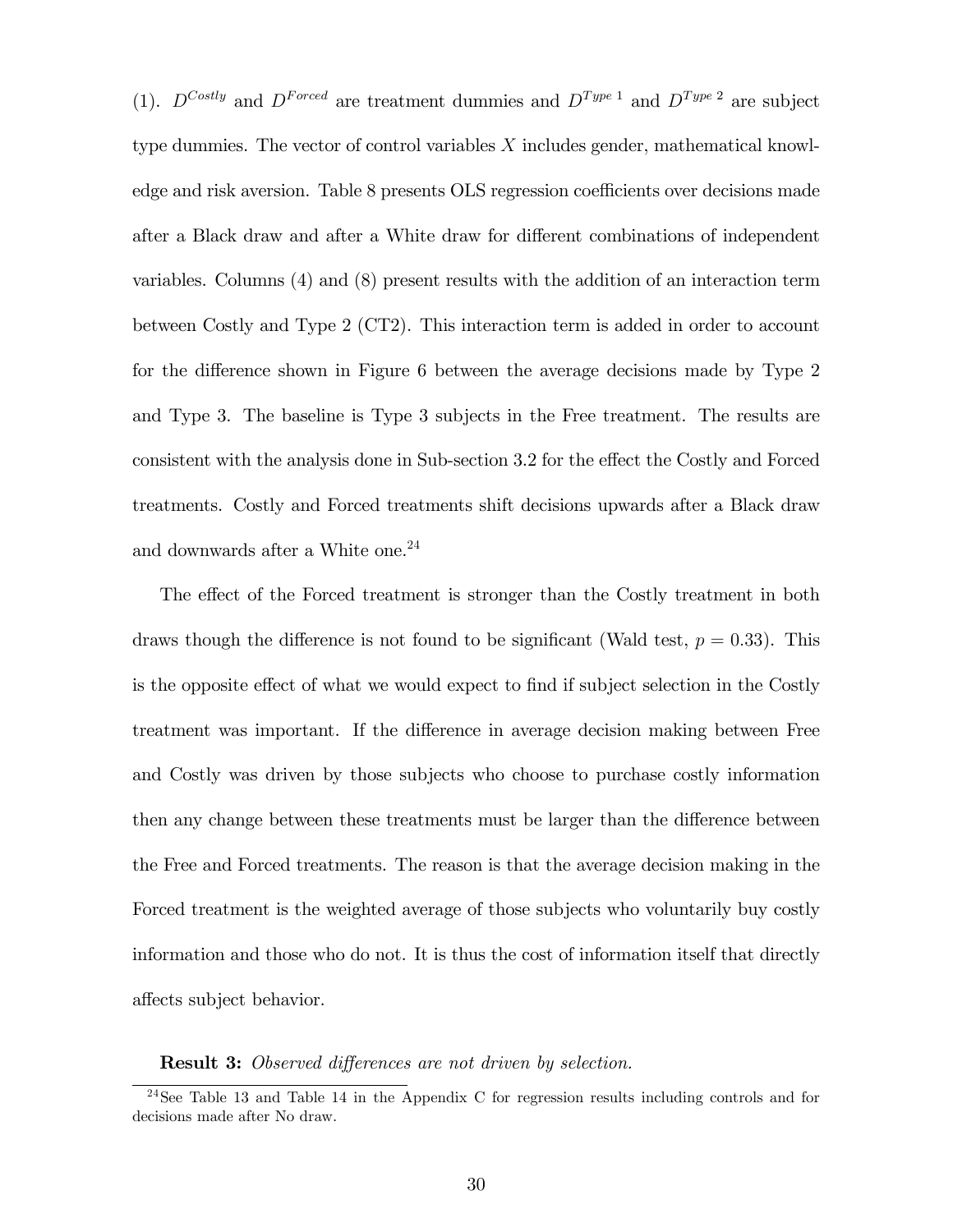(1). $D^{Costly}$ and $D^{Forced}$ are treatment dummies and $D^{Type\ 1}$ and $D^{Type\ 2}$ are subject type dummies. The vector of control variables $X$ includes gender, mathematical knowledge and risk aversion. Table 8 presents OLS regression coefficients over decisions made after a Black draw and after a White draw for different combinations of independent variables. Columns (4) and (8) present results with the addition of an interaction term between Costly and Type 2 (CT2). This interaction term is added in order to account for the difference shown in Figure 6 between the average decisions made by Type 2 and Type 3. The baseline is Type 3 subjects in the Free treatment. The results are consistent with the analysis done in Sub-section 3.2 for the effect the Costly and Forced treatments. Costly and Forced treatments shift decisions upwards after a Black draw and downwards after a White one.[24]

The effect of the Forced treatment is stronger than the Costly treatment in both draws though the difference is not found to be significant (Wald test, $p = 0.33$). This is the opposite effect of what we would expect to find if subject selection in the Costly treatment was important. If the difference in average decision making between Free and Costly was driven by those subjects who choose to purchase costly information then any change between these treatments must be larger than the difference between the Free and Forced treatments. The reason is that the average decision making in the Forced treatment is the weighted average of those subjects who voluntarily buy costly information and those who do not. It is thus the cost of information itself that directly affects subject behavior.

**Result 3:** *Observed differences are not driven by selection.*

[24] See Table 13 and Table 14 in the Appendix C for regression results including controls and for decisions made after No draw.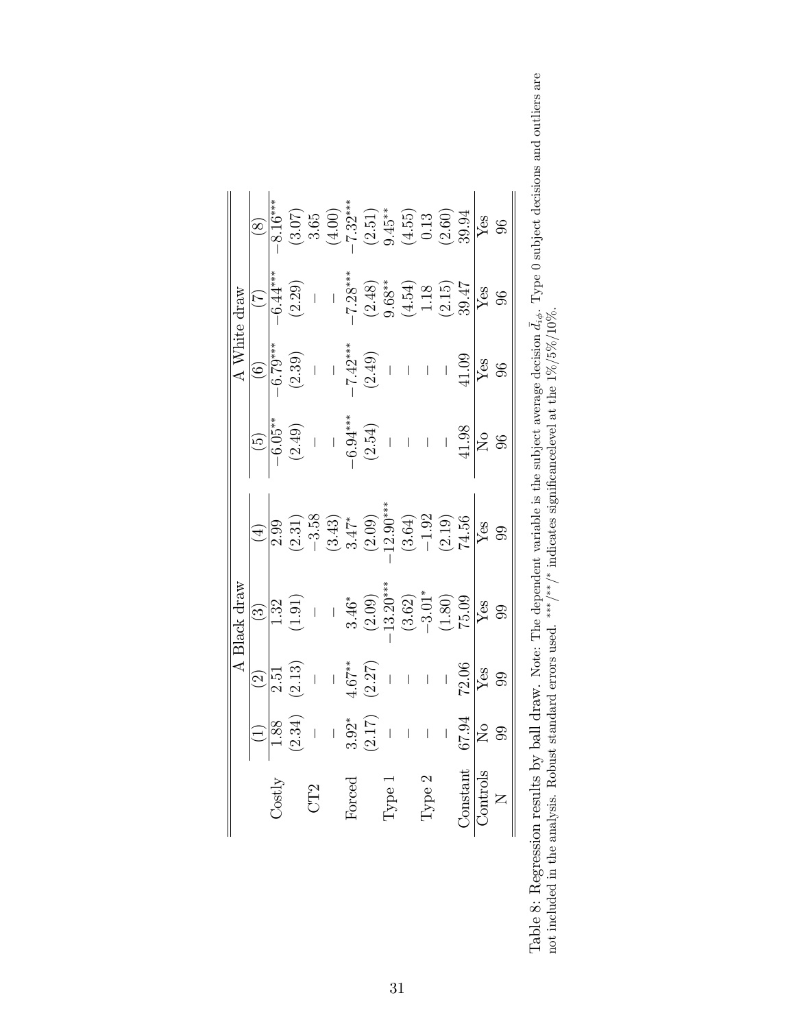| | A Black draw | | | | A White draw | | | |
|---|---|---|---|---|---|---|---|---|
| | (1) | (2) | (3) | (4) | (5) | (6) | (7) | (8) |
| Costly | 1.88 | 2.51 | 1.32 | 2.99 | $-6.05^{**}$ | $-6.79^{***}$ | $-6.44^{***}$ | $-8.16^{***}$ |
| | (2.34) | (2.13) | (1.91) | (2.31) | (2.49) | (2.39) | (2.29) | (3.07) |
| CT2 | – | – | – | $-3.58$ | – | – | – | 3.65 |
| | – | – | – | (3.43) | – | – | – | (4.00) |
| Forced | $3.92^{*}$ | $4.67^{**}$ | $3.46^{*}$ | $3.47^{*}$ | $-6.94^{***}$ | $-7.42^{***}$ | $-7.28^{***}$ | $-7.32^{***}$ |
| | (2.17) | (2.27) | (2.09) | (2.09) | (2.54) | (2.49) | (2.48) | (2.51) |
| Type 1 | – | – | $-13.20^{***}$ | $-12.90^{***}$ | – | – | $9.68^{**}$ | $9.45^{**}$ |
| | – | – | (3.62) | (3.64) | – | – | (4.54) | (4.55) |
| Type 2 | – | – | $-3.01^{*}$ | $-1.92$ | – | – | 1.18 | 0.13 |
| | – | – | (1.80) | (2.19) | – | – | (2.15) | (2.60) |
| Constant | 67.94 | 72.06 | 75.09 | 74.56 | 41.98 | 41.09 | 39.47 | 39.94 |
| Controls | No | Yes | Yes | Yes | No | Yes | Yes | Yes |
| N | 99 | 99 | 99 | 99 | 96 | 96 | 96 | 96 |

Table 8: Regression results by ball draw. Note: The dependent variable is the subject average decision $\bar{d}_{i\phi}$. Type 0 subject decisions and outliers are not included in the analysis. Robust standard errors used. $^{***}/^{**}/^{*}$ indicates significancelevel at the 1%/5%/10%.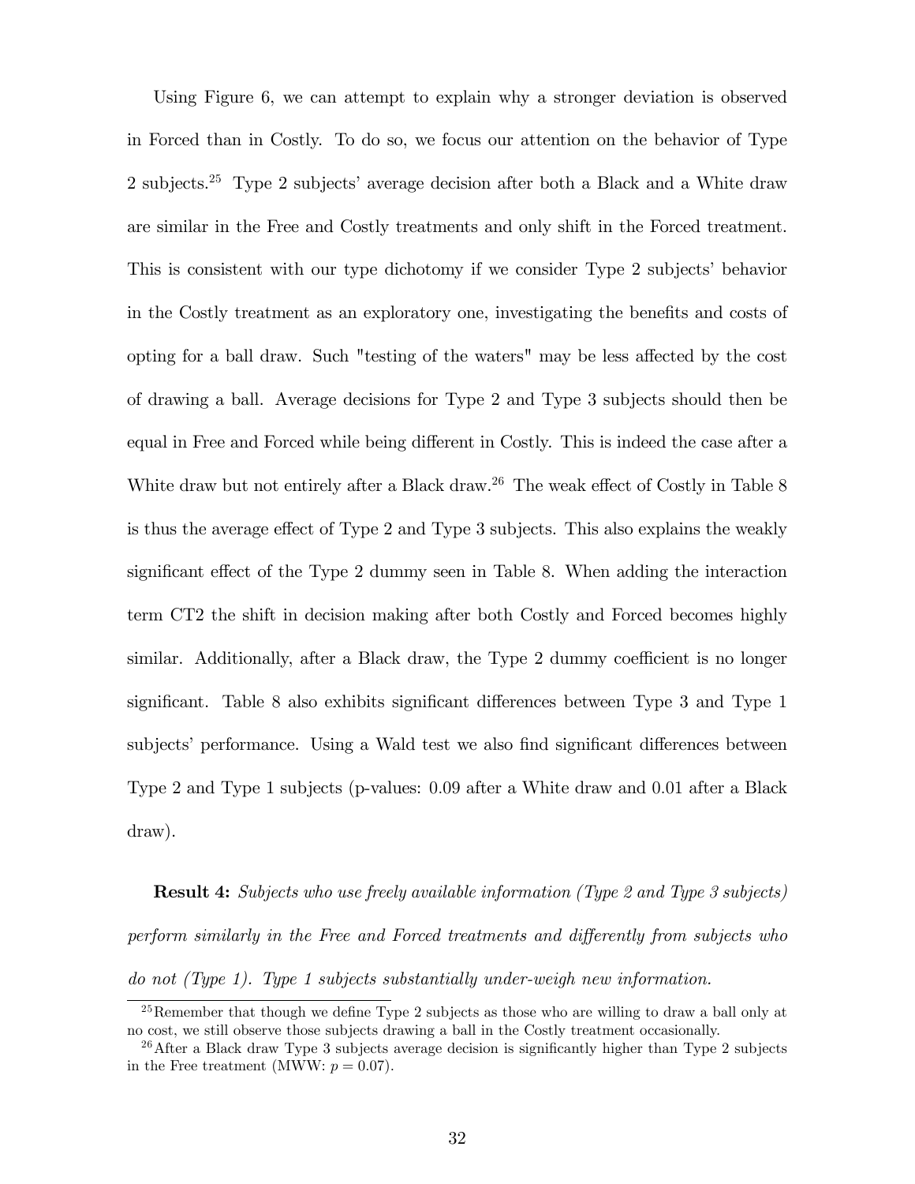Using Figure 6, we can attempt to explain why a stronger deviation is observed in Forced than in Costly. To do so, we focus our attention on the behavior of Type 2 subjects.[25] Type 2 subjects' average decision after both a Black and a White draw are similar in the Free and Costly treatments and only shift in the Forced treatment. This is consistent with our type dichotomy if we consider Type 2 subjects' behavior in the Costly treatment as an exploratory one, investigating the benefits and costs of opting for a ball draw. Such "testing of the waters" may be less affected by the cost of drawing a ball. Average decisions for Type 2 and Type 3 subjects should then be equal in Free and Forced while being different in Costly. This is indeed the case after a White draw but not entirely after a Black draw.[26] The weak effect of Costly in Table 8 is thus the average effect of Type 2 and Type 3 subjects. This also explains the weakly significant effect of the Type 2 dummy seen in Table 8. When adding the interaction term CT2 the shift in decision making after both Costly and Forced becomes highly similar. Additionally, after a Black draw, the Type 2 dummy coefficient is no longer significant. Table 8 also exhibits significant differences between Type 3 and Type 1 subjects' performance. Using a Wald test we also find significant differences between Type 2 and Type 1 subjects (p-values: 0.09 after a White draw and 0.01 after a Black draw).

**Result 4:** *Subjects who use freely available information (Type 2 and Type 3 subjects) perform similarly in the Free and Forced treatments and differently from subjects who do not (Type 1). Type 1 subjects substantially under-weigh new information.*

[25] Remember that though we define Type 2 subjects as those who are willing to draw a ball only at no cost, we still observe those subjects drawing a ball in the Costly treatment occasionally.

[26] After a Black draw Type 3 subjects average decision is significantly higher than Type 2 subjects in the Free treatment (MWW: $p = 0.07$).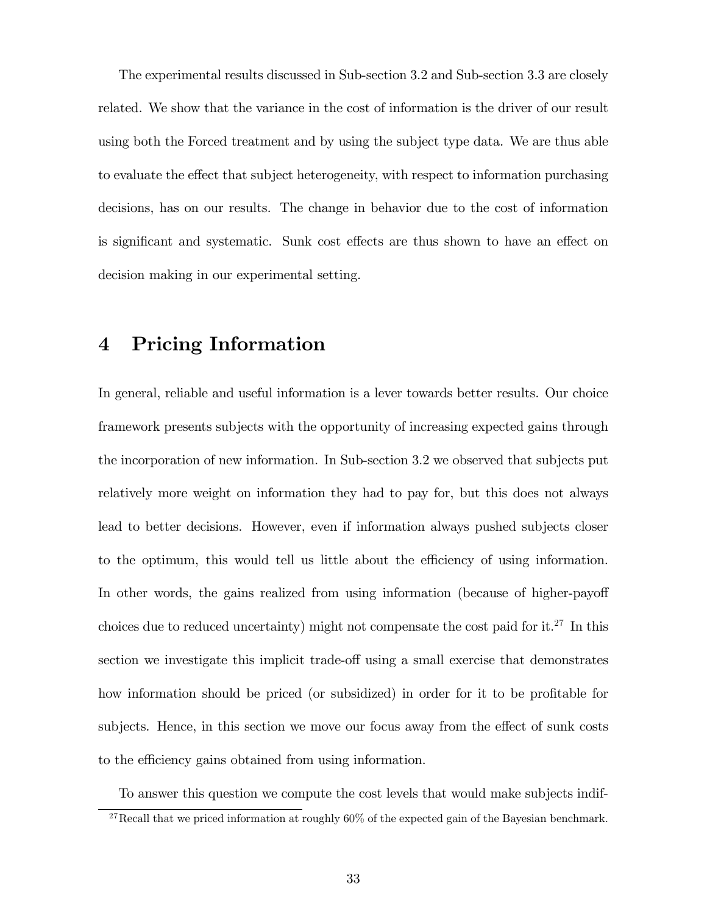The experimental results discussed in Sub-section 3.2 and Sub-section 3.3 are closely related. We show that the variance in the cost of information is the driver of our result using both the Forced treatment and by using the subject type data. We are thus able to evaluate the effect that subject heterogeneity, with respect to information purchasing decisions, has on our results. The change in behavior due to the cost of information is significant and systematic. Sunk cost effects are thus shown to have an effect on decision making in our experimental setting.

# 4 Pricing Information

In general, reliable and useful information is a lever towards better results. Our choice framework presents subjects with the opportunity of increasing expected gains through the incorporation of new information. In Sub-section 3.2 we observed that subjects put relatively more weight on information they had to pay for, but this does not always lead to better decisions. However, even if information always pushed subjects closer to the optimum, this would tell us little about the efficiency of using information. In other words, the gains realized from using information (because of higher-payoff choices due to reduced uncertainty) might not compensate the cost paid for it.[27] In this section we investigate this implicit trade-off using a small exercise that demonstrates how information should be priced (or subsidized) in order for it to be profitable for subjects. Hence, in this section we move our focus away from the effect of sunk costs to the efficiency gains obtained from using information.

To answer this question we compute the cost levels that would make subjects indif-

[27] Recall that we priced information at roughly 60% of the expected gain of the Bayesian benchmark.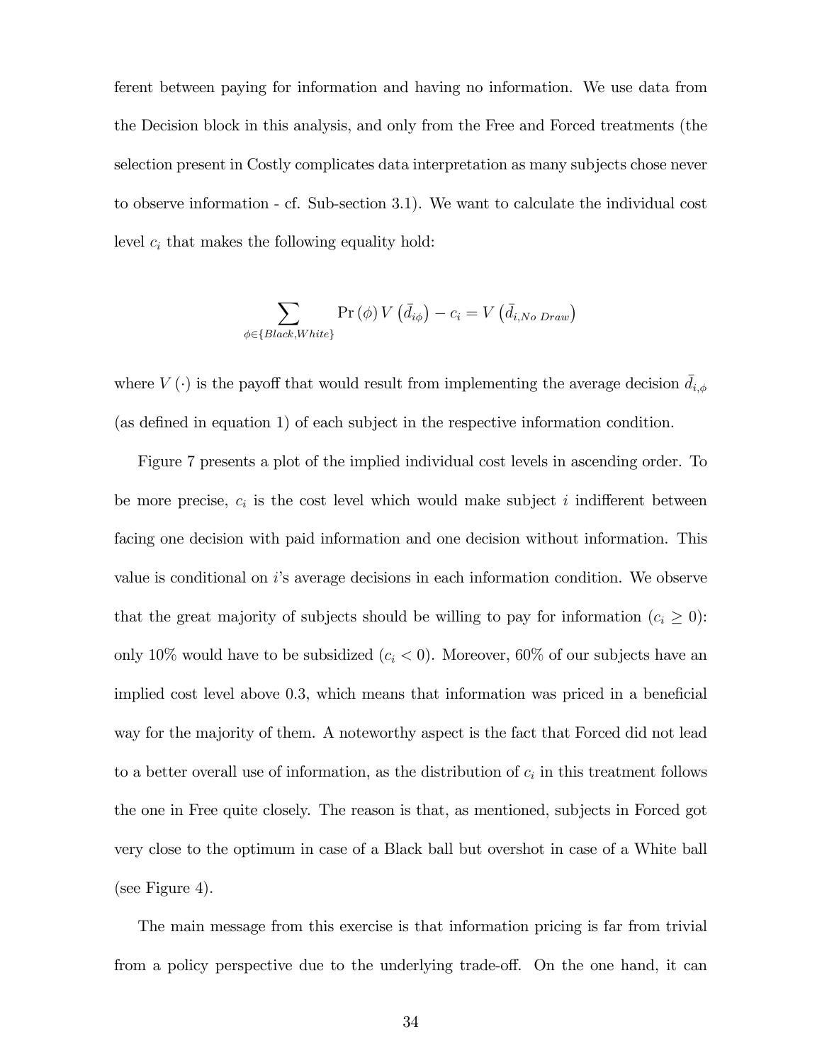ferent between paying for information and having no information. We use data from the Decision block in this analysis, and only from the Free and Forced treatments (the selection present in Costly complicates data interpretation as many subjects chose never to observe information - cf. Sub-section 3.1). We want to calculate the individual cost level $c_i$ that makes the following equality hold:

$$\sum_{\phi \in \{Black, White\}} \Pr(\phi) V\left(\bar{d}_{i\phi}\right) - c_i = V\left(\bar{d}_{i,No\ Draw}\right)$$

where $V(\cdot)$ is the payoff that would result from implementing the average decision $\bar{d}_{i,\phi}$ (as defined in equation 1) of each subject in the respective information condition.

Figure 7 presents a plot of the implied individual cost levels in ascending order. To be more precise, $c_i$ is the cost level which would make subject $i$ indifferent between facing one decision with paid information and one decision without information. This value is conditional on $i$'s average decisions in each information condition. We observe that the great majority of subjects should be willing to pay for information ($c_i \geq 0$): only 10% would have to be subsidized ($c_i < 0$). Moreover, 60% of our subjects have an implied cost level above 0.3, which means that information was priced in a beneficial way for the majority of them. A noteworthy aspect is the fact that Forced did not lead to a better overall use of information, as the distribution of $c_i$ in this treatment follows the one in Free quite closely. The reason is that, as mentioned, subjects in Forced got very close to the optimum in case of a Black ball but overshot in case of a White ball (see Figure 4).

The main message from this exercise is that information pricing is far from trivial from a policy perspective due to the underlying trade-off. On the one hand, it can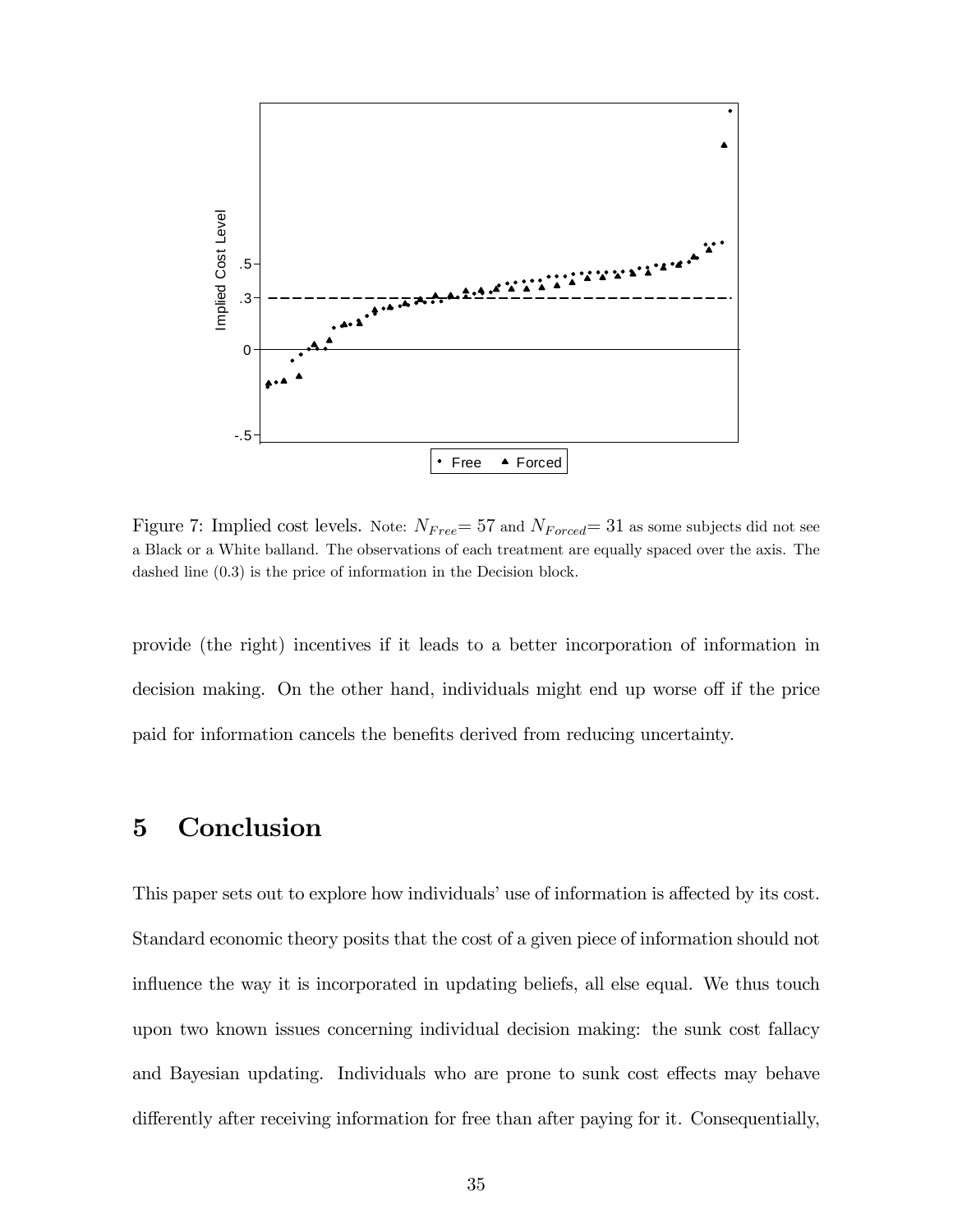Implied Cost Level

.5

.3

0

-.5

Free
Forced

Figure 7: Implied cost levels. Note: $N_{Free}$= 57 and $N_{Forced}$= 31 as some subjects did not see a Black or a White balland. The observations of each treatment are equally spaced over the axis. The dashed line (0.3) is the price of information in the Decision block.

provide (the right) incentives if it leads to a better incorporation of information in decision making. On the other hand, individuals might end up worse off if the price paid for information cancels the benefits derived from reducing uncertainty.

# 5 Conclusion

This paper sets out to explore how individuals' use of information is affected by its cost. Standard economic theory posits that the cost of a given piece of information should not influence the way it is incorporated in updating beliefs, all else equal. We thus touch upon two known issues concerning individual decision making: the sunk cost fallacy and Bayesian updating. Individuals who are prone to sunk cost effects may behave differently after receiving information for free than after paying for it. Consequentially,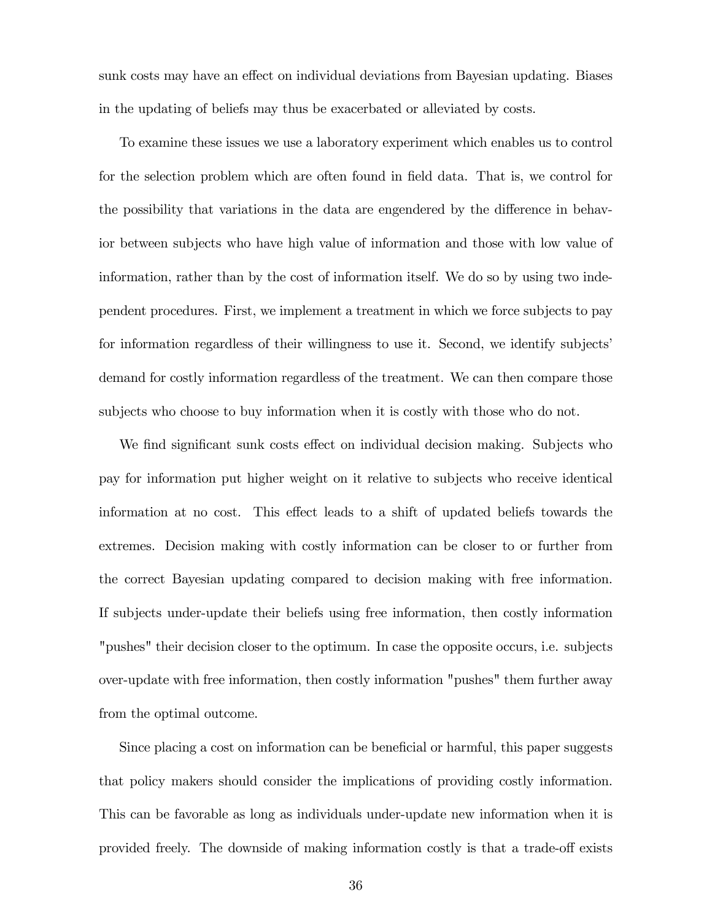sunk costs may have an effect on individual deviations from Bayesian updating. Biases in the updating of beliefs may thus be exacerbated or alleviated by costs.

To examine these issues we use a laboratory experiment which enables us to control for the selection problem which are often found in field data. That is, we control for the possibility that variations in the data are engendered by the difference in behavior between subjects who have high value of information and those with low value of information, rather than by the cost of information itself. We do so by using two independent procedures. First, we implement a treatment in which we force subjects to pay for information regardless of their willingness to use it. Second, we identify subjects' demand for costly information regardless of the treatment. We can then compare those subjects who choose to buy information when it is costly with those who do not.

We find significant sunk costs effect on individual decision making. Subjects who pay for information put higher weight on it relative to subjects who receive identical information at no cost. This effect leads to a shift of updated beliefs towards the extremes. Decision making with costly information can be closer to or further from the correct Bayesian updating compared to decision making with free information. If subjects under-update their beliefs using free information, then costly information "pushes" their decision closer to the optimum. In case the opposite occurs, i.e. subjects over-update with free information, then costly information "pushes" them further away from the optimal outcome.

Since placing a cost on information can be beneficial or harmful, this paper suggests that policy makers should consider the implications of providing costly information. This can be favorable as long as individuals under-update new information when it is provided freely. The downside of making information costly is that a trade-off exists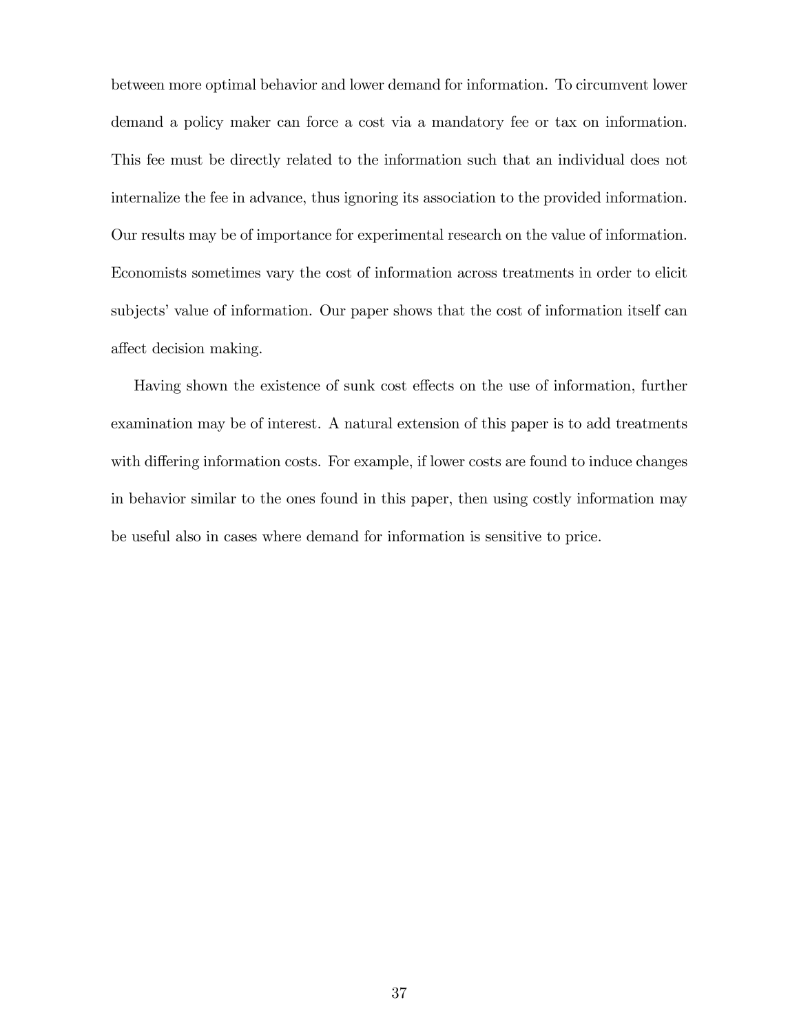between more optimal behavior and lower demand for information. To circumvent lower demand a policy maker can force a cost via a mandatory fee or tax on information. This fee must be directly related to the information such that an individual does not internalize the fee in advance, thus ignoring its association to the provided information. Our results may be of importance for experimental research on the value of information. Economists sometimes vary the cost of information across treatments in order to elicit subjects' value of information. Our paper shows that the cost of information itself can affect decision making.

Having shown the existence of sunk cost effects on the use of information, further examination may be of interest. A natural extension of this paper is to add treatments with differing information costs. For example, if lower costs are found to induce changes in behavior similar to the ones found in this paper, then using costly information may be useful also in cases where demand for information is sensitive to price.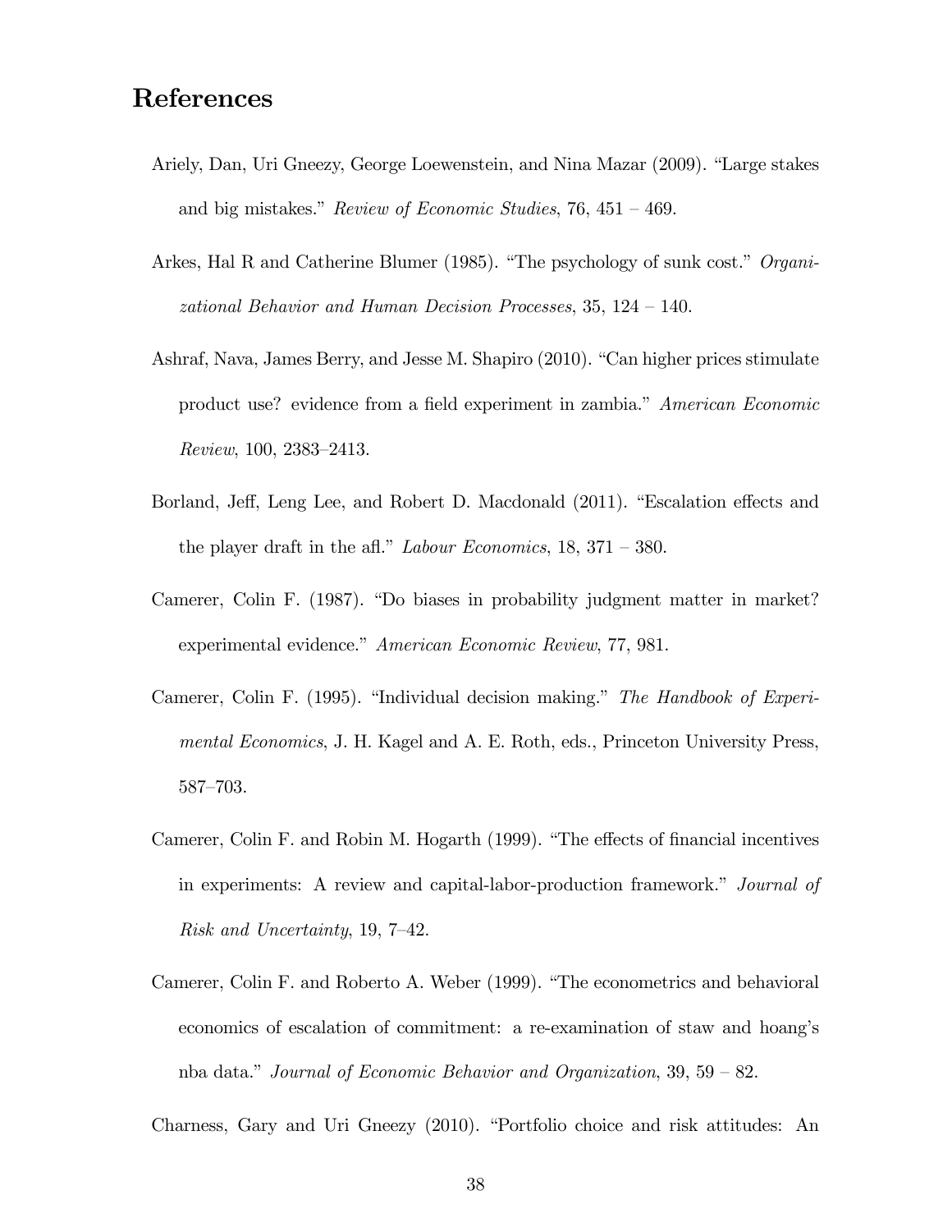# References

Ariely, Dan, Uri Gneezy, George Loewenstein, and Nina Mazar (2009). "Large stakes and big mistakes." *Review of Economic Studies*, 76, 451 – 469.

Arkes, Hal R and Catherine Blumer (1985). "The psychology of sunk cost." *Organizational Behavior and Human Decision Processes*, 35, 124 – 140.

Ashraf, Nava, James Berry, and Jesse M. Shapiro (2010). "Can higher prices stimulate product use? evidence from a field experiment in zambia." *American Economic Review*, 100, 2383–2413.

Borland, Jeff, Leng Lee, and Robert D. Macdonald (2011). "Escalation effects and the player draft in the afl." *Labour Economics*, 18, 371 – 380.

Camerer, Colin F. (1987). "Do biases in probability judgment matter in market? experimental evidence." *American Economic Review*, 77, 981.

Camerer, Colin F. (1995). "Individual decision making." *The Handbook of Experimental Economics*, J. H. Kagel and A. E. Roth, eds., Princeton University Press, 587–703.

Camerer, Colin F. and Robin M. Hogarth (1999). "The effects of financial incentives in experiments: A review and capital-labor-production framework." *Journal of Risk and Uncertainty*, 19, 7–42.

Camerer, Colin F. and Roberto A. Weber (1999). "The econometrics and behavioral economics of escalation of commitment: a re-examination of staw and hoang's nba data." *Journal of Economic Behavior and Organization*, 39, 59 – 82.

Charness, Gary and Uri Gneezy (2010). "Portfolio choice and risk attitudes: An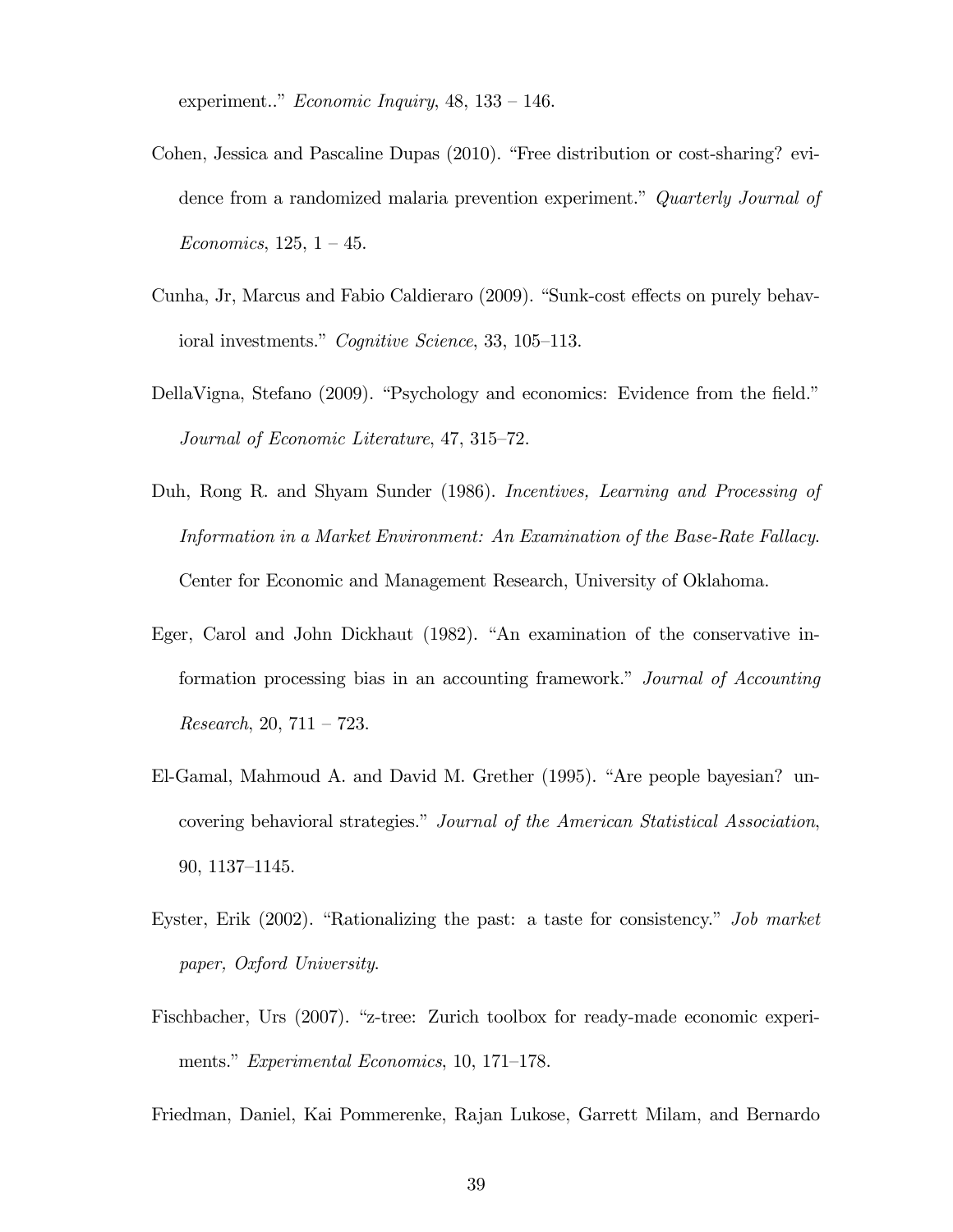experiment.." *Economic Inquiry*, 48, 133 – 146.

Cohen, Jessica and Pascaline Dupas (2010). "Free distribution or cost-sharing? evidence from a randomized malaria prevention experiment." *Quarterly Journal of Economics*, 125, 1 – 45.

Cunha, Jr, Marcus and Fabio Caldieraro (2009). "Sunk-cost effects on purely behavioral investments." *Cognitive Science*, 33, 105–113.

DellaVigna, Stefano (2009). "Psychology and economics: Evidence from the field." *Journal of Economic Literature*, 47, 315–72.

Duh, Rong R. and Shyam Sunder (1986). *Incentives, Learning and Processing of Information in a Market Environment: An Examination of the Base-Rate Fallacy.* Center for Economic and Management Research, University of Oklahoma.

Eger, Carol and John Dickhaut (1982). "An examination of the conservative information processing bias in an accounting framework." *Journal of Accounting Research*, 20, 711 – 723.

El-Gamal, Mahmoud A. and David M. Grether (1995). "Are people bayesian? uncovering behavioral strategies." *Journal of the American Statistical Association*, 90, 1137–1145.

Eyster, Erik (2002). "Rationalizing the past: a taste for consistency." *Job market paper, Oxford University.*

Fischbacher, Urs (2007). "z-tree: Zurich toolbox for ready-made economic experiments." *Experimental Economics*, 10, 171–178.

Friedman, Daniel, Kai Pommerenke, Rajan Lukose, Garrett Milam, and Bernardo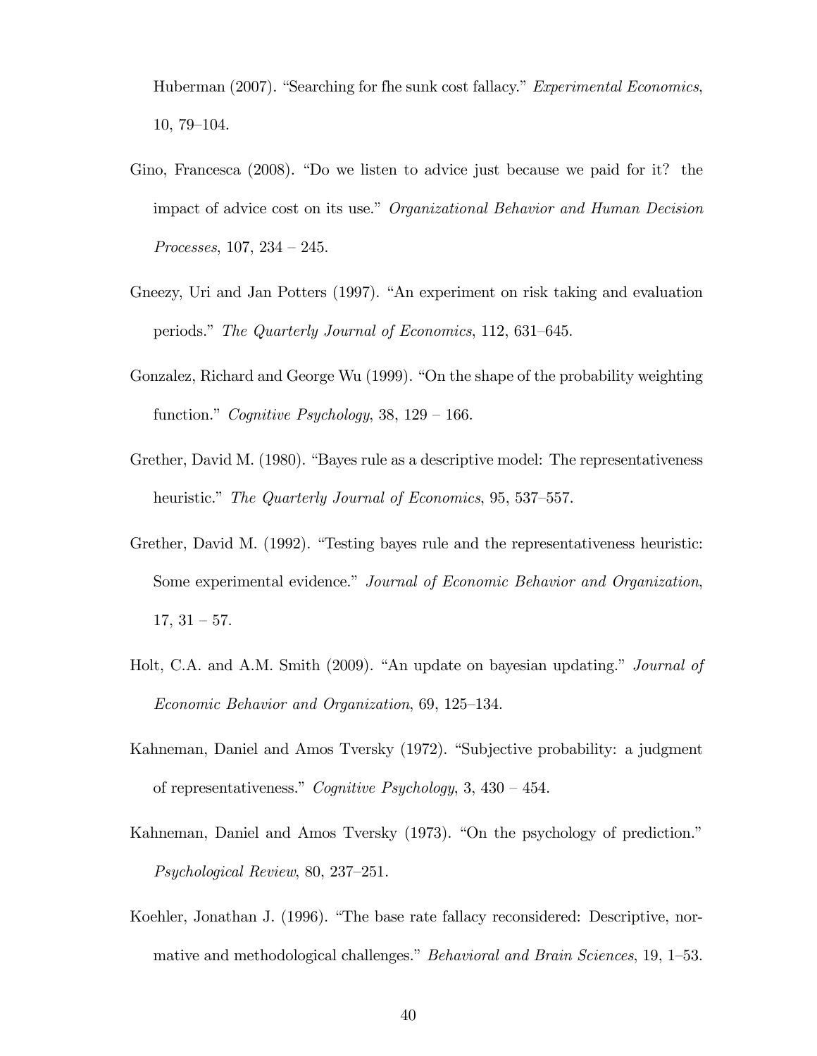Huberman (2007). "Searching for fhe sunk cost fallacy." *Experimental Economics*, 10, 79–104.

Gino, Francesca (2008). "Do we listen to advice just because we paid for it? the impact of advice cost on its use." *Organizational Behavior and Human Decision Processes*, 107, 234 – 245.

Gneezy, Uri and Jan Potters (1997). "An experiment on risk taking and evaluation periods." *The Quarterly Journal of Economics*, 112, 631–645.

Gonzalez, Richard and George Wu (1999). "On the shape of the probability weighting function." *Cognitive Psychology*, 38, 129 – 166.

Grether, David M. (1980). "Bayes rule as a descriptive model: The representativeness heuristic." *The Quarterly Journal of Economics*, 95, 537–557.

Grether, David M. (1992). "Testing bayes rule and the representativeness heuristic: Some experimental evidence." *Journal of Economic Behavior and Organization*, 17, 31 – 57.

Holt, C.A. and A.M. Smith (2009). "An update on bayesian updating." *Journal of Economic Behavior and Organization*, 69, 125–134.

Kahneman, Daniel and Amos Tversky (1972). "Subjective probability: a judgment of representativeness." *Cognitive Psychology*, 3, 430 – 454.

Kahneman, Daniel and Amos Tversky (1973). "On the psychology of prediction." *Psychological Review*, 80, 237–251.

Koehler, Jonathan J. (1996). "The base rate fallacy reconsidered: Descriptive, normative and methodological challenges." *Behavioral and Brain Sciences*, 19, 1–53.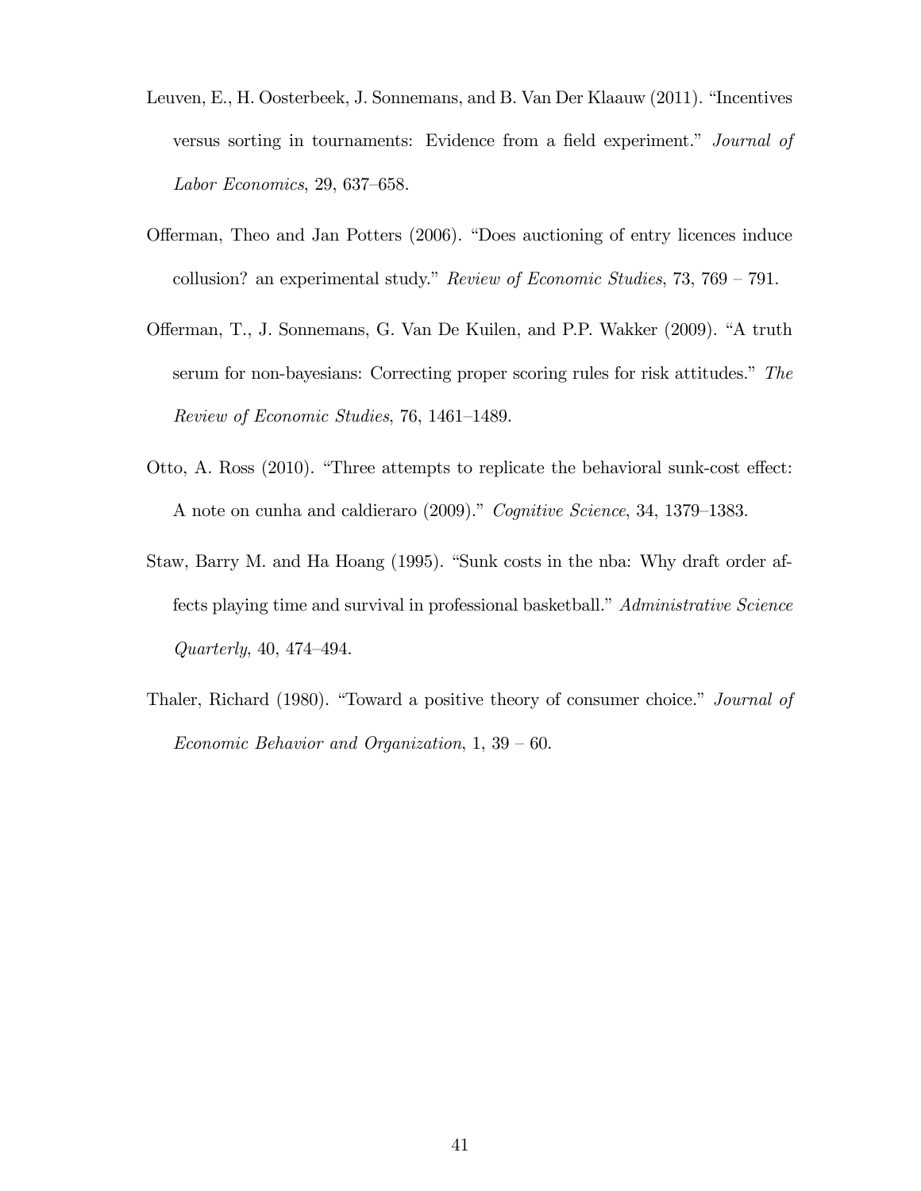Leuven, E., H. Oosterbeek, J. Sonnemans, and B. Van Der Klaauw (2011). "Incentives versus sorting in tournaments: Evidence from a field experiment." *Journal of Labor Economics*, 29, 637–658.

Offerman, Theo and Jan Potters (2006). "Does auctioning of entry licences induce collusion? an experimental study." *Review of Economic Studies*, 73, 769 – 791.

Offerman, T., J. Sonnemans, G. Van De Kuilen, and P.P. Wakker (2009). "A truth serum for non-bayesians: Correcting proper scoring rules for risk attitudes." *The Review of Economic Studies*, 76, 1461–1489.

Otto, A. Ross (2010). "Three attempts to replicate the behavioral sunk-cost effect: A note on cunha and caldieraro (2009)." *Cognitive Science*, 34, 1379–1383.

Staw, Barry M. and Ha Hoang (1995). "Sunk costs in the nba: Why draft order affects playing time and survival in professional basketball." *Administrative Science Quarterly*, 40, 474–494.

Thaler, Richard (1980). "Toward a positive theory of consumer choice." *Journal of Economic Behavior and Organization*, 1, 39 – 60.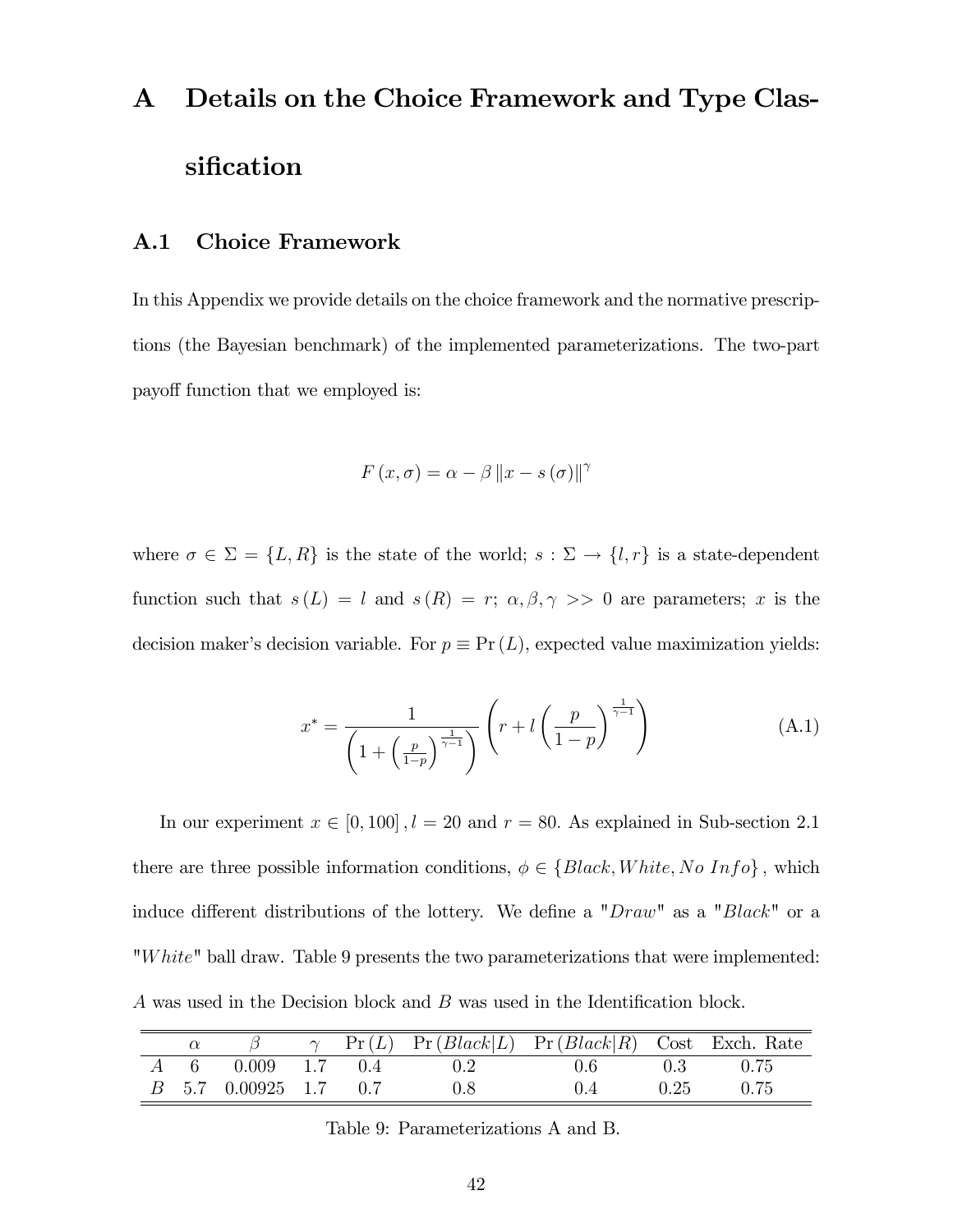# A Details on the Choice Framework and Type Classification

## A.1 Choice Framework

In this Appendix we provide details on the choice framework and the normative prescriptions (the Bayesian benchmark) of the implemented parameterizations. The two-part payoff function that we employed is:

$$F(x, \sigma) = \alpha - \beta \left\| x - s(\sigma) \right\|^{\gamma}$$

where $\sigma \in \Sigma = \{L, R\}$ is the state of the world; $s : \Sigma \to \{l, r\}$ is a state-dependent function such that $s(L) = l$ and $s(R) = r$; $\alpha, \beta, \gamma >> 0$ are parameters; $x$ is the decision maker's decision variable. For $p \equiv \Pr(L)$, expected value maximization yields:

$$x^{*} = \frac{1}{\left(1 + \left(\frac{p}{1-p}\right)^{\frac{1}{\gamma-1}}\right)} \left(r + l\left(\frac{p}{1-p}\right)^{\frac{1}{\gamma-1}}\right) \tag{A.1}$$

In our experiment $x \in [0, 100]$, $l = 20$ and $r = 80$. As explained in Sub-section 2.1 there are three possible information conditions, $\phi \in \{Black, White, No\ Info\}$, which induce different distributions of the lottery. We define a "$Draw$" as a "$Black$" or a "$White$" ball draw. Table 9 presents the two parameterizations that were implemented: $A$ was used in the Decision block and $B$ was used in the Identification block.

| | $\alpha$ | $\beta$ | $\gamma$ | $\Pr(L)$ | $\Pr(Black\|L)$ | $\Pr(Black\|R)$ | Cost | Exch. Rate |
|---|---|---|---|---|---|---|---|---|
| $A$ | 6 | 0.009 | 1.7 | 0.4 | 0.2 | 0.6 | 0.3 | 0.75 |
| $B$ | 5.7 | 0.00925 | 1.7 | 0.7 | 0.8 | 0.4 | 0.25 | 0.75 |

Table 9: Parameterizations A and B.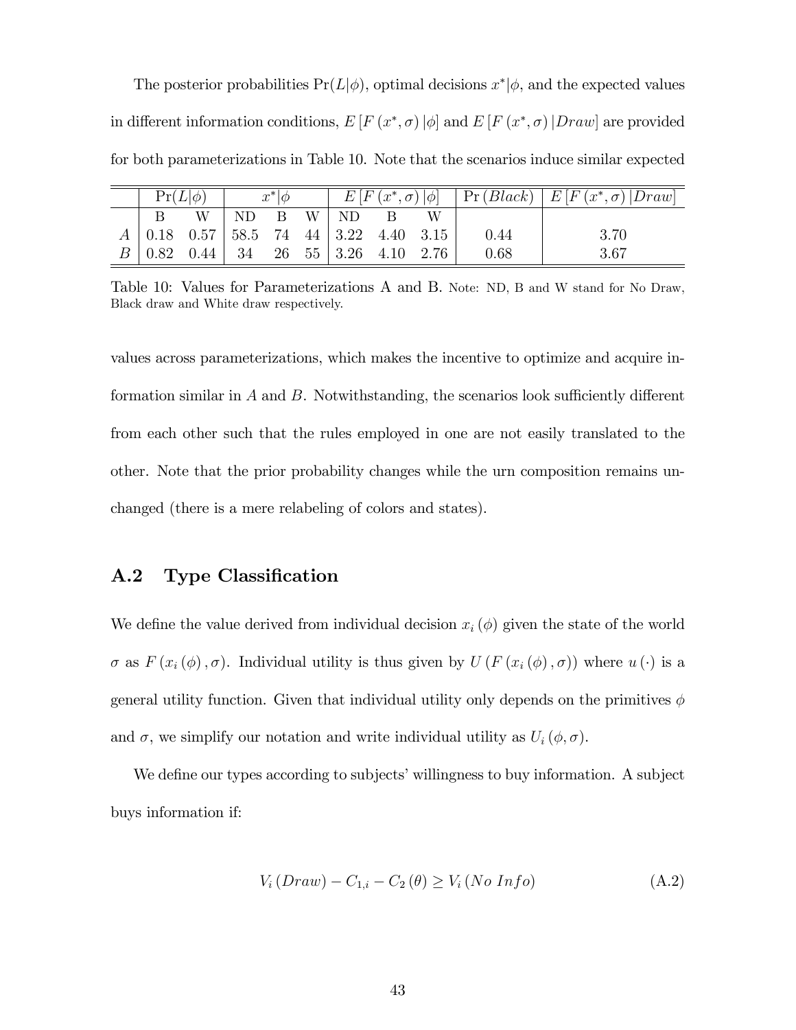The posterior probabilities $\Pr(L|\phi)$, optimal decisions $x^*|\phi$, and the expected values in different information conditions, $E[F(x^*,\sigma)|\phi]$ and $E[F(x^*,\sigma)|Draw]$ are provided for both parameterizations in Table 10. Note that the scenarios induce similar expected

| | $\Pr(L\|\phi)$ | | $x^*\|\phi$ | | | $E[F(x^*,\sigma)\|\phi]$ | | | $\Pr(Black)$ | $E[F(x^*,\sigma)\|Draw]$ |
|---|---|---|---|---|---|---|---|---|---|---|
| | B | W | ND | B | W | ND | B | W | | |
| $A$ | 0.18 | 0.57 | 58.5 | 74 | 44 | 3.22 | 4.40 | 3.15 | 0.44 | 3.70 |
| $B$ | 0.82 | 0.44 | 34 | 26 | 55 | 3.26 | 4.10 | 2.76 | 0.68 | 3.67 |

Table 10: Values for Parameterizations A and B. Note: ND, B and W stand for No Draw, Black draw and White draw respectively.

values across parameterizations, which makes the incentive to optimize and acquire information similar in $A$ and $B$. Notwithstanding, the scenarios look sufficiently different from each other such that the rules employed in one are not easily translated to the other. Note that the prior probability changes while the urn composition remains unchanged (there is a mere relabeling of colors and states).

## A.2 Type Classification

We define the value derived from individual decision $x_i(\phi)$ given the state of the world $\sigma$ as $F(x_i(\phi),\sigma)$. Individual utility is thus given by $U(F(x_i(\phi),\sigma))$ where $u(\cdot)$ is a general utility function. Given that individual utility only depends on the primitives $\phi$ and $\sigma$, we simplify our notation and write individual utility as $U_i(\phi,\sigma)$.

We define our types according to subjects' willingness to buy information. A subject buys information if:

$$V_i(Draw) - C_{1,i} - C_2(\theta) \geq V_i(No\ Info) \tag{A.2}$$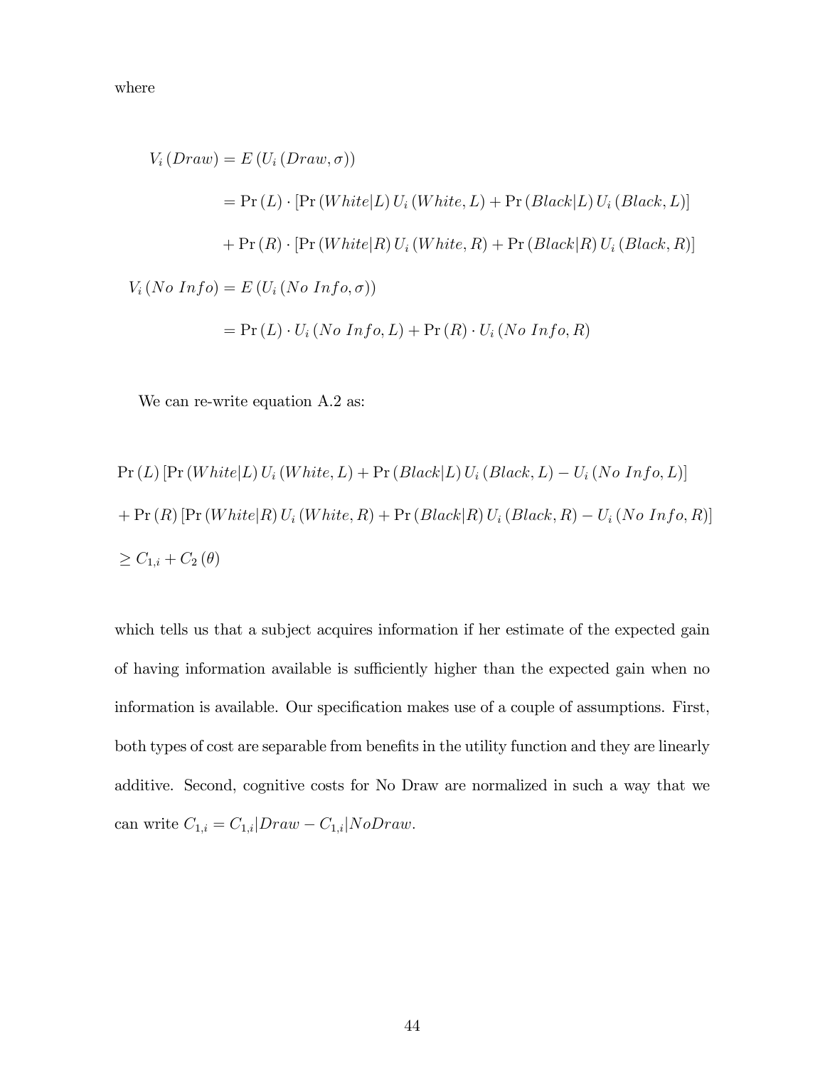where

$$
\begin{aligned}
V_i\left(Draw\right) &= E\left(U_i\left(Draw, \sigma\right)\right) \\
&= \Pr\left(L\right) \cdot \left[\Pr\left(White|L\right) U_i\left(White, L\right) + \Pr\left(Black|L\right) U_i\left(Black, L\right)\right] \\
&\quad + \Pr\left(R\right) \cdot \left[\Pr\left(White|R\right) U_i\left(White, R\right) + \Pr\left(Black|R\right) U_i\left(Black, R\right)\right] \\
V_i\left(No\ Info\right) &= E\left(U_i\left(No\ Info, \sigma\right)\right) \\
&= \Pr\left(L\right) \cdot U_i\left(No\ Info, L\right) + \Pr\left(R\right) \cdot U_i\left(No\ Info, R\right)
\end{aligned}
$$

We can re-write equation A.2 as:

$$
\begin{aligned}
&\Pr\left(L\right)\left[\Pr\left(White|L\right) U_i\left(White, L\right) + \Pr\left(Black|L\right) U_i\left(Black, L\right) - U_i\left(No\ Info, L\right)\right] \\
&+ \Pr\left(R\right)\left[\Pr\left(White|R\right) U_i\left(White, R\right) + \Pr\left(Black|R\right) U_i\left(Black, R\right) - U_i\left(No\ Info, R\right)\right] \\
&\geq C_{1,i} + C_2\left(\theta\right)
\end{aligned}
$$

which tells us that a subject acquires information if her estimate of the expected gain of having information available is sufficiently higher than the expected gain when no information is available. Our specification makes use of a couple of assumptions. First, both types of cost are separable from benefits in the utility function and they are linearly additive. Second, cognitive costs for No Draw are normalized in such a way that we can write $C_{1,i} = C_{1,i}|Draw - C_{1,i}|NoDraw$.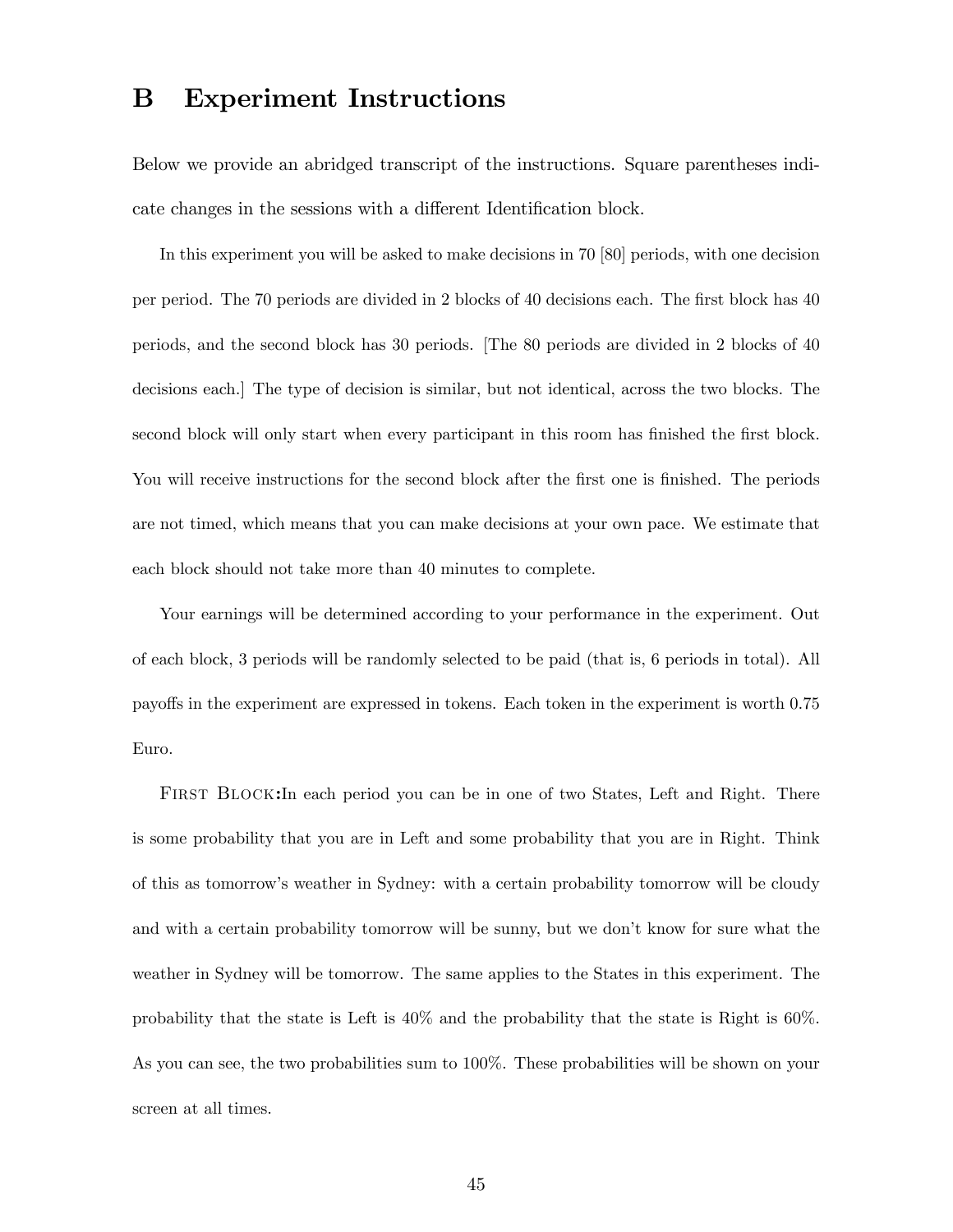# B Experiment Instructions

Below we provide an abridged transcript of the instructions. Square parentheses indicate changes in the sessions with a different Identification block.

In this experiment you will be asked to make decisions in 70 [80] periods, with one decision per period. The 70 periods are divided in 2 blocks of 40 decisions each. The first block has 40 periods, and the second block has 30 periods. [The 80 periods are divided in 2 blocks of 40 decisions each.] The type of decision is similar, but not identical, across the two blocks. The second block will only start when every participant in this room has finished the first block. You will receive instructions for the second block after the first one is finished. The periods are not timed, which means that you can make decisions at your own pace. We estimate that each block should not take more than 40 minutes to complete.

Your earnings will be determined according to your performance in the experiment. Out of each block, 3 periods will be randomly selected to be paid (that is, 6 periods in total). All payoffs in the experiment are expressed in tokens. Each token in the experiment is worth 0.75 Euro.

First Block**:**In each period you can be in one of two States, Left and Right. There is some probability that you are in Left and some probability that you are in Right. Think of this as tomorrow's weather in Sydney: with a certain probability tomorrow will be cloudy and with a certain probability tomorrow will be sunny, but we don't know for sure what the weather in Sydney will be tomorrow. The same applies to the States in this experiment. The probability that the state is Left is 40% and the probability that the state is Right is 60%. As you can see, the two probabilities sum to 100%. These probabilities will be shown on your screen at all times.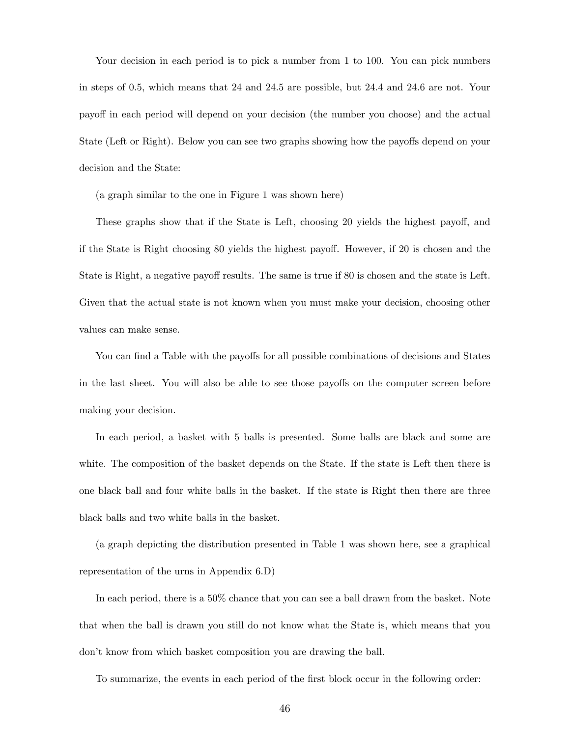Your decision in each period is to pick a number from 1 to 100. You can pick numbers in steps of 0.5, which means that 24 and 24.5 are possible, but 24.4 and 24.6 are not. Your payoff in each period will depend on your decision (the number you choose) and the actual State (Left or Right). Below you can see two graphs showing how the payoffs depend on your decision and the State:

(a graph similar to the one in Figure 1 was shown here)

These graphs show that if the State is Left, choosing 20 yields the highest payoff, and if the State is Right choosing 80 yields the highest payoff. However, if 20 is chosen and the State is Right, a negative payoff results. The same is true if 80 is chosen and the state is Left. Given that the actual state is not known when you must make your decision, choosing other values can make sense.

You can find a Table with the payoffs for all possible combinations of decisions and States in the last sheet. You will also be able to see those payoffs on the computer screen before making your decision.

In each period, a basket with 5 balls is presented. Some balls are black and some are white. The composition of the basket depends on the State. If the state is Left then there is one black ball and four white balls in the basket. If the state is Right then there are three black balls and two white balls in the basket.

(a graph depicting the distribution presented in Table 1 was shown here, see a graphical representation of the urns in Appendix 6.D)

In each period, there is a 50% chance that you can see a ball drawn from the basket. Note that when the ball is drawn you still do not know what the State is, which means that you don't know from which basket composition you are drawing the ball.

To summarize, the events in each period of the first block occur in the following order: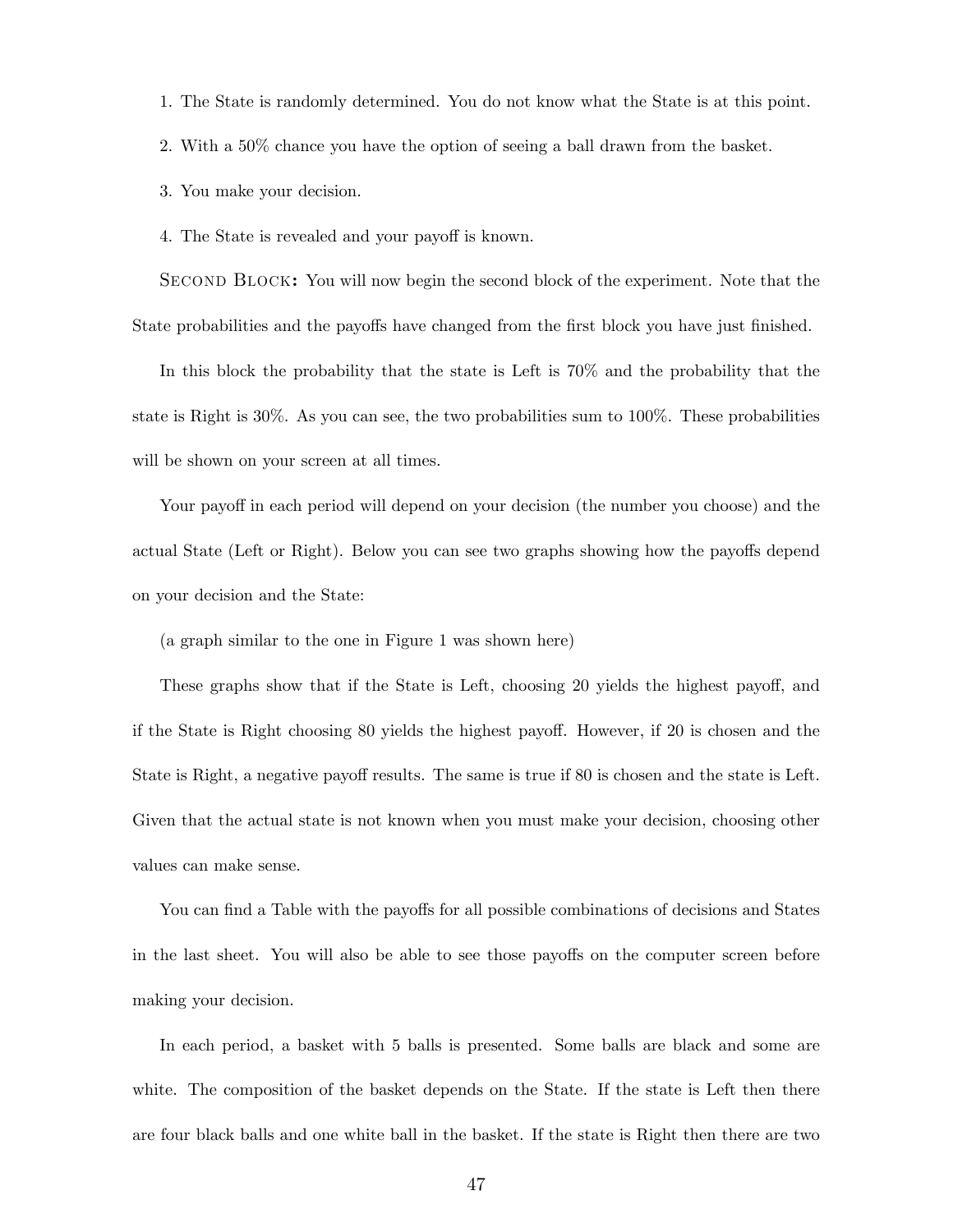1. The State is randomly determined. You do not know what the State is at this point.
2. With a 50% chance you have the option of seeing a ball drawn from the basket.
3. You make your decision.
4. The State is revealed and your payoff is known.

Second Block: You will now begin the second block of the experiment. Note that the State probabilities and the payoffs have changed from the first block you have just finished.

In this block the probability that the state is Left is 70% and the probability that the state is Right is 30%. As you can see, the two probabilities sum to 100%. These probabilities will be shown on your screen at all times.

Your payoff in each period will depend on your decision (the number you choose) and the actual State (Left or Right). Below you can see two graphs showing how the payoffs depend on your decision and the State:

(a graph similar to the one in Figure 1 was shown here)

These graphs show that if the State is Left, choosing 20 yields the highest payoff, and if the State is Right choosing 80 yields the highest payoff. However, if 20 is chosen and the State is Right, a negative payoff results. The same is true if 80 is chosen and the state is Left. Given that the actual state is not known when you must make your decision, choosing other values can make sense.

You can find a Table with the payoffs for all possible combinations of decisions and States in the last sheet. You will also be able to see those payoffs on the computer screen before making your decision.

In each period, a basket with 5 balls is presented. Some balls are black and some are white. The composition of the basket depends on the State. If the state is Left then there are four black balls and one white ball in the basket. If the state is Right then there are two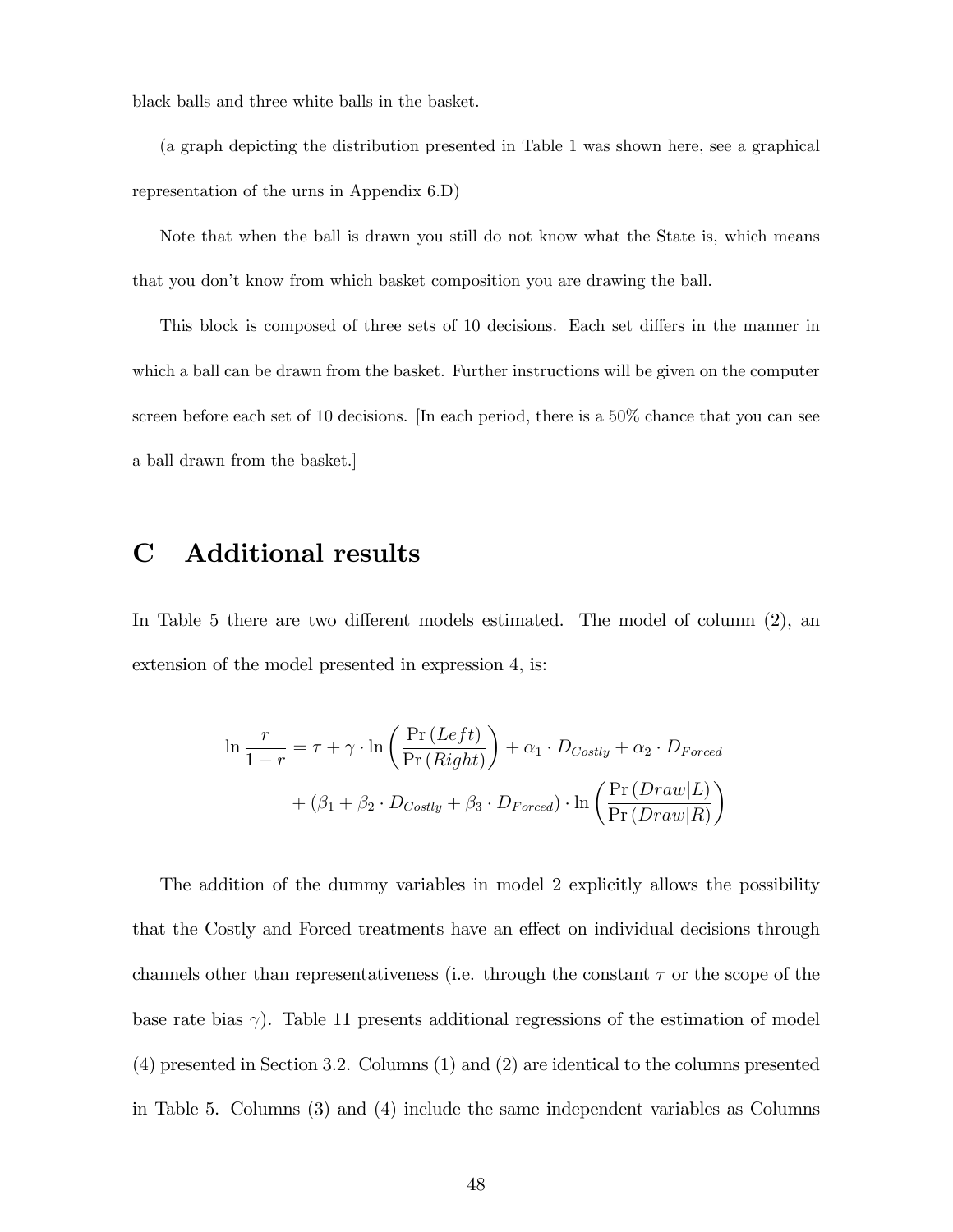black balls and three white balls in the basket.

(a graph depicting the distribution presented in Table 1 was shown here, see a graphical representation of the urns in Appendix 6.D)

Note that when the ball is drawn you still do not know what the State is, which means that you don't know from which basket composition you are drawing the ball.

This block is composed of three sets of 10 decisions. Each set differs in the manner in which a ball can be drawn from the basket. Further instructions will be given on the computer screen before each set of 10 decisions. [In each period, there is a 50% chance that you can see a ball drawn from the basket.]

# C Additional results

In Table 5 there are two different models estimated. The model of column (2), an extension of the model presented in expression 4, is:

$$\ln \frac{r}{1-r} = \tau + \gamma \cdot \ln \left( \frac{\Pr(Left)}{\Pr(Right)} \right) + \alpha_1 \cdot D_{Costly} + \alpha_2 \cdot D_{Forced} + (\beta_1 + \beta_2 \cdot D_{Costly} + \beta_3 \cdot D_{Forced}) \cdot \ln \left( \frac{\Pr(Draw|L)}{\Pr(Draw|R)} \right)$$

The addition of the dummy variables in model 2 explicitly allows the possibility that the Costly and Forced treatments have an effect on individual decisions through channels other than representativeness (i.e. through the constant $\tau$ or the scope of the base rate bias $\gamma$). Table 11 presents additional regressions of the estimation of model (4) presented in Section 3.2. Columns (1) and (2) are identical to the columns presented in Table 5. Columns (3) and (4) include the same independent variables as Columns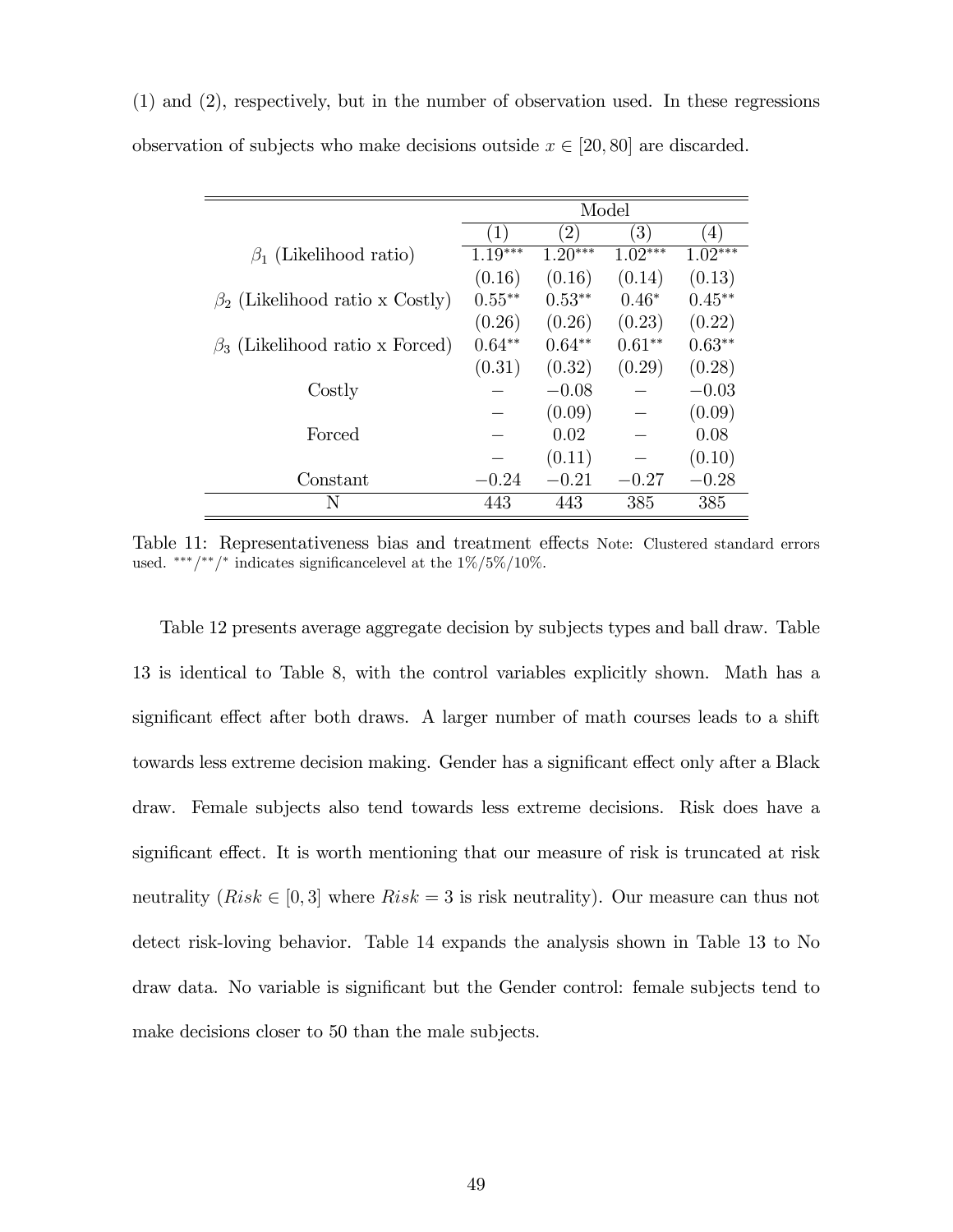(1) and (2), respectively, but in the number of observation used. In these regressions observation of subjects who make decisions outside $x \in [20, 80]$ are discarded.

| | Model | | | |
|---|---|---|---|---|
| | (1) | (2) | (3) | (4) |
| $\beta_1$ (Likelihood ratio) | $1.19^{***}$ | $1.20^{***}$ | $1.02^{***}$ | $1.02^{***}$ |
| | (0.16) | (0.16) | (0.14) | (0.13) |
| $\beta_2$ (Likelihood ratio x Costly) | $0.55^{**}$ | $0.53^{**}$ | $0.46^{*}$ | $0.45^{**}$ |
| | (0.26) | (0.26) | (0.23) | (0.22) |
| $\beta_3$ (Likelihood ratio x Forced) | $0.64^{**}$ | $0.64^{**}$ | $0.61^{**}$ | $0.63^{**}$ |
| | (0.31) | (0.32) | (0.29) | (0.28) |
| Costly | – | $-0.08$ | – | $-0.03$ |
| | – | (0.09) | – | (0.09) |
| Forced | – | 0.02 | – | 0.08 |
| | – | (0.11) | – | (0.10) |
| Constant | $-0.24$ | $-0.21$ | $-0.27$ | $-0.28$ |
| N | 443 | 443 | 385 | 385 |

Table 11: Representativeness bias and treatment effects Note: Clustered standard errors used. $^{***}/^{**}/^{*}$ indicates significancelevel at the 1%/5%/10%.

Table 12 presents average aggregate decision by subjects types and ball draw. Table 13 is identical to Table 8, with the control variables explicitly shown. Math has a significant effect after both draws. A larger number of math courses leads to a shift towards less extreme decision making. Gender has a significant effect only after a Black draw. Female subjects also tend towards less extreme decisions. Risk does have a significant effect. It is worth mentioning that our measure of risk is truncated at risk neutrality ($Risk \in [0, 3]$ where $Risk = 3$ is risk neutrality). Our measure can thus not detect risk-loving behavior. Table 14 expands the analysis shown in Table 13 to No draw data. No variable is significant but the Gender control: female subjects tend to make decisions closer to 50 than the male subjects.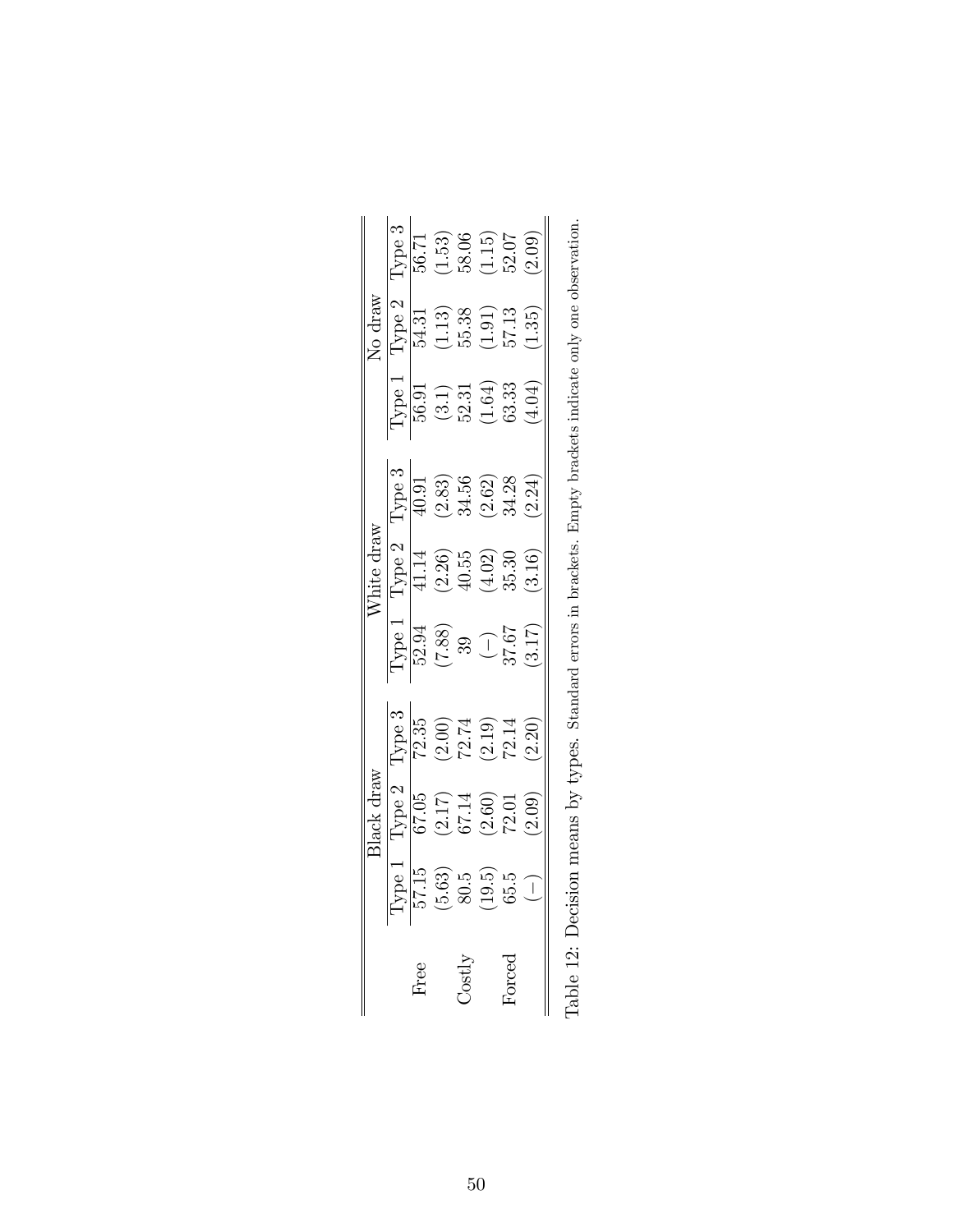| | Black draw | | | White draw | | | No draw | | |
|---|---|---|---|---|---|---|---|---|---|
| | Type 1 | Type 2 | Type 3 | Type 1 | Type 2 | Type 3 | Type 1 | Type 2 | Type 3 |
| Free | 57.15 | 67.05 | 72.35 | 52.94 | 41.14 | 40.91 | 56.91 | 54.31 | 56.71 |
| | (5.63) | (2.17) | (2.00) | (7.88) | (2.26) | (2.83) | (3.1) | (1.13) | (1.53) |
| Costly | 80.5 | 67.14 | 72.74 | 39 | 40.55 | 34.56 | 52.31 | 55.38 | 58.06 |
| | (19.5) | (2.60) | (2.19) | (−) | (4.02) | (2.62) | (1.64) | (1.91) | (1.15) |
| Forced | 65.5 | 72.01 | 72.14 | 37.67 | 35.30 | 34.28 | 63.33 | 57.13 | 52.07 |
| | (−) | (2.09) | (2.20) | (3.17) | (3.16) | (2.24) | (4.04) | (1.35) | (2.09) |

Table 12: Decision means by types. Standard errors in brackets. Empty brackets indicate only one observation.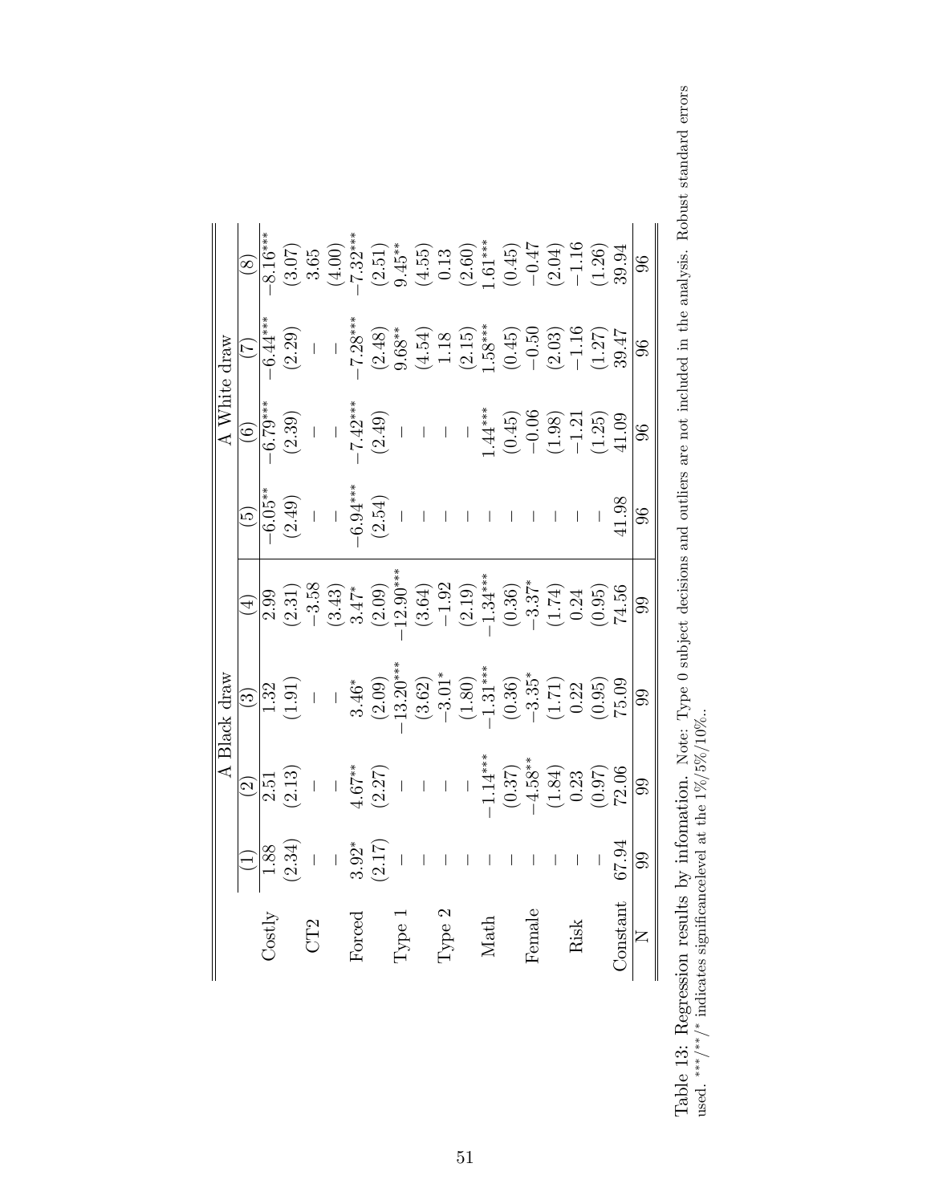| | A Black draw | | | | A White draw | | | |
|---|---|---|---|---|---|---|---|---|
| | (1) | (2) | (3) | (4) | (5) | (6) | (7) | (8) |
| Costly | 1.88 | 2.51 | 1.32 | 2.99 | −6.05** | −6.79*** | −6.44*** | −8.16*** |
| | (2.34) | (2.13) | (1.91) | (2.31) | (2.49) | (2.39) | (2.29) | (3.07) |
| CT2 | – | – | – | −3.58 | – | – | – | 3.65 |
| | – | – | – | (3.43) | – | – | – | (4.00) |
| Forced | 3.92* | 4.67** | 3.46* | 3.47* | −6.94*** | −7.42*** | −7.28*** | −7.32*** |
| | (2.17) | (2.27) | (2.09) | (2.09) | (2.54) | (2.49) | (2.48) | (2.51) |
| Type 1 | – | – | −13.20*** | −12.90*** | – | – | 9.68** | 9.45** |
| | – | – | (3.62) | (3.64) | – | – | (4.54) | (4.55) |
| Type 2 | – | – | −3.01* | −1.92 | – | – | 1.18 | 0.13 |
| | – | – | (1.80) | (2.19) | – | – | (2.15) | (2.60) |
| Math | – | −1.14*** | −1.31*** | −1.34*** | – | 1.44*** | 1.58*** | 1.61*** |
| | – | (0.37) | (0.36) | (0.36) | – | (0.45) | (0.45) | (0.45) |
| Female | – | −4.58** | −3.35* | −3.37* | – | −0.06 | −0.50 | −0.47 |
| | – | (1.84) | (1.71) | (1.74) | – | (1.98) | (2.03) | (2.04) |
| Risk | – | 0.23 | 0.22 | 0.24 | – | −1.21 | −1.16 | −1.16 |
| | – | (0.97) | (0.95) | (0.95) | – | (1.25) | (1.27) | (1.26) |
| Constant | 67.94 | 72.06 | 75.09 | 74.56 | 41.98 | 41.09 | 39.47 | 39.94 |
| N | 99 | 99 | 99 | 99 | 96 | 96 | 96 | 96 |

Table 13: Regression results by infomation. Note: Type 0 subject decisions and outliers are not included in the analysis. Robust standard errors used. ***/**/* indicates significancelevel at the 1%/5%/10%..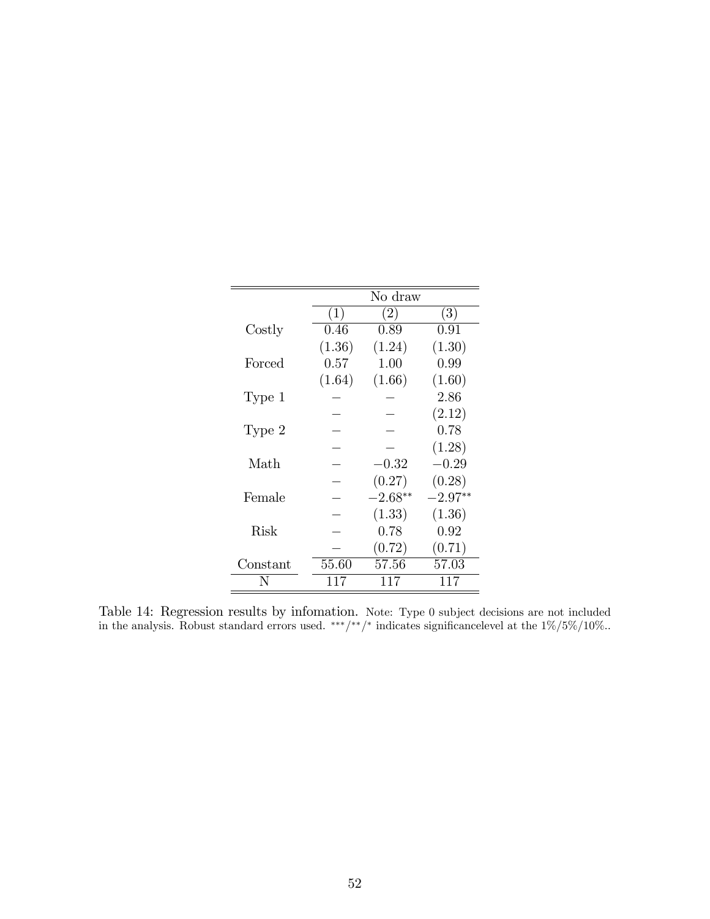| | No draw | | |
|---|---|---|---|
| | (1) | (2) | (3) |
| Costly | 0.46 | 0.89 | 0.91 |
| | (1.36) | (1.24) | (1.30) |
| Forced | 0.57 | 1.00 | 0.99 |
| | (1.64) | (1.66) | (1.60) |
| Type 1 | – | – | 2.86 |
| | – | – | (2.12) |
| Type 2 | – | – | 0.78 |
| | – | – | (1.28) |
| Math | – | $-0.32$ | $-0.29$ |
| | – | (0.27) | (0.28) |
| Female | – | $-2.68^{**}$ | $-2.97^{**}$ |
| | – | (1.33) | (1.36) |
| Risk | – | 0.78 | 0.92 |
| | – | (0.72) | (0.71) |
| Constant | 55.60 | 57.56 | 57.03 |
| N | 117 | 117 | 117 |

Table 14: Regression results by infomation. Note: Type 0 subject decisions are not included in the analysis. Robust standard errors used. $^{***}/^{**}/^{*}$ indicates significancelevel at the 1%/5%/10%..